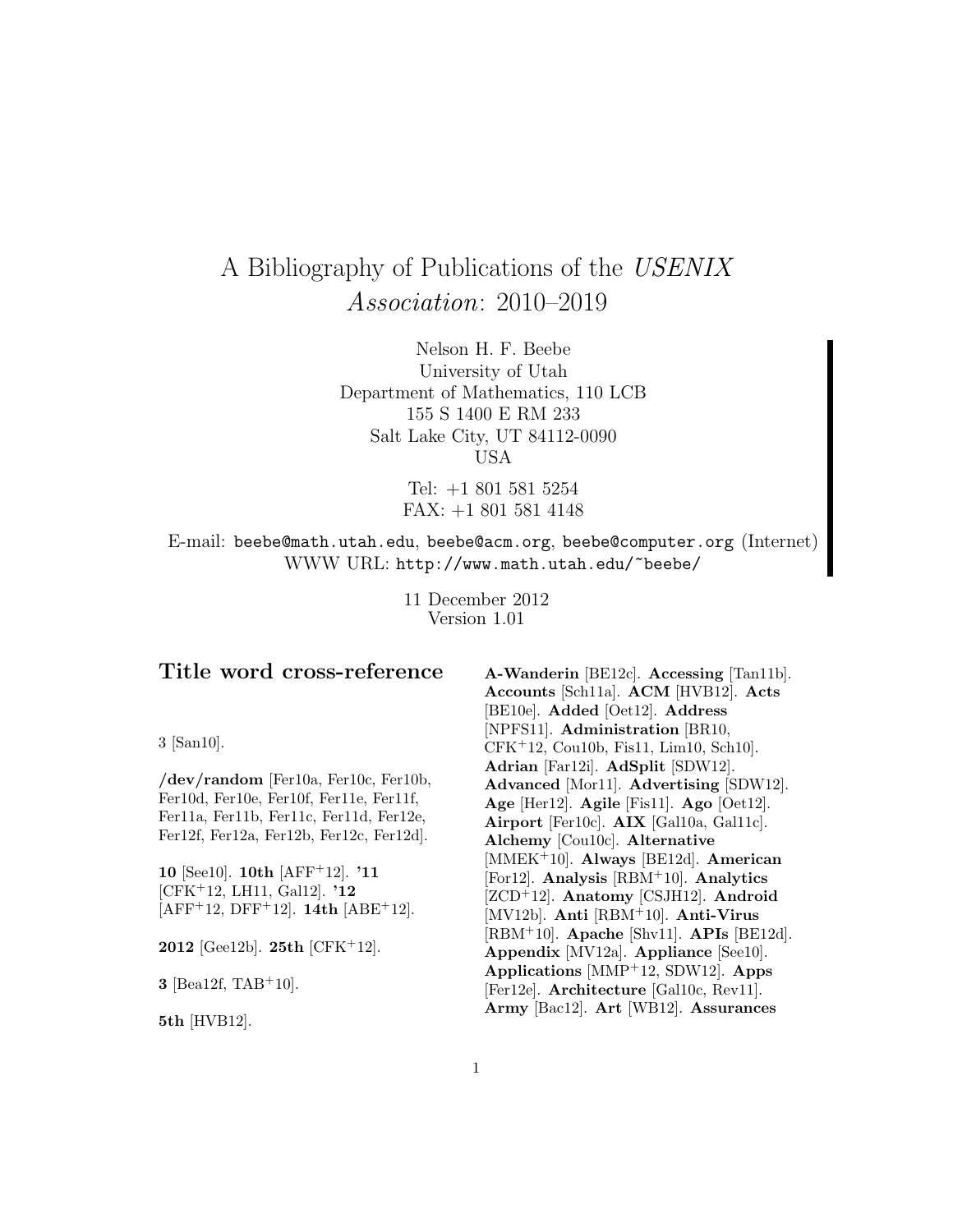# A Bibliography of Publications of the *USENIX Association*: 2010–2019

Nelson H. F. Beebe
University of Utah
Department of Mathematics, 110 LCB
155 S 1400 E RM 233
Salt Lake City, UT 84112-0090
USA

Tel: +1 801 581 5254
FAX: +1 801 581 4148

E-mail: `beebe@math.utah.edu`, `beebe@acm.org`, `beebe@computer.org` (Internet)
WWW URL: `http://www.math.utah.edu/~beebe/`

11 December 2012
Version 1.01

## Title word cross-reference

3 [San10].

**/dev/random** [Fer10a, Fer10c, Fer10b, Fer10d, Fer10e, Fer10f, Fer11e, Fer11f, Fer11a, Fer11b, Fer11c, Fer11d, Fer12e, Fer12f, Fer12a, Fer12b, Fer12c, Fer12d].

**10** [See10]. **10th** [AFF+12]. **'11** [CFK+12, LH11, Gal12]. **'12** [AFF+12, DFF+12]. **14th** [ABE+12].

**2012** [Gee12b]. **25th** [CFK+12].

**3** [Bea12f, TAB+10].

**5th** [HVB12].

**A-Wanderin** [BE12c]. **Accessing** [Tan11b]. **Accounts** [Sch11a]. **ACM** [HVB12]. **Acts** [BE10e]. **Added** [Oet12]. **Address** [NPFS11]. **Administration** [BR10, CFK+12, Cou10b, Fis11, Lim10, Sch10]. **Adrian** [Far12i]. **AdSplit** [SDW12]. **Advanced** [Mor11]. **Advertising** [SDW12]. **Age** [Her12]. **Agile** [Fis11]. **Ago** [Oet12]. **Airport** [Fer10c]. **AIX** [Gal10a, Gal11c]. **Alchemy** [Cou10c]. **Alternative** [MMEK+10]. **Always** [BE12d]. **American** [For12]. **Analysis** [RBM+10]. **Analytics** [ZCD+12]. **Anatomy** [CSJH12]. **Android** [MV12b]. **Anti** [RBM+10]. **Anti-Virus** [RBM+10]. **Apache** [Shv11]. **APIs** [BE12d]. **Appendix** [MV12a]. **Appliance** [See10]. **Applications** [MMP+12, SDW12]. **Apps** [Fer12e]. **Architecture** [Gal10c, Rev11]. **Army** [Bac12]. **Art** [WB12]. **Assurances**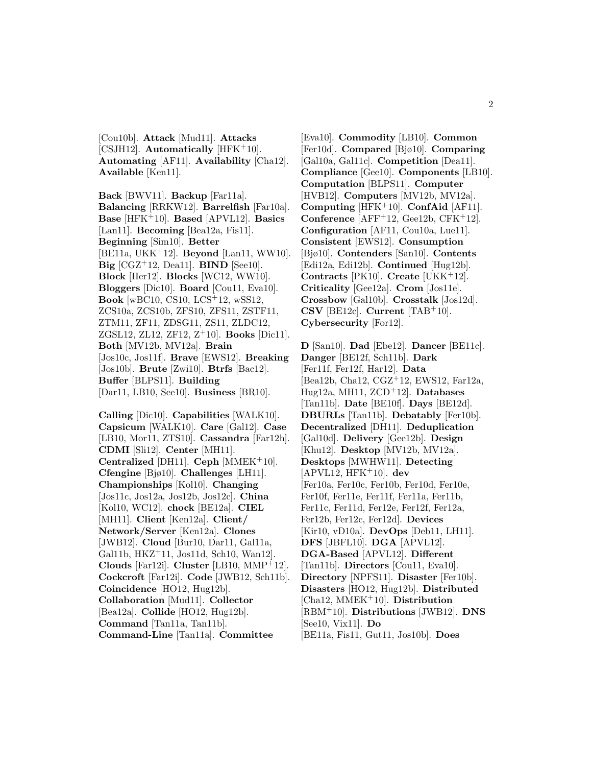[Cou10b]. **Attack** [Mud11]. **Attacks** [CSJH12]. **Automatically** [HFK+10]. **Automating** [AF11]. **Availability** [Cha12]. **Available** [Ken11].

**Back** [BWV11]. **Backup** [Far11a]. **Balancing** [RRKW12]. **Barrelfish** [Far10a]. **Base** [HFK+10]. **Based** [APVL12]. **Basics** [Lan11]. **Becoming** [Bea12a, Fis11]. **Beginning** [Sim10]. **Better** [BE11a, UKK+12]. **Beyond** [Lan11, WW10]. **Big** [CGZ+12, Dea11]. **BIND** [See10]. **Block** [Her12]. **Blocks** [WC12, WW10]. **Bloggers** [Dic10]. **Board** [Cou11, Eva10]. **Book** [wBC10, CS10, LCS+12, wSS12, ZCS10a, ZCS10b, ZFS10, ZFS11, ZSTF11, ZTM11, ZF11, ZDSG11, ZS11, ZLDC12, ZGSL12, ZL12, ZF12, Z+10]. **Books** [Dic11]. **Both** [MV12b, MV12a]. **Brain** [Jos10c, Jos11f]. **Brave** [EWS12]. **Breaking** [Jos10b]. **Brute** [Zwi10]. **Btrfs** [Bac12]. **Buffer** [BLPS11]. **Building** [Dar11, LB10, See10]. **Business** [BR10].

**Calling** [Dic10]. **Capabilities** [WALK10]. **Capsicum** [WALK10]. **Care** [Gal12]. **Case** [LB10, Mor11, ZTS10]. **Cassandra** [Far12h]. **CDMI** [Sli12]. **Center** [MH11]. **Centralized** [DH11]. **Ceph** [MMEK+10]. **Cfengine** [Bjø10]. **Challenges** [LH11]. **Championships** [Kol10]. **Changing** [Jos11c, Jos12a, Jos12b, Jos12c]. **China** [Kol10, WC12]. **chock** [BE12a]. **CIEL** [MH11]. **Client** [Ken12a]. **Client/ Network/Server** [Ken12a]. **Clones** [JWB12]. **Cloud** [Bur10, Dar11, Gal11a, Gal11b, HKZ+11, Jos11d, Sch10, Wan12]. **Clouds** [Far12i]. **Cluster** [LB10, MMP+12]. **Cockcroft** [Far12i]. **Code** [JWB12, Sch11b]. **Coincidence** [HO12, Hug12b]. **Collaboration** [Mud11]. **Collector** [Bea12a]. **Collide** [HO12, Hug12b]. **Command** [Tan11a, Tan11b]. **Command-Line** [Tan11a]. **Committee** [Eva10]. **Commodity** [LB10]. **Common** [Fer10d]. **Compared** [Bjø10]. **Comparing** [Gal10a, Gal11c]. **Competition** [Dea11]. **Compliance** [Gee10]. **Components** [LB10]. **Computation** [BLPS11]. **Computer** [HVB12]. **Computers** [MV12b, MV12a]. **Computing** [HFK+10]. **ConfAid** [AF11]. **Conference** [AFF+12, Gee12b, CFK+12]. **Configuration** [AF11, Cou10a, Lue11]. **Consistent** [EWS12]. **Consumption** [Bjø10]. **Contenders** [San10]. **Contents** [Edi12a, Edi12b]. **Continued** [Hug12b]. **Contracts** [PK10]. **Create** [UKK+12]. **Criticality** [Gee12a]. **Crom** [Jos11e]. **Crossbow** [Gal10b]. **Crosstalk** [Jos12d]. **CSV** [BE12c]. **Current** [TAB+10]. **Cybersecurity** [For12].

**D** [San10]. **Dad** [Ebe12]. **Dancer** [BE11c]. **Danger** [BE12f, Sch11b]. **Dark** [Fer11f, Fer12f, Har12]. **Data** [Bea12b, Cha12, CGZ+12, EWS12, Far12a, Hug12a, MH11, ZCD+12]. **Databases** [Tan11b]. **Date** [BE10f]. **Days** [BE12d]. **DBURLs** [Tan11b]. **Debatably** [Fer10b]. **Decentralized** [DH11]. **Deduplication** [Gal10d]. **Delivery** [Gee12b]. **Design** [Khu12]. **Desktop** [MV12b, MV12a]. **Desktops** [MWHW11]. **Detecting** [APVL12, HFK+10]. **dev** [Fer10a, Fer10c, Fer10b, Fer10d, Fer10e, Fer10f, Fer11e, Fer11f, Fer11a, Fer11b, Fer11c, Fer11d, Fer12e, Fer12f, Fer12a, Fer12b, Fer12c, Fer12d]. **Devices** [Kir10, vD10a]. **DevOps** [Deb11, LH11]. **DFS** [JBFL10]. **DGA** [APVL12]. **DGA-Based** [APVL12]. **Different** [Tan11b]. **Directors** [Cou11, Eva10]. **Directory** [NPFS11]. **Disaster** [Fer10b]. **Disasters** [HO12, Hug12b]. **Distributed** [Cha12, MMEK+10]. **Distribution** [RBM+10]. **Distributions** [JWB12]. **DNS** [See10, Vix11]. **Do** [BE11a, Fis11, Gut11, Jos10b]. **Does**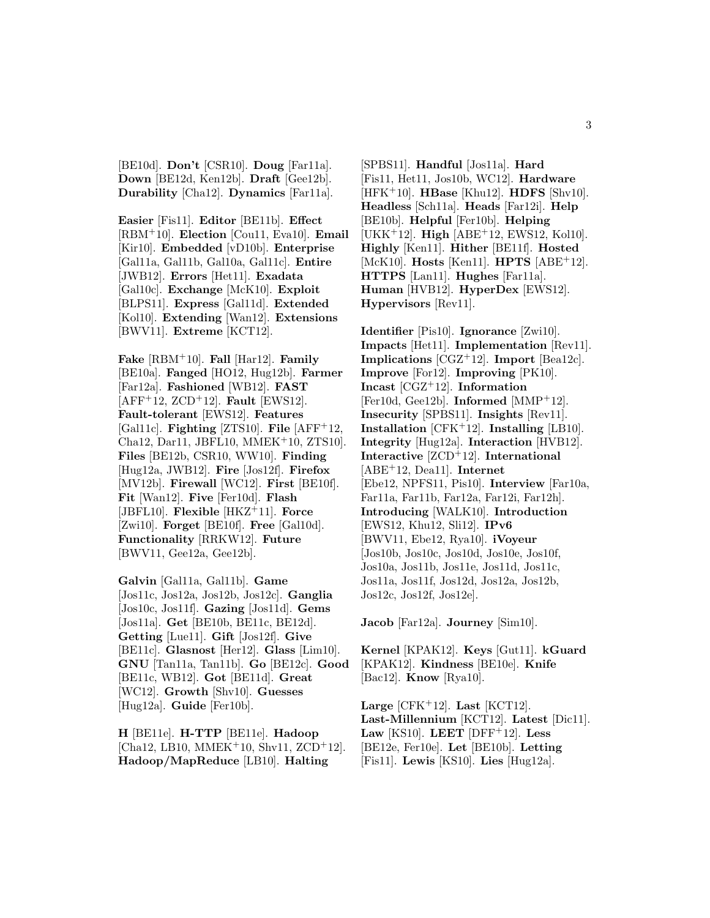[BE10d]. **Don't** [CSR10]. **Doug** [Far11a]. **Down** [BE12d, Ken12b]. **Draft** [Gee12b]. **Durability** [Cha12]. **Dynamics** [Far11a].

**Easier** [Fis11]. **Editor** [BE11b]. **Effect** [RBM[+]10]. **Election** [Cou11, Eva10]. **Email** [Kir10]. **Embedded** [vD10b]. **Enterprise** [Gal11a, Gal11b, Gal10a, Gal11c]. **Entire** [JWB12]. **Errors** [Het11]. **Exadata** [Gal10c]. **Exchange** [McK10]. **Exploit** [BLPS11]. **Express** [Gal11d]. **Extended** [Kol10]. **Extending** [Wan12]. **Extensions** [BWV11]. **Extreme** [KCT12].

**Fake** [RBM[+]10]. **Fall** [Har12]. **Family** [BE10a]. **Fanged** [HO12, Hug12b]. **Farmer** [Far12a]. **Fashioned** [WB12]. **FAST** [AFF[+]12, ZCD[+]12]. **Fault** [EWS12]. **Fault-tolerant** [EWS12]. **Features** [Gal11c]. **Fighting** [ZTS10]. **File** [AFF[+]12, Cha12, Dar11, JBFL10, MMEK[+]10, ZTS10]. **Files** [BE12b, CSR10, WW10]. **Finding** [Hug12a, JWB12]. **Fire** [Jos12f]. **Firefox** [MV12b]. **Firewall** [WC12]. **First** [BE10f]. **Fit** [Wan12]. **Five** [Fer10d]. **Flash** [JBFL10]. **Flexible** [HKZ[+]11]. **Force** [Zwi10]. **Forget** [BE10f]. **Free** [Gal10d]. **Functionality** [RRKW12]. **Future** [BWV11, Gee12a, Gee12b].

**Galvin** [Gal11a, Gal11b]. **Game** [Jos11c, Jos12a, Jos12b, Jos12c]. **Ganglia** [Jos10c, Jos11f]. **Gazing** [Jos11d]. **Gems** [Jos11a]. **Get** [BE10b, BE11c, BE12d]. **Getting** [Lue11]. **Gift** [Jos12f]. **Give** [BE11c]. **Glasnost** [Her12]. **Glass** [Lim10]. **GNU** [Tan11a, Tan11b]. **Go** [BE12c]. **Good** [BE11c, WB12]. **Got** [BE11d]. **Great** [WC12]. **Growth** [Shv10]. **Guesses** [Hug12a]. **Guide** [Fer10b].

**H** [BE11e]. **H-TTP** [BE11e]. **Hadoop** [Cha12, LB10, MMEK[+]10, Shv11, ZCD[+]12]. **Hadoop/MapReduce** [LB10]. **Halting** [SPBS11]. **Handful** [Jos11a]. **Hard** [Fis11, Het11, Jos10b, WC12]. **Hardware** [HFK[+]10]. **HBase** [Khu12]. **HDFS** [Shv10]. **Headless** [Sch11a]. **Heads** [Far12i]. **Help** [BE10b]. **Helpful** [Fer10b]. **Helping** [UKK[+]12]. **High** [ABE[+]12, EWS12, Kol10]. **Highly** [Ken11]. **Hither** [BE11f]. **Hosted** [McK10]. **Hosts** [Ken11]. **HPTS** [ABE[+]12]. **HTTPS** [Lan11]. **Hughes** [Far11a]. **Human** [HVB12]. **HyperDex** [EWS12]. **Hypervisors** [Rev11].

**Identifier** [Pis10]. **Ignorance** [Zwi10]. **Impacts** [Het11]. **Implementation** [Rev11]. **Implications** [CGZ[+]12]. **Import** [Bea12c]. **Improve** [For12]. **Improving** [PK10]. **Incast** [CGZ[+]12]. **Information** [Fer10d, Gee12b]. **Informed** [MMP[+]12]. **Insecurity** [SPBS11]. **Insights** [Rev11]. **Installation** [CFK[+]12]. **Installing** [LB10]. **Integrity** [Hug12a]. **Interaction** [HVB12]. **Interactive** [ZCD[+]12]. **International** [ABE[+]12, Dea11]. **Internet** [Ebe12, NPFS11, Pis10]. **Interview** [Far10a, Far11a, Far11b, Far12a, Far12i, Far12h]. **Introducing** [WALK10]. **Introduction** [EWS12, Khu12, Sli12]. **IPv6** [BWV11, Ebe12, Rya10]. **iVoyeur** [Jos10b, Jos10c, Jos10d, Jos10e, Jos10f, Jos10a, Jos11b, Jos11e, Jos11d, Jos11c, Jos11a, Jos11f, Jos12d, Jos12a, Jos12b, Jos12c, Jos12f, Jos12e].

**Jacob** [Far12a]. **Journey** [Sim10].

**Kernel** [KPAK12]. **Keys** [Gut11]. **kGuard** [KPAK12]. **Kindness** [BE10e]. **Knife** [Bac12]. **Know** [Rya10].

**Large** [CFK[+]12]. **Last** [KCT12]. **Last-Millennium** [KCT12]. **Latest** [Dic11]. **Law** [KS10]. **LEET** [DFF[+]12]. **Less** [BE12e, Fer10e]. **Let** [BE10b]. **Letting** [Fis11]. **Lewis** [KS10]. **Lies** [Hug12a].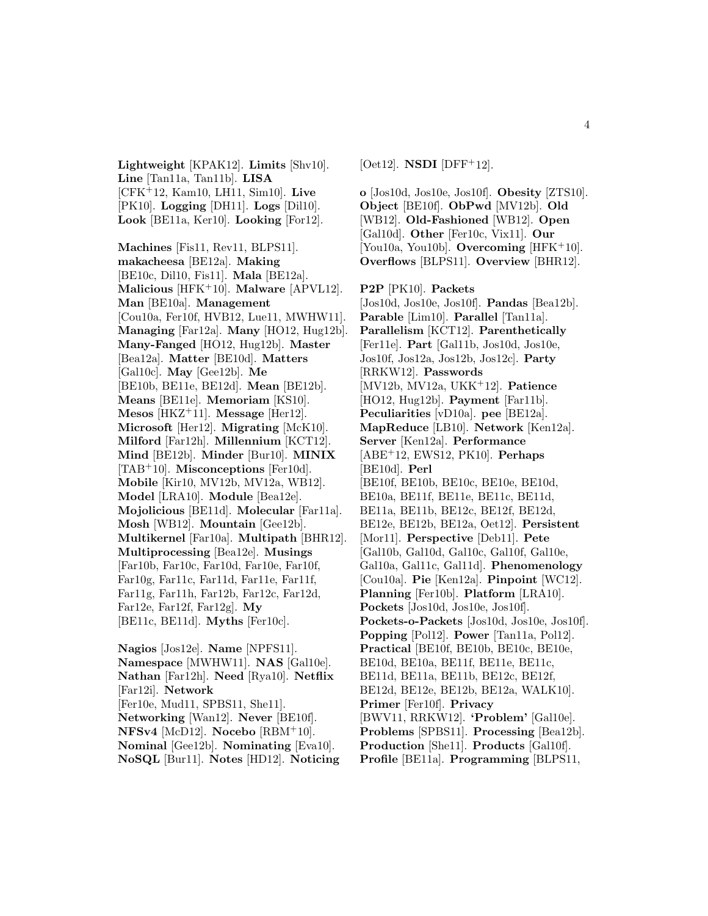**Lightweight** [KPAK12]. **Limits** [Shv10]. **Line** [Tan11a, Tan11b]. **LISA** [CFK+12, Kam10, LH11, Sim10]. **Live** [PK10]. **Logging** [DH11]. **Logs** [Dil10]. **Look** [BE11a, Ker10]. **Looking** [For12].

**Machines** [Fis11, Rev11, BLPS11]. **makacheesa** [BE12a]. **Making** [BE10c, Dil10, Fis11]. **Mala** [BE12a]. **Malicious** [HFK+10]. **Malware** [APVL12]. **Man** [BE10a]. **Management** [Cou10a, Fer10f, HVB12, Lue11, MWHW11]. **Managing** [Far12a]. **Many** [HO12, Hug12b]. **Many-Fanged** [HO12, Hug12b]. **Master** [Bea12a]. **Matter** [BE10d]. **Matters** [Gal10c]. **May** [Gee12b]. **Me** [BE10b, BE11e, BE12d]. **Mean** [BE12b]. **Means** [BE11e]. **Memoriam** [KS10]. **Mesos** [HKZ+11]. **Message** [Her12]. **Microsoft** [Her12]. **Migrating** [McK10]. **Milford** [Far12h]. **Millennium** [KCT12]. **Mind** [BE12b]. **Minder** [Bur10]. **MINIX** [TAB+10]. **Misconceptions** [Fer10d]. **Mobile** [Kir10, MV12b, MV12a, WB12]. **Model** [LRA10]. **Module** [Bea12e]. **Mojolicious** [BE11d]. **Molecular** [Far11a]. **Mosh** [WB12]. **Mountain** [Gee12b]. **Multikernel** [Far10a]. **Multipath** [BHR12]. **Multiprocessing** [Bea12e]. **Musings** [Far10b, Far10c, Far10d, Far10e, Far10f, Far10g, Far11c, Far11d, Far11e, Far11f, Far11g, Far11h, Far12b, Far12c, Far12d, Far12e, Far12f, Far12g]. **My** [BE11c, BE11d]. **Myths** [Fer10c].

**Nagios** [Jos12e]. **Name** [NPFS11]. **Namespace** [MWHW11]. **NAS** [Gal10e]. **Nathan** [Far12h]. **Need** [Rya10]. **Netflix** [Far12i]. **Network** [Fer10e, Mud11, SPBS11, She11]. **Networking** [Wan12]. **Never** [BE10f]. **NFSv4** [McD12]. **Nocebo** [RBM+10]. **Nominal** [Gee12b]. **Nominating** [Eva10]. **NoSQL** [Bur11]. **Notes** [HD12]. **Noticing** [Oet12]. **NSDI** [DFF+12].

**o** [Jos10d, Jos10e, Jos10f]. **Obesity** [ZTS10]. **Object** [BE10f]. **ObPwd** [MV12b]. **Old** [WB12]. **Old-Fashioned** [WB12]. **Open** [Gal10d]. **Other** [Fer10c, Vix11]. **Our** [You10a, You10b]. **Overcoming** [HFK+10]. **Overflows** [BLPS11]. **Overview** [BHR12].

**P2P** [PK10]. **Packets** [Jos10d, Jos10e, Jos10f]. **Pandas** [Bea12b]. **Parable** [Lim10]. **Parallel** [Tan11a]. **Parallelism** [KCT12]. **Parenthetically** [Fer11e]. **Part** [Gal11b, Jos10d, Jos10e, Jos10f, Jos12a, Jos12b, Jos12c]. **Party** [RRKW12]. **Passwords** [MV12b, MV12a, UKK+12]. **Patience** [HO12, Hug12b]. **Payment** [Far11b]. **Peculiarities** [vD10a]. **pee** [BE12a]. **MapReduce** [LB10]. **Network** [Ken12a]. **Server** [Ken12a]. **Performance** [ABE+12, EWS12, PK10]. **Perhaps** [BE10d]. **Perl** [BE10f, BE10b, BE10c, BE10e, BE10d, BE10a, BE11f, BE11e, BE11c, BE11d, BE11a, BE11b, BE12c, BE12f, BE12d, BE12e, BE12b, BE12a, Oet12]. **Persistent** [Mor11]. **Perspective** [Deb11]. **Pete** [Gal10b, Gal10d, Gal10c, Gal10f, Gal10e, Gal10a, Gal11c, Gal11d]. **Phenomenology** [Cou10a]. **Pie** [Ken12a]. **Pinpoint** [WC12]. **Planning** [Fer10b]. **Platform** [LRA10]. **Pockets** [Jos10d, Jos10e, Jos10f]. **Pockets-o-Packets** [Jos10d, Jos10e, Jos10f]. **Popping** [Pol12]. **Power** [Tan11a, Pol12]. **Practical** [BE10f, BE10b, BE10c, BE10e, BE10d, BE10a, BE11f, BE11e, BE11c, BE11d, BE11a, BE11b, BE12c, BE12f, BE12d, BE12e, BE12b, BE12a, WALK10]. **Primer** [Fer10f]. **Privacy** [BWV11, RRKW12]. **'Problem'** [Gal10e]. **Problems** [SPBS11]. **Processing** [Bea12b]. **Production** [She11]. **Products** [Gal10f]. **Profile** [BE11a]. **Programming** [BLPS11,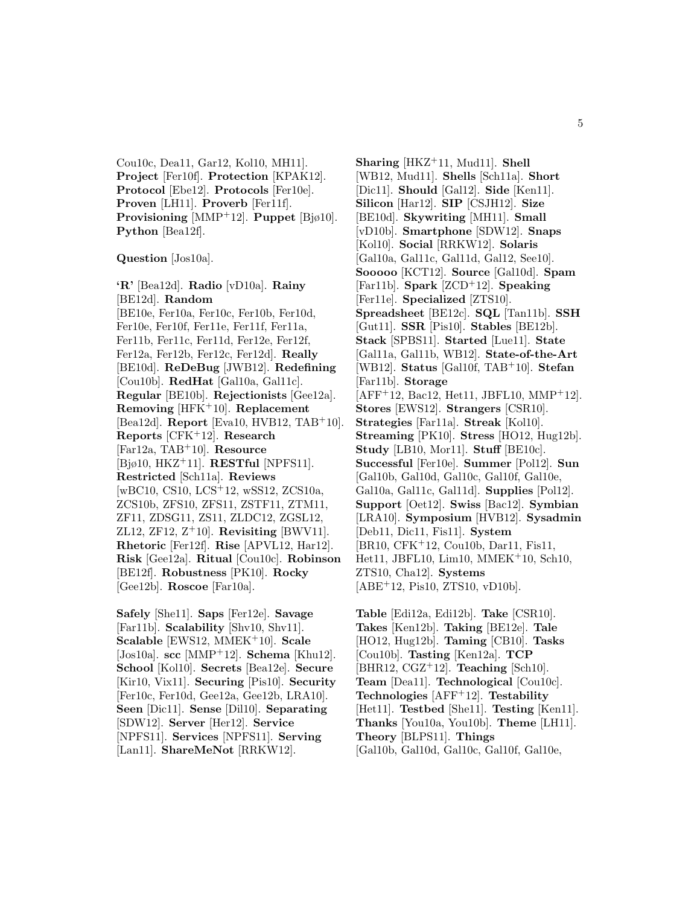Cou10c, Dea11, Gar12, Kol10, MH11]. **Project** [Fer10f]. **Protection** [KPAK12]. **Protocol** [Ebe12]. **Protocols** [Fer10e]. **Proven** [LH11]. **Proverb** [Fer11f]. **Provisioning** [MMP+12]. **Puppet** [Bjø10]. **Python** [Bea12f].

**Question** [Jos10a].

**'R'** [Bea12d]. **Radio** [vD10a]. **Rainy** [BE12d]. **Random** [BE10e, Fer10a, Fer10c, Fer10b, Fer10d, Fer10e, Fer10f, Fer11e, Fer11f, Fer11a, Fer11b, Fer11c, Fer11d, Fer12e, Fer12f, Fer12a, Fer12b, Fer12c, Fer12d]. **Really** [BE10d]. **ReDeBug** [JWB12]. **Redefining** [Cou10b]. **RedHat** [Gal10a, Gal11c]. **Regular** [BE10b]. **Rejectionists** [Gee12a]. **Removing** [HFK+10]. **Replacement** [Bea12d]. **Report** [Eva10, HVB12, TAB+10]. **Reports** [CFK+12]. **Research** [Far12a, TAB+10]. **Resource** [Bjø10, HKZ+11]. **RESTful** [NPFS11]. **Restricted** [Sch11a]. **Reviews** [wBC10, CS10, LCS+12, wSS12, ZCS10a, ZCS10b, ZFS10, ZFS11, ZSTF11, ZTM11, ZF11, ZDSG11, ZS11, ZLDC12, ZGSL12, ZL12, ZF12, Z+10]. **Revisiting** [BWV11]. **Rhetoric** [Fer12f]. **Rise** [APVL12, Har12]. **Risk** [Gee12a]. **Ritual** [Cou10c]. **Robinson** [BE12f]. **Robustness** [PK10]. **Rocky** [Gee12b]. **Roscoe** [Far10a].

**Safely** [She11]. **Saps** [Fer12e]. **Savage** [Far11b]. **Scalability** [Shv10, Shv11]. **Scalable** [EWS12, MMEK+10]. **Scale** [Jos10a]. **scc** [MMP+12]. **Schema** [Khu12]. **School** [Kol10]. **Secrets** [Bea12e]. **Secure** [Kir10, Vix11]. **Securing** [Pis10]. **Security** [Fer10c, Fer10d, Gee12a, Gee12b, LRA10]. **Seen** [Dic11]. **Sense** [Dil10]. **Separating** [SDW12]. **Server** [Her12]. **Service** [NPFS11]. **Services** [NPFS11]. **Serving** [Lan11]. **ShareMeNot** [RRKW12]. **Sharing** [HKZ+11, Mud11]. **Shell** [WB12, Mud11]. **Shells** [Sch11a]. **Short** [Dic11]. **Should** [Gal12]. **Side** [Ken11]. **Silicon** [Har12]. **SIP** [CSJH12]. **Size** [BE10d]. **Skywriting** [MH11]. **Small** [vD10b]. **Smartphone** [SDW12]. **Snaps** [Kol10]. **Social** [RRKW12]. **Solaris** [Gal10a, Gal11c, Gal11d, Gal12, See10]. **Sooooo** [KCT12]. **Source** [Gal10d]. **Spam** [Far11b]. **Spark** [ZCD+12]. **Speaking** [Fer11e]. **Specialized** [ZTS10]. **Spreadsheet** [BE12c]. **SQL** [Tan11b]. **SSH** [Gut11]. **SSR** [Pis10]. **Stables** [BE12b]. **Stack** [SPBS11]. **Started** [Lue11]. **State** [Gal11a, Gal11b, WB12]. **State-of-the-Art** [WB12]. **Status** [Gal10f, TAB+10]. **Stefan** [Far11b]. **Storage** [AFF+12, Bac12, Het11, JBFL10, MMP+12]. **Stores** [EWS12]. **Strangers** [CSR10]. **Strategies** [Far11a]. **Streak** [Kol10]. **Streaming** [PK10]. **Stress** [HO12, Hug12b]. **Study** [LB10, Mor11]. **Stuff** [BE10c]. **Successful** [Fer10e]. **Summer** [Pol12]. **Sun** [Gal10b, Gal10d, Gal10c, Gal10f, Gal10e, Gal10a, Gal11c, Gal11d]. **Supplies** [Pol12]. **Support** [Oet12]. **Swiss** [Bac12]. **Symbian** [LRA10]. **Symposium** [HVB12]. **Sysadmin** [Deb11, Dic11, Fis11]. **System** [BR10, CFK+12, Cou10b, Dar11, Fis11, Het11, JBFL10, Lim10, MMEK+10, Sch10, ZTS10, Cha12]. **Systems** [ABE+12, Pis10, ZTS10, vD10b].

**Table** [Edi12a, Edi12b]. **Take** [CSR10]. **Takes** [Ken12b]. **Taking** [BE12e]. **Tale** [HO12, Hug12b]. **Taming** [CB10]. **Tasks** [Cou10b]. **Tasting** [Ken12a]. **TCP** [BHR12, CGZ+12]. **Teaching** [Sch10]. **Team** [Dea11]. **Technological** [Cou10c]. **Technologies** [AFF+12]. **Testability** [Het11]. **Testbed** [She11]. **Testing** [Ken11]. **Thanks** [You10a, You10b]. **Theme** [LH11]. **Theory** [BLPS11]. **Things** [Gal10b, Gal10d, Gal10c, Gal10f, Gal10e,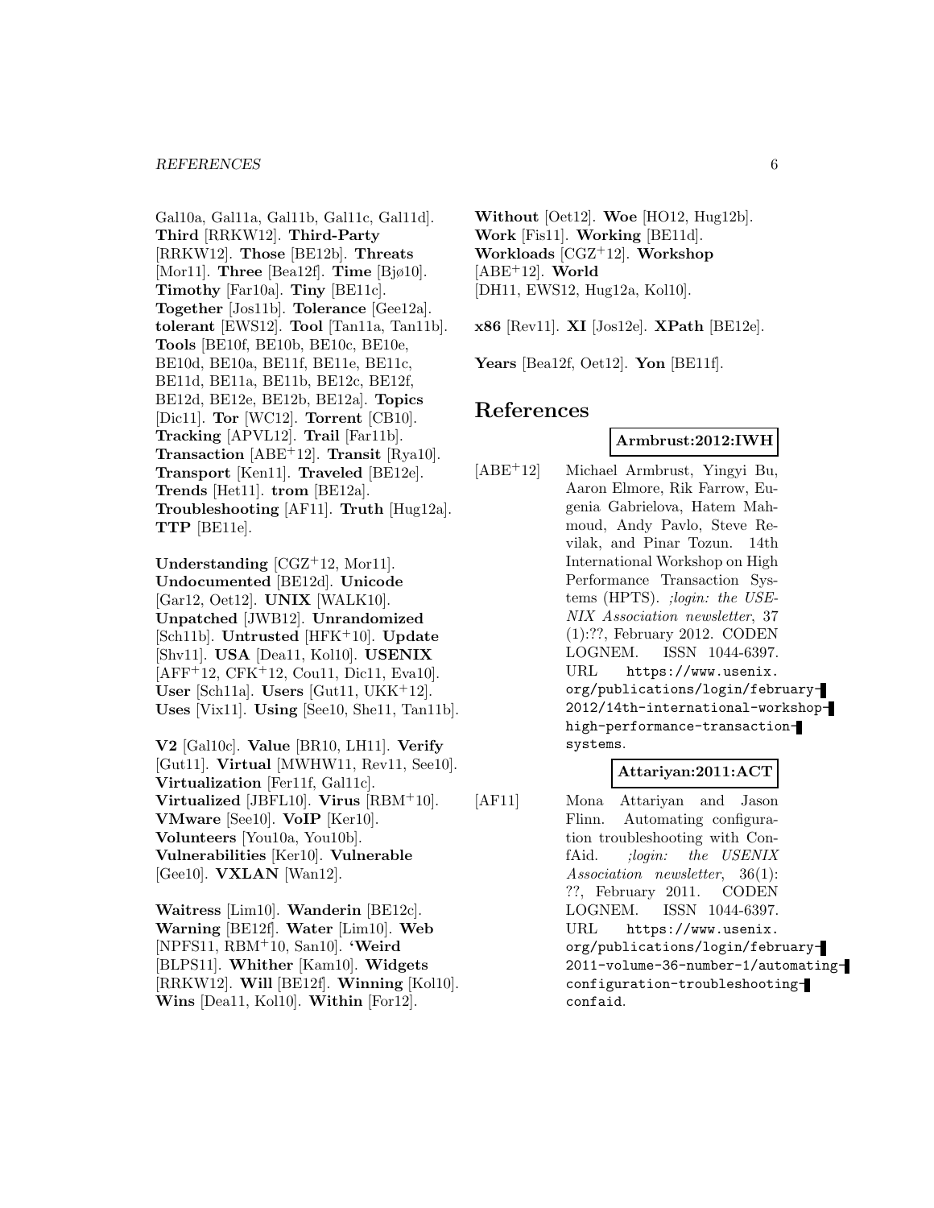Gal10a, Gal11a, Gal11b, Gal11c, Gal11d]. **Third** [RRKW12]. **Third-Party** [RRKW12]. **Those** [BE12b]. **Threats** [Mor11]. **Three** [Bea12f]. **Time** [Bjø10]. **Timothy** [Far10a]. **Tiny** [BE11c]. **Together** [Jos11b]. **Tolerance** [Gee12a]. **tolerant** [EWS12]. **Tool** [Tan11a, Tan11b]. **Tools** [BE10f, BE10b, BE10c, BE10e, BE10d, BE10a, BE11f, BE11e, BE11c, BE11d, BE11a, BE11b, BE12c, BE12f, BE12d, BE12e, BE12b, BE12a]. **Topics** [Dic11]. **Tor** [WC12]. **Torrent** [CB10]. **Tracking** [APVL12]. **Trail** [Far11b]. **Transaction** [ABE+12]. **Transit** [Rya10]. **Transport** [Ken11]. **Traveled** [BE12e]. **Trends** [Het11]. **trom** [BE12a]. **Troubleshooting** [AF11]. **Truth** [Hug12a]. **TTP** [BE11e].

**Understanding** [CGZ+12, Mor11]. **Undocumented** [BE12d]. **Unicode** [Gar12, Oet12]. **UNIX** [WALK10]. **Unpatched** [JWB12]. **Unrandomized** [Sch11b]. **Untrusted** [HFK+10]. **Update** [Shv11]. **USA** [Dea11, Kol10]. **USENIX** [AFF+12, CFK+12, Cou11, Dic11, Eva10]. **User** [Sch11a]. **Users** [Gut11, UKK+12]. **Uses** [Vix11]. **Using** [See10, She11, Tan11b].

**V2** [Gal10c]. **Value** [BR10, LH11]. **Verify** [Gut11]. **Virtual** [MWHW11, Rev11, See10]. **Virtualization** [Fer11f, Gal11c]. **Virtualized** [JBFL10]. **Virus** [RBM+10]. **VMware** [See10]. **VoIP** [Ker10]. **Volunteers** [You10a, You10b]. **Vulnerabilities** [Ker10]. **Vulnerable** [Gee10]. **VXLAN** [Wan12].

**Waitress** [Lim10]. **Wanderin** [BE12c]. **Warning** [BE12f]. **Water** [Lim10]. **Web** [NPFS11, RBM+10, San10]. **'Weird** [BLPS11]. **Whither** [Kam10]. **Widgets** [RRKW12]. **Will** [BE12f]. **Winning** [Kol10]. **Wins** [Dea11, Kol10]. **Within** [For12]. **Without** [Oet12]. **Woe** [HO12, Hug12b]. **Work** [Fis11]. **Working** [BE11d]. **Workloads** [CGZ+12]. **Workshop** [ABE+12]. **World** [DH11, EWS12, Hug12a, Kol10].

**x86** [Rev11]. **XI** [Jos12e]. **XPath** [BE12e].

**Years** [Bea12f, Oet12]. **Yon** [BE11f].

# References

**Armbrust:2012:IWH**

[ABE+12] Michael Armbrust, Yingyi Bu, Aaron Elmore, Rik Farrow, Eugenia Gabrielova, Hatem Mahmoud, Andy Pavlo, Steve Revilak, and Pinar Tozun. 14th International Workshop on High Performance Transaction Systems (HPTS). *;login: the USENIX Association newsletter*, 37 (1):??, February 2012. CODEN LOGNEM. ISSN 1044-6397. URL https://www.usenix.org/publications/login/february-2012/14th-international-workshop-high-performance-transaction-systems.

**Attariyan:2011:ACT**

[AF11] Mona Attariyan and Jason Flinn. Automating configuration troubleshooting with ConfAid. *;login: the USENIX Association newsletter*, 36(1): ??, February 2011. CODEN LOGNEM. ISSN 1044-6397. URL https://www.usenix.org/publications/login/february-2011-volume-36-number-1/automating-configuration-troubleshooting-confaid.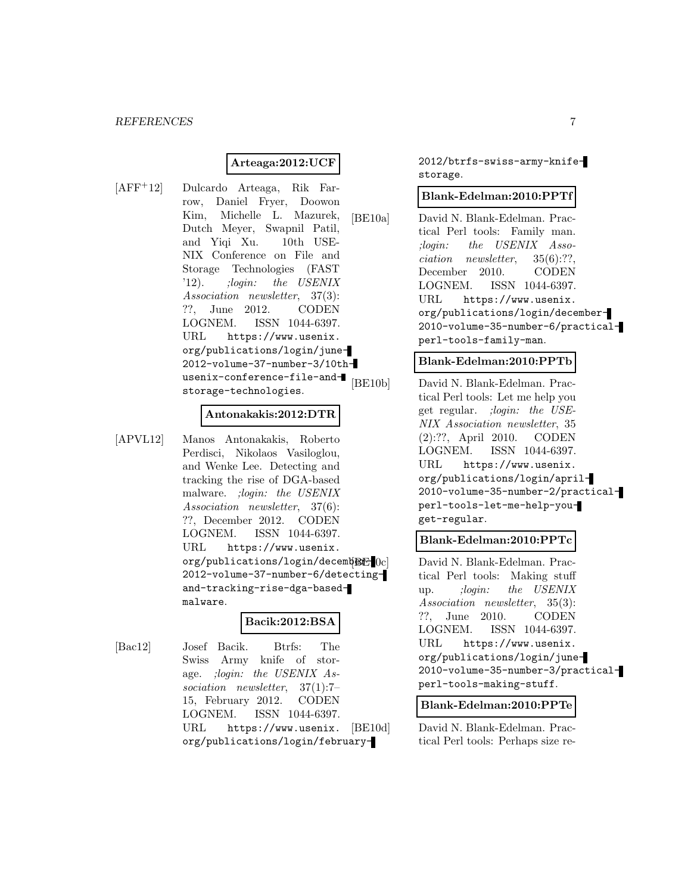**Arteaga:2012:UCF**

[AFF+12] Dulcardo Arteaga, Rik Farrow, Daniel Fryer, Doowon Kim, Michelle L. Mazurek, Dutch Meyer, Swapnil Patil, and Yiqi Xu. 10th USENIX Conference on File and Storage Technologies (FAST '12). *;login: the USENIX Association newsletter*, 37(3): ??, June 2012. CODEN LOGNEM. ISSN 1044-6397. URL `https://www.usenix.org/publications/login/june-2012-volume-37-number-3/10th-usenix-conference-file-and-storage-technologies`.

**Antonakakis:2012:DTR**

[APVL12] Manos Antonakakis, Roberto Perdisci, Nikolaos Vasiloglou, and Wenke Lee. Detecting and tracking the rise of DGA-based malware. *;login: the USENIX Association newsletter*, 37(6): ??, December 2012. CODEN LOGNEM. ISSN 1044-6397. URL `https://www.usenix.org/publications/login/december-2012-volume-37-number-6/detecting-and-tracking-rise-dga-based-malware`.

**Bacik:2012:BSA**

[Bac12] Josef Bacik. Btrfs: The Swiss Army knife of storage. *;login: the USENIX Association newsletter*, 37(1):7–15, February 2012. CODEN LOGNEM. ISSN 1044-6397. URL `https://www.usenix.org/publications/login/february-2012/btrfs-swiss-army-knife-storage`.

**Blank-Edelman:2010:PPTf**

[BE10a] David N. Blank-Edelman. Practical Perl tools: Family man. *;login: the USENIX Association newsletter*, 35(6):??, December 2010. CODEN LOGNEM. ISSN 1044-6397. URL `https://www.usenix.org/publications/login/december-2010-volume-35-number-6/practical-perl-tools-family-man`.

**Blank-Edelman:2010:PPTb**

[BE10b] David N. Blank-Edelman. Practical Perl tools: Let me help you get regular. *;login: the USENIX Association newsletter*, 35 (2):??, April 2010. CODEN LOGNEM. ISSN 1044-6397. URL `https://www.usenix.org/publications/login/april-2010-volume-35-number-2/practical-perl-tools-let-me-help-you-get-regular`.

**Blank-Edelman:2010:PPTc**

[BE10c] David N. Blank-Edelman. Practical Perl tools: Making stuff up. *;login: the USENIX Association newsletter*, 35(3): ??, June 2010. CODEN LOGNEM. ISSN 1044-6397. URL `https://www.usenix.org/publications/login/june-2010-volume-35-number-3/practical-perl-tools-making-stuff`.

**Blank-Edelman:2010:PPTe**

[BE10d] David N. Blank-Edelman. Practical Perl tools: Perhaps size re-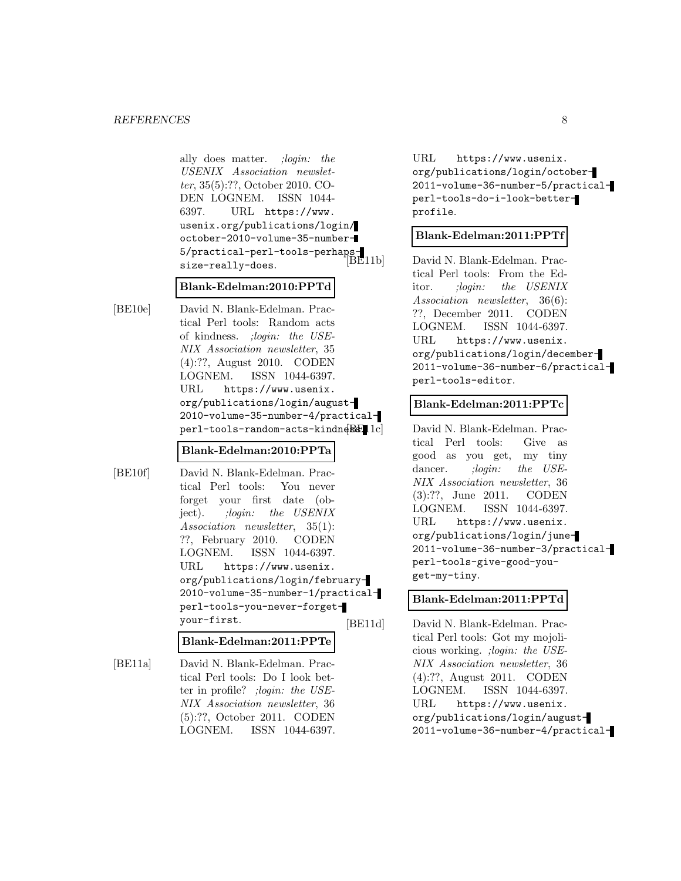ally does matter. *;login: the USENIX Association newsletter*, 35(5):??, October 2010. CODEN LOGNEM. ISSN 1044-6397. URL https://www.usenix.org/publications/login/october-2010-volume-35-number-5/practical-perl-tools-perhaps-size-really-does.

**Blank-Edelman:2010:PPTd**

[BE10e] David N. Blank-Edelman. Practical Perl tools: Random acts of kindness. *;login: the USENIX Association newsletter*, 35(4):??, August 2010. CODEN LOGNEM. ISSN 1044-6397. URL https://www.usenix.org/publications/login/august-2010-volume-35-number-4/practical-perl-tools-random-acts-kindness.

**Blank-Edelman:2010:PPTa**

[BE10f] David N. Blank-Edelman. Practical Perl tools: You never forget your first date (object). *;login: the USENIX Association newsletter*, 35(1):??, February 2010. CODEN LOGNEM. ISSN 1044-6397. URL https://www.usenix.org/publications/login/february-2010-volume-35-number-1/practical-perl-tools-you-never-forget-your-first.

**Blank-Edelman:2011:PPTe**

[BE11a] David N. Blank-Edelman. Practical Perl tools: Do I look better in profile? *;login: the USENIX Association newsletter*, 36(5):??, October 2011. CODEN LOGNEM. ISSN 1044-6397. URL https://www.usenix.org/publications/login/october-2011-volume-36-number-5/practical-perl-tools-do-i-look-better-profile.

**Blank-Edelman:2011:PPTf**

[BE11b] David N. Blank-Edelman. Practical Perl tools: From the Editor. *;login: the USENIX Association newsletter*, 36(6):??, December 2011. CODEN LOGNEM. ISSN 1044-6397. URL https://www.usenix.org/publications/login/december-2011-volume-36-number-6/practical-perl-tools-editor.

**Blank-Edelman:2011:PPTc**

[BE11c] David N. Blank-Edelman. Practical Perl tools: Give as good as you get, my tiny dancer. *;login: the USENIX Association newsletter*, 36(3):??, June 2011. CODEN LOGNEM. ISSN 1044-6397. URL https://www.usenix.org/publications/login/june-2011-volume-36-number-3/practical-perl-tools-give-good-you-get-my-tiny.

**Blank-Edelman:2011:PPTd**

[BE11d] David N. Blank-Edelman. Practical Perl tools: Got my mojolicious working. *;login: the USENIX Association newsletter*, 36(4):??, August 2011. CODEN LOGNEM. ISSN 1044-6397. URL https://www.usenix.org/publications/login/august-2011-volume-36-number-4/practical-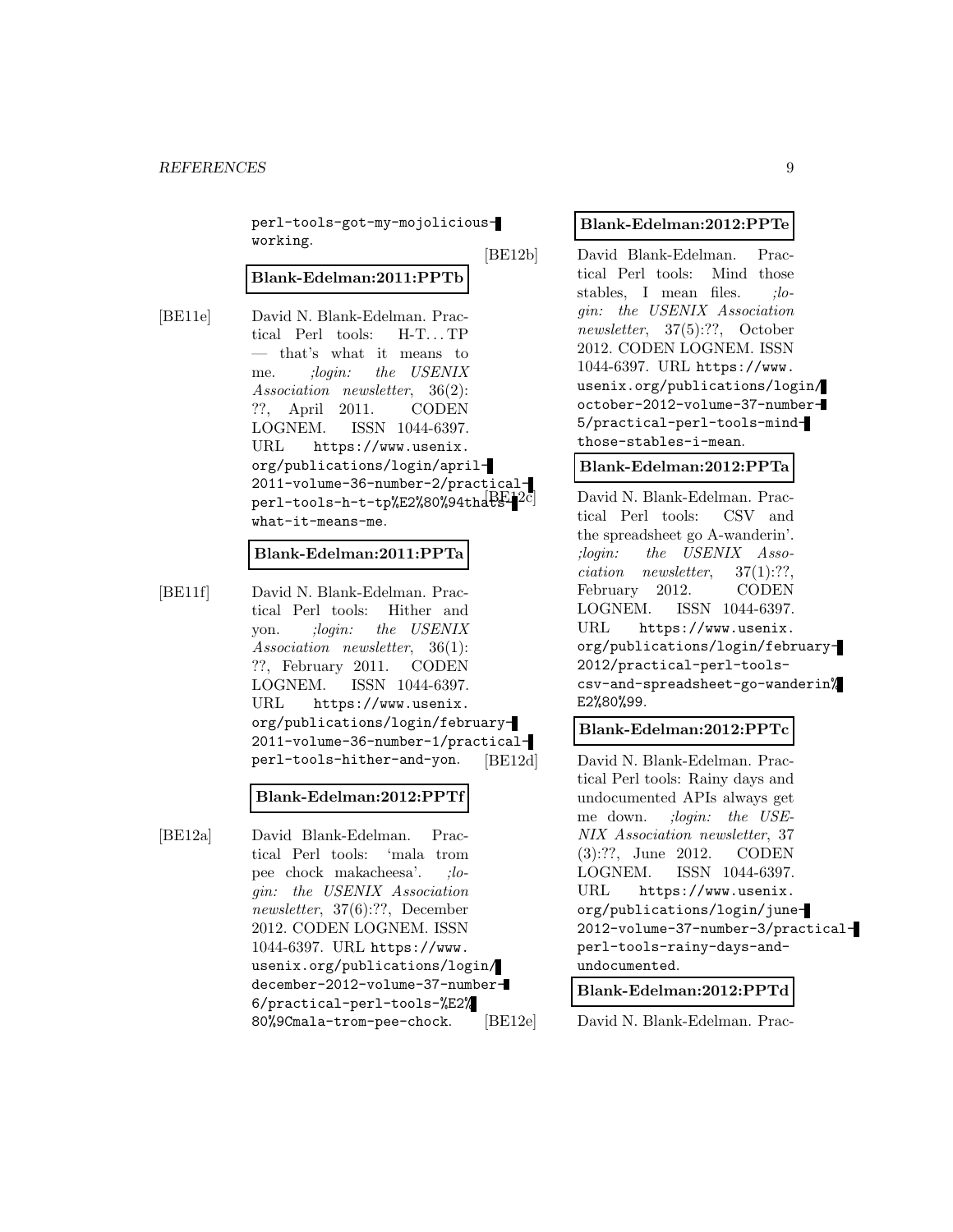perl-tools-got-my-mojolicious-working.

**Blank-Edelman:2011:PPTb**

[BE11e] David N. Blank-Edelman. Practical Perl tools: H-T. . . TP — that's what it means to me. *;login: the USENIX Association newsletter*, 36(2): ??, April 2011. CODEN LOGNEM. ISSN 1044-6397. URL https://www.usenix.org/publications/login/april-2011-volume-36-number-2/practical-perl-tools-h-t-tp%E2%80%94thats-what-it-means-me.

**Blank-Edelman:2011:PPTa**

[BE11f] David N. Blank-Edelman. Practical Perl tools: Hither and yon. *;login: the USENIX Association newsletter*, 36(1): ??, February 2011. CODEN LOGNEM. ISSN 1044-6397. URL https://www.usenix.org/publications/login/february-2011-volume-36-number-1/practical-perl-tools-hither-and-yon.

**Blank-Edelman:2012:PPTf**

[BE12a] David Blank-Edelman. Practical Perl tools: 'mala trom pee chock makacheesa'. *;login: the USENIX Association newsletter*, 37(6):??, December 2012. CODEN LOGNEM. ISSN 1044-6397. URL https://www.usenix.org/publications/login/december-2012-volume-37-number-6/practical-perl-tools-%E2%80%9Cmala-trom-pee-chock.

**Blank-Edelman:2012:PPTe**

[BE12b] David Blank-Edelman. Practical Perl tools: Mind those stables, I mean files. *;login: the USENIX Association newsletter*, 37(5):??, October 2012. CODEN LOGNEM. ISSN 1044-6397. URL https://www.usenix.org/publications/login/october-2012-volume-37-number-5/practical-perl-tools-mind-those-stables-i-mean.

**Blank-Edelman:2012:PPTa**

[BE12c] David N. Blank-Edelman. Practical Perl tools: CSV and the spreadsheet go A-wanderin'. *;login: the USENIX Association newsletter*, 37(1):??, February 2012. CODEN LOGNEM. ISSN 1044-6397. URL https://www.usenix.org/publications/login/february-2012/practical-perl-tools-csv-and-spreadsheet-go-wanderin%E2%80%99.

**Blank-Edelman:2012:PPTc**

[BE12d] David N. Blank-Edelman. Practical Perl tools: Rainy days and undocumented APIs always get me down. *;login: the USENIX Association newsletter*, 37 (3):??, June 2012. CODEN LOGNEM. ISSN 1044-6397. URL https://www.usenix.org/publications/login/june-2012-volume-37-number-3/practical-perl-tools-rainy-days-and-undocumented.

**Blank-Edelman:2012:PPTd**

[BE12e] David N. Blank-Edelman. Prac-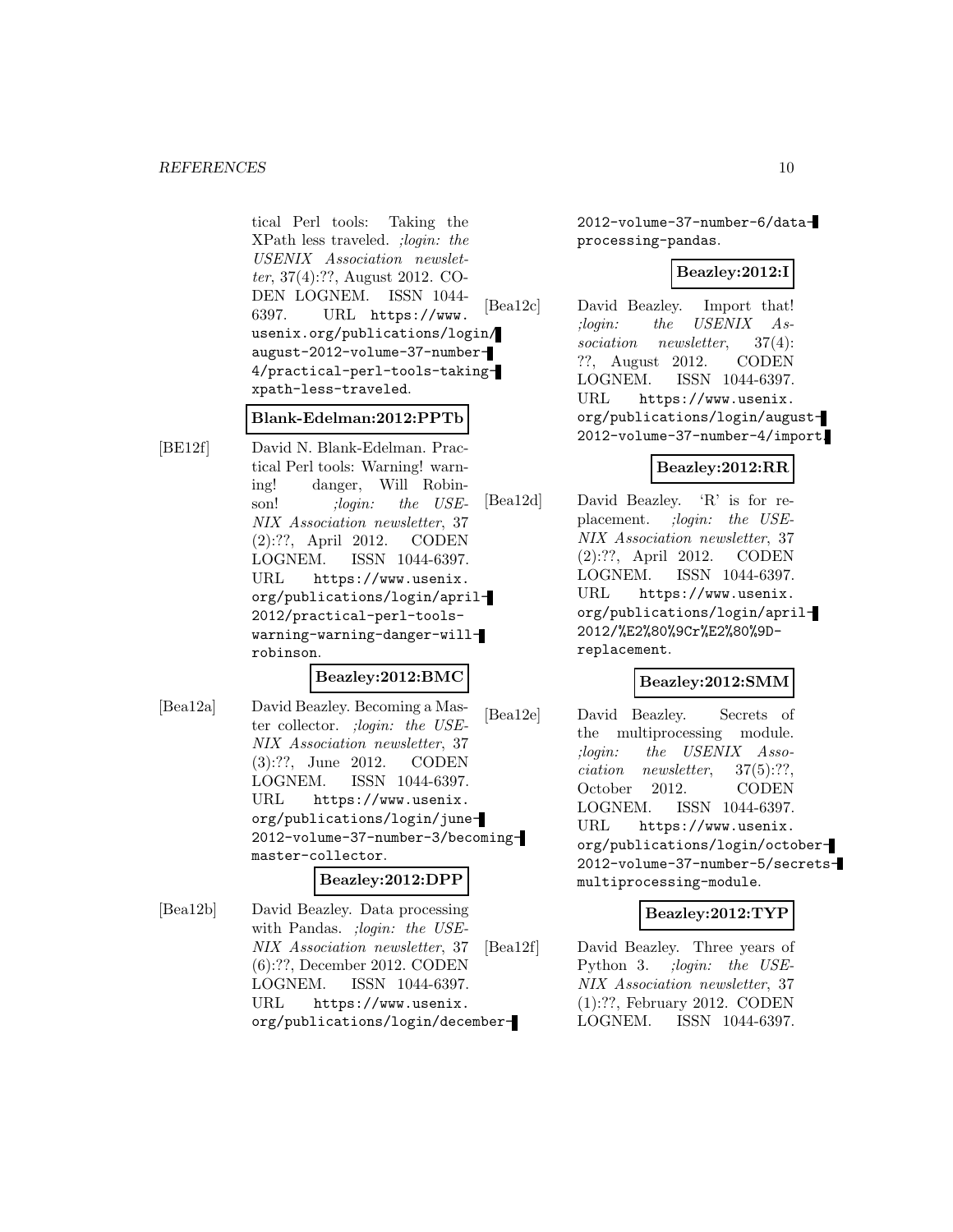tical Perl tools: Taking the XPath less traveled. *;login: the USENIX Association newsletter*, 37(4):??, August 2012. CODEN LOGNEM. ISSN 1044-6397. URL `https://www.usenix.org/publications/login/august-2012-volume-37-number-4/practical-perl-tools-taking-xpath-less-traveled`.

**Blank-Edelman:2012:PPTb**

[BE12f] David N. Blank-Edelman. Practical Perl tools: Warning! warning! danger, Will Robinson! *;login: the USENIX Association newsletter*, 37(2):??, April 2012. CODEN LOGNEM. ISSN 1044-6397. URL `https://www.usenix.org/publications/login/april-2012/practical-perl-tools-warning-warning-danger-will-robinson`.

**Beazley:2012:BMC**

[Bea12a] David Beazley. Becoming a Master collector. *;login: the USENIX Association newsletter*, 37(3):??, June 2012. CODEN LOGNEM. ISSN 1044-6397. URL `https://www.usenix.org/publications/login/june-2012-volume-37-number-3/becoming-master-collector`.

**Beazley:2012:DPP**

[Bea12b] David Beazley. Data processing with Pandas. *;login: the USENIX Association newsletter*, 37(6):??, December 2012. CODEN LOGNEM. ISSN 1044-6397. URL `https://www.usenix.org/publications/login/december-2012-volume-37-number-6/data-processing-pandas`.

**Beazley:2012:I**

[Bea12c] David Beazley. Import that! *;login: the USENIX Association newsletter*, 37(4):??, August 2012. CODEN LOGNEM. ISSN 1044-6397. URL `https://www.usenix.org/publications/login/august-2012-volume-37-number-4/import`.

**Beazley:2012:RR**

[Bea12d] David Beazley. 'R' is for replacement. *;login: the USENIX Association newsletter*, 37(2):??, April 2012. CODEN LOGNEM. ISSN 1044-6397. URL `https://www.usenix.org/publications/login/april-2012/%E2%80%9Cr%E2%80%9D-replacement`.

**Beazley:2012:SMM**

[Bea12e] David Beazley. Secrets of the multiprocessing module. *;login: the USENIX Association newsletter*, 37(5):??, October 2012. CODEN LOGNEM. ISSN 1044-6397. URL `https://www.usenix.org/publications/login/october-2012-volume-37-number-5/secrets-multiprocessing-module`.

**Beazley:2012:TYP**

[Bea12f] David Beazley. Three years of Python 3. *;login: the USENIX Association newsletter*, 37(1):??, February 2012. CODEN LOGNEM. ISSN 1044-6397.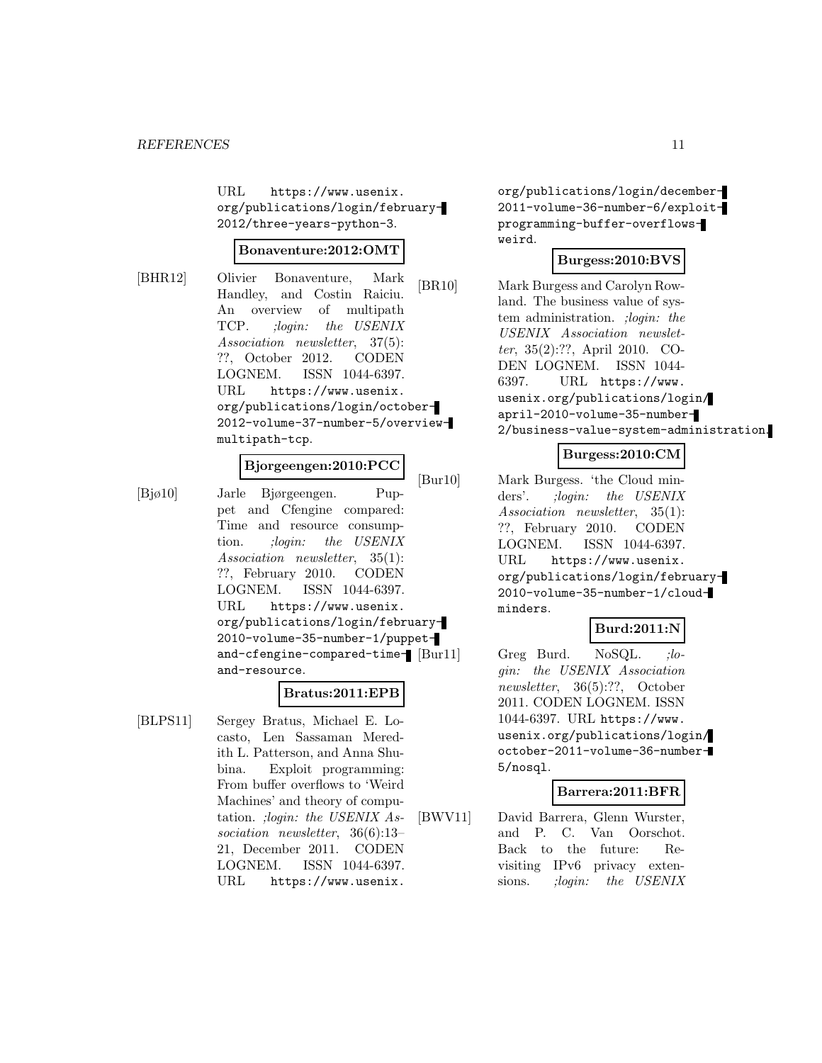URL https://www.usenix.org/publications/login/february-2012/three-years-python-3.

**Bonaventure:2012:OMT**

[BHR12] Olivier Bonaventure, Mark Handley, and Costin Raiciu. An overview of multipath TCP. *;login: the USENIX Association newsletter*, 37(5): ??, October 2012. CODEN LOGNEM. ISSN 1044-6397. URL https://www.usenix.org/publications/login/october-2012-volume-37-number-5/overview-multipath-tcp.

**Bjorgeengen:2010:PCC**

[Bjø10] Jarle Bjørgeengen. Puppet and Cfengine compared: Time and resource consumption. *;login: the USENIX Association newsletter*, 35(1): ??, February 2010. CODEN LOGNEM. ISSN 1044-6397. URL https://www.usenix.org/publications/login/february-2010-volume-35-number-1/puppet-and-cfengine-compared-time-and-resource.

**Bratus:2011:EPB**

[BLPS11] Sergey Bratus, Michael E. Locasto, Len Sassaman Meredith L. Patterson, and Anna Shubina. Exploit programming: From buffer overflows to 'Weird Machines' and theory of computation. *;login: the USENIX Association newsletter*, 36(6):13–21, December 2011. CODEN LOGNEM. ISSN 1044-6397. URL https://www.usenix.org/publications/login/december-2011-volume-36-number-6/exploit-programming-buffer-overflows-weird.

**Burgess:2010:BVS**

[BR10] Mark Burgess and Carolyn Rowland. The business value of system administration. *;login: the USENIX Association newsletter*, 35(2):??, April 2010. CODEN LOGNEM. ISSN 1044-6397. URL https://www.usenix.org/publications/login/april-2010-volume-35-number-2/business-value-system-administration.

**Burgess:2010:CM**

[Bur10] Mark Burgess. 'the Cloud minders'. *;login: the USENIX Association newsletter*, 35(1): ??, February 2010. CODEN LOGNEM. ISSN 1044-6397. URL https://www.usenix.org/publications/login/february-2010-volume-35-number-1/cloud-minders.

**Burd:2011:N**

[Bur11] Greg Burd. NoSQL. *;login: the USENIX Association newsletter*, 36(5):??, October 2011. CODEN LOGNEM. ISSN 1044-6397. URL https://www.usenix.org/publications/login/october-2011-volume-36-number-5/nosql.

**Barrera:2011:BFR**

[BWV11] David Barrera, Glenn Wurster, and P. C. Van Oorschot. Back to the future: Revisiting IPv6 privacy extensions. *;login: the USENIX*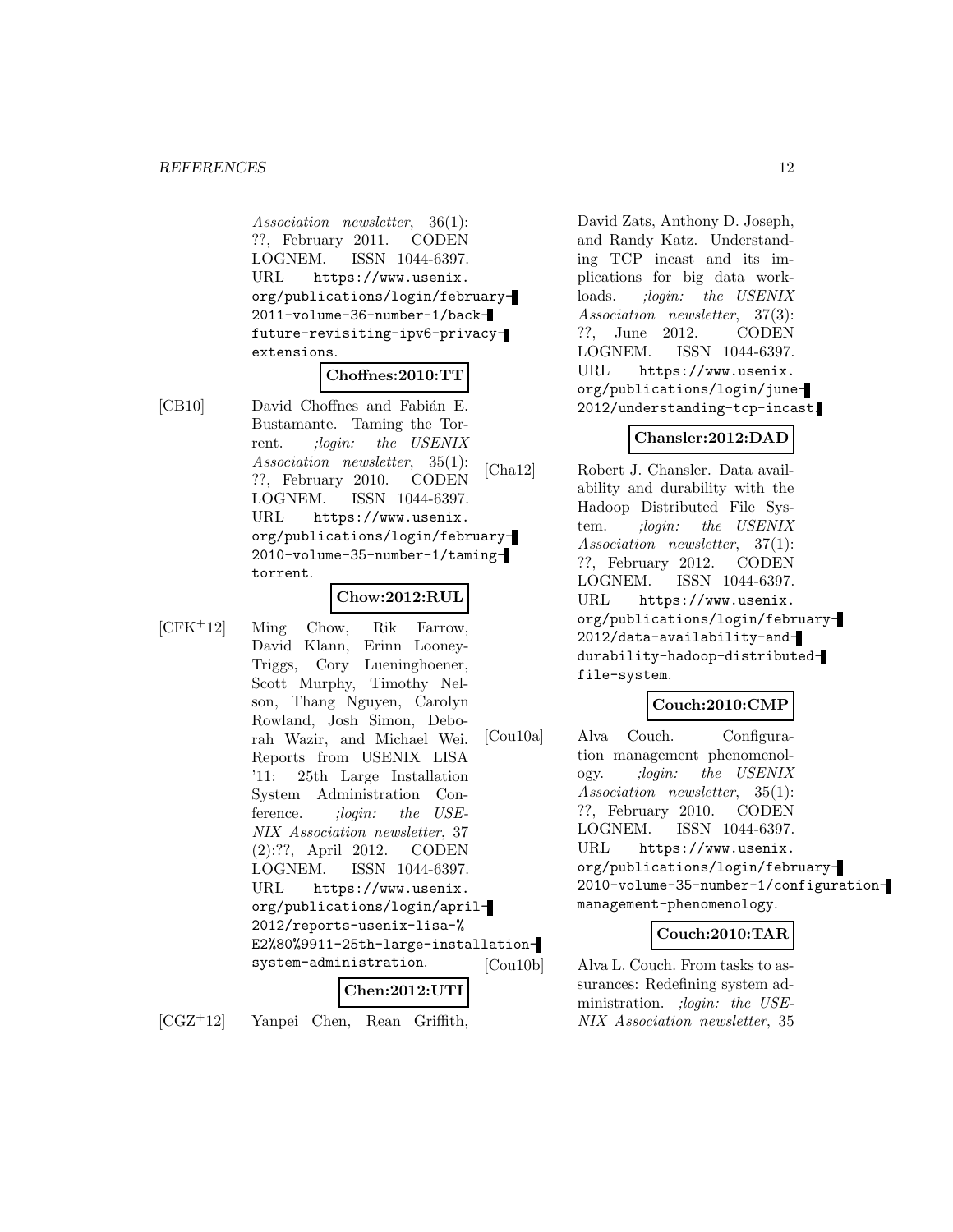*Association newsletter*, 36(1): ??, February 2011. CODEN LOGNEM. ISSN 1044-6397. URL https://www.usenix.org/publications/login/february-2011-volume-36-number-1/back-future-revisiting-ipv6-privacy-extensions.

**Choffnes:2010:TT**

[CB10] David Choffnes and Fabián E. Bustamante. Taming the Torrent. *;login: the USENIX Association newsletter*, 35(1): ??, February 2010. CODEN LOGNEM. ISSN 1044-6397. URL https://www.usenix.org/publications/login/february-2010-volume-35-number-1/taming-torrent.

**Chow:2012:RUL**

[CFK+12] Ming Chow, Rik Farrow, David Klann, Erinn Looney-Triggs, Cory Lueninghoener, Scott Murphy, Timothy Nelson, Thang Nguyen, Carolyn Rowland, Josh Simon, Deborah Wazir, and Michael Wei. Reports from USENIX LISA '11: 25th Large Installation System Administration Conference. *;login: the USENIX Association newsletter*, 37 (2):??, April 2012. CODEN LOGNEM. ISSN 1044-6397. URL https://www.usenix.org/publications/login/april-2012/reports-usenix-lisa-%E2%80%9911-25th-large-installation-system-administration.

**Chen:2012:UTI**

[CGZ+12] Yanpei Chen, Rean Griffith, David Zats, Anthony D. Joseph, and Randy Katz. Understanding TCP incast and its implications for big data workloads. *;login: the USENIX Association newsletter*, 37(3): ??, June 2012. CODEN LOGNEM. ISSN 1044-6397. URL https://www.usenix.org/publications/login/june-2012/understanding-tcp-incast.

**Chansler:2012:DAD**

[Cha12] Robert J. Chansler. Data availability and durability with the Hadoop Distributed File System. *;login: the USENIX Association newsletter*, 37(1): ??, February 2012. CODEN LOGNEM. ISSN 1044-6397. URL https://www.usenix.org/publications/login/february-2012/data-availability-and-durability-hadoop-distributed-file-system.

**Couch:2010:CMP**

[Cou10a] Alva Couch. Configuration management phenomenology. *;login: the USENIX Association newsletter*, 35(1): ??, February 2010. CODEN LOGNEM. ISSN 1044-6397. URL https://www.usenix.org/publications/login/february-2010-volume-35-number-1/configuration-management-phenomenology.

**Couch:2010:TAR**

[Cou10b] Alva L. Couch. From tasks to assurances: Redefining system administration. *;login: the USENIX Association newsletter*, 35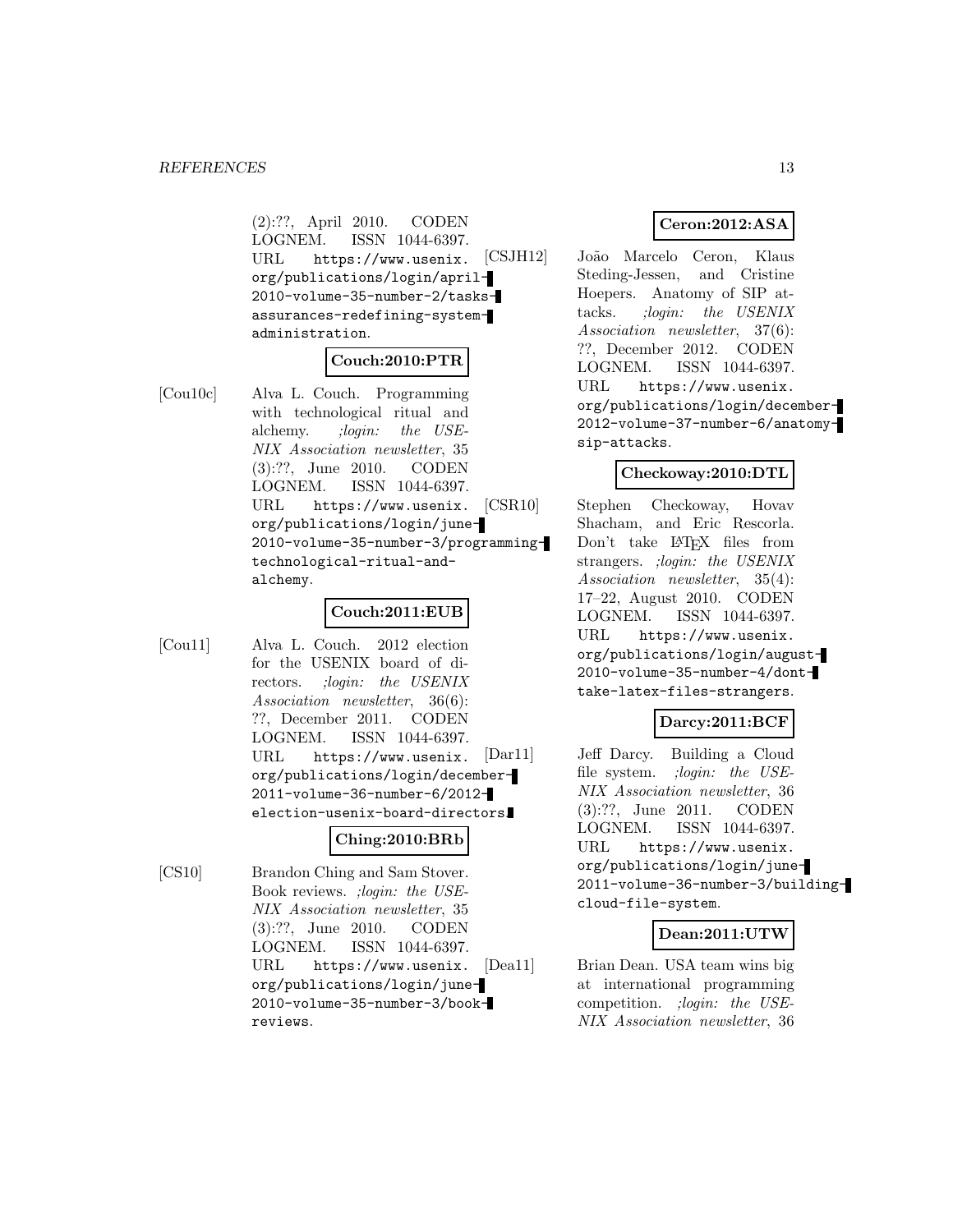(2):??, April 2010. CODEN LOGNEM. ISSN 1044-6397. URL https://www.usenix.org/publications/login/april-2010-volume-35-number-2/tasks-assurances-redefining-system-administration.

**Couch:2010:PTR**

[Cou10c] Alva L. Couch. Programming with technological ritual and alchemy. *;login: the USENIX Association newsletter*, 35 (3):??, June 2010. CODEN LOGNEM. ISSN 1044-6397. URL https://www.usenix.org/publications/login/june-2010-volume-35-number-3/programming-technological-ritual-and-alchemy.

**Couch:2011:EUB**

[Cou11] Alva L. Couch. 2012 election for the USENIX board of directors. *;login: the USENIX Association newsletter*, 36(6): ??, December 2011. CODEN LOGNEM. ISSN 1044-6397. URL https://www.usenix.org/publications/login/december-2011-volume-36-number-6/2012-election-usenix-board-directors.

**Ching:2010:BRb**

[CS10] Brandon Ching and Sam Stover. Book reviews. *;login: the USENIX Association newsletter*, 35 (3):??, June 2010. CODEN LOGNEM. ISSN 1044-6397. URL https://www.usenix.org/publications/login/june-2010-volume-35-number-3/book-reviews.

**Ceron:2012:ASA**

[CSJH12] João Marcelo Ceron, Klaus Steding-Jessen, and Cristine Hoepers. Anatomy of SIP attacks. *;login: the USENIX Association newsletter*, 37(6): ??, December 2012. CODEN LOGNEM. ISSN 1044-6397. URL https://www.usenix.org/publications/login/december-2012-volume-37-number-6/anatomy-sip-attacks.

**Checkoway:2010:DTL**

[CSR10] Stephen Checkoway, Hovav Shacham, and Eric Rescorla. Don't take LaTeX files from strangers. *;login: the USENIX Association newsletter*, 35(4): 17–22, August 2010. CODEN LOGNEM. ISSN 1044-6397. URL https://www.usenix.org/publications/login/august-2010-volume-35-number-4/dont-take-latex-files-strangers.

**Darcy:2011:BCF**

[Dar11] Jeff Darcy. Building a Cloud file system. *;login: the USENIX Association newsletter*, 36 (3):??, June 2011. CODEN LOGNEM. ISSN 1044-6397. URL https://www.usenix.org/publications/login/june-2011-volume-36-number-3/building-cloud-file-system.

**Dean:2011:UTW**

[Dea11] Brian Dean. USA team wins big at international programming competition. *;login: the USENIX Association newsletter*, 36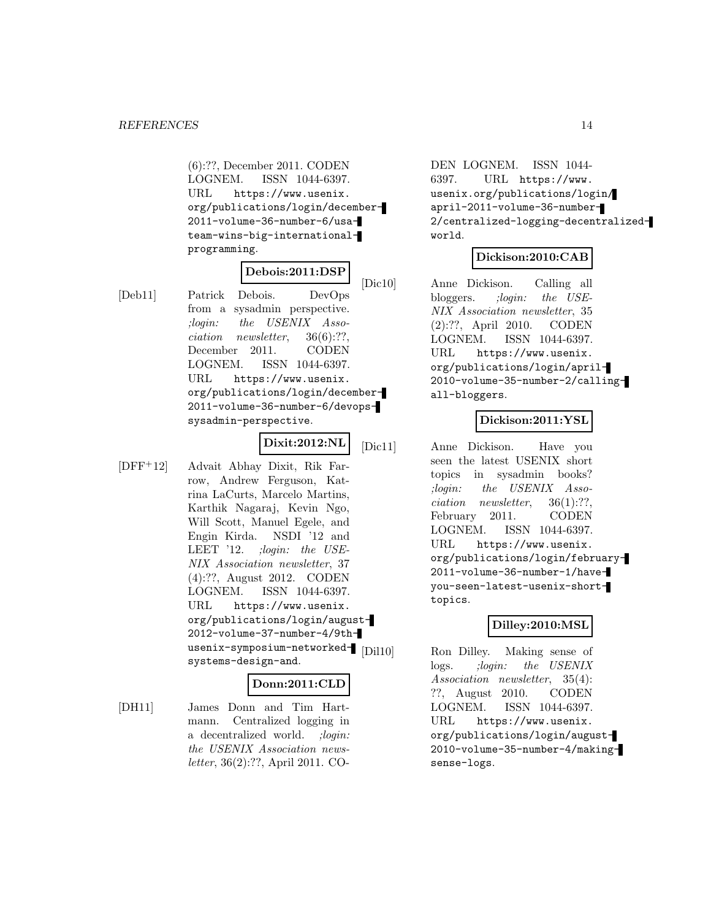(6):??, December 2011. CODEN LOGNEM. ISSN 1044-6397. URL https://www.usenix.org/publications/login/december-2011-volume-36-number-6/usa-team-wins-big-international-programming.

**Debois:2011:DSP**

[Deb11] Patrick Debois. DevOps from a sysadmin perspective. *;login: the USENIX Association newsletter*, 36(6):??, December 2011. CODEN LOGNEM. ISSN 1044-6397. URL https://www.usenix.org/publications/login/december-2011-volume-36-number-6/devops-sysadmin-perspective.

**Dixit:2012:NL**

[DFF+12] Advait Abhay Dixit, Rik Farrow, Andrew Ferguson, Katrina LaCurts, Marcelo Martins, Karthik Nagaraj, Kevin Ngo, Will Scott, Manuel Egele, and Engin Kirda. NSDI '12 and LEET '12. *;login: the USENIX Association newsletter*, 37(4):??, August 2012. CODEN LOGNEM. ISSN 1044-6397. URL https://www.usenix.org/publications/login/august-2012-volume-37-number-4/9th-usenix-symposium-networked-systems-design-and.

**Donn:2011:CLD**

[DH11] James Donn and Tim Hartmann. Centralized logging in a decentralized world. *;login: the USENIX Association newsletter*, 36(2):??, April 2011. CODEN LOGNEM. ISSN 1044-6397. URL https://www.usenix.org/publications/login/april-2011-volume-36-number-2/centralized-logging-decentralized-world.

**Dickison:2010:CAB**

[Dic10] Anne Dickison. Calling all bloggers. *;login: the USENIX Association newsletter*, 35(2):??, April 2010. CODEN LOGNEM. ISSN 1044-6397. URL https://www.usenix.org/publications/login/april-2010-volume-35-number-2/calling-all-bloggers.

**Dickison:2011:YSL**

[Dic11] Anne Dickison. Have you seen the latest USENIX short topics in sysadmin books? *;login: the USENIX Association newsletter*, 36(1):??, February 2011. CODEN LOGNEM. ISSN 1044-6397. URL https://www.usenix.org/publications/login/february-2011-volume-36-number-1/have-you-seen-latest-usenix-short-topics.

**Dilley:2010:MSL**

[Dil10] Ron Dilley. Making sense of logs. *;login: the USENIX Association newsletter*, 35(4):??, August 2010. CODEN LOGNEM. ISSN 1044-6397. URL https://www.usenix.org/publications/login/august-2010-volume-35-number-4/making-sense-logs.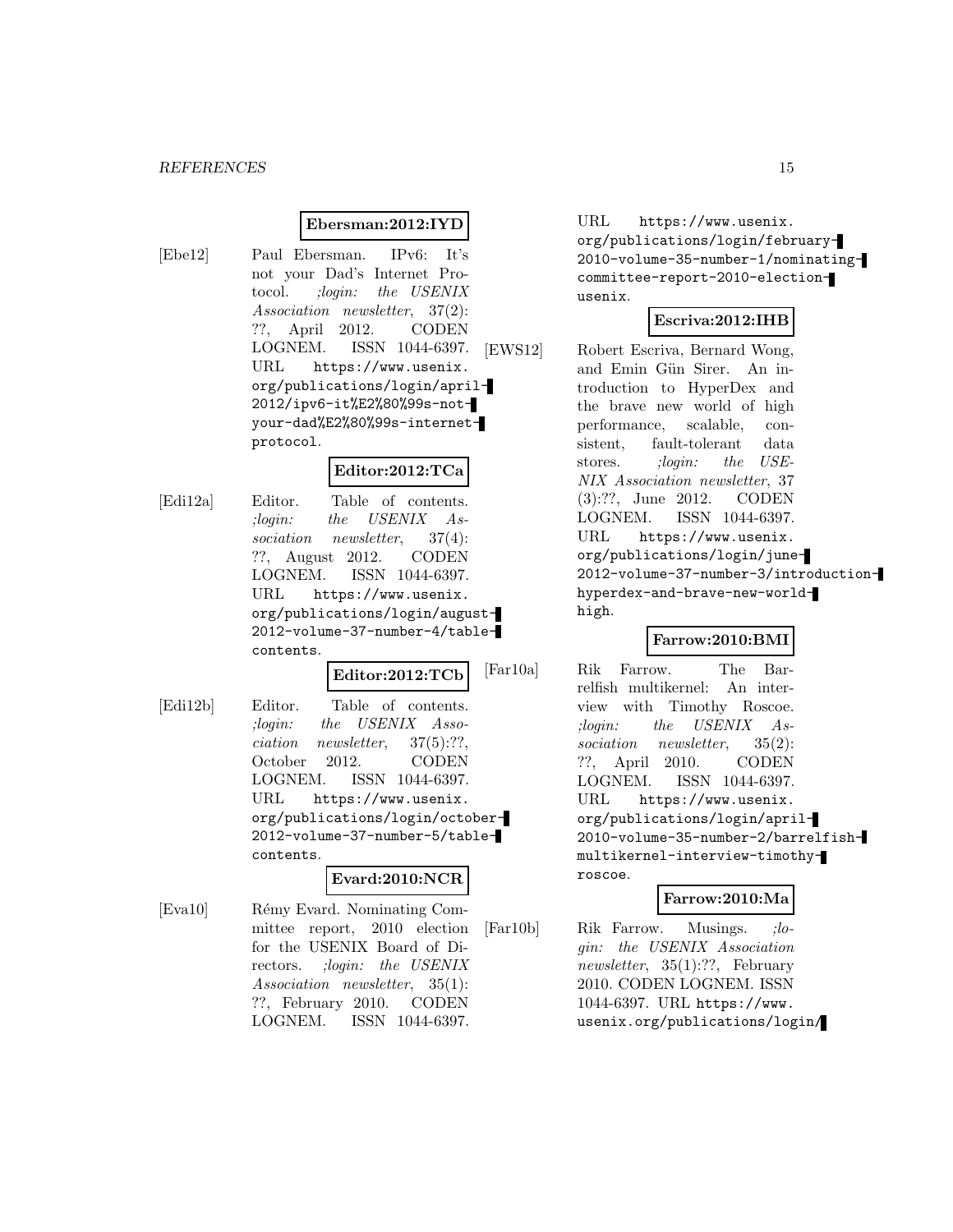**Ebersman:2012:IYD**

[Ebe12] Paul Ebersman. IPv6: It's not your Dad's Internet Protocol. *;login: the USENIX Association newsletter*, 37(2): ??, April 2012. CODEN LOGNEM. ISSN 1044-6397. URL `https://www.usenix.org/publications/login/april-2012/ipv6-it%E2%80%99s-not-your-dad%E2%80%99s-internet-protocol`.

**Editor:2012:TCa**

[Edi12a] Editor. Table of contents. *;login: the USENIX Association newsletter*, 37(4): ??, August 2012. CODEN LOGNEM. ISSN 1044-6397. URL `https://www.usenix.org/publications/login/august-2012-volume-37-number-4/table-contents`.

**Editor:2012:TCb**

[Edi12b] Editor. Table of contents. *;login: the USENIX Association newsletter*, 37(5):??, October 2012. CODEN LOGNEM. ISSN 1044-6397. URL `https://www.usenix.org/publications/login/october-2012-volume-37-number-5/table-contents`.

**Evard:2010:NCR**

[Eva10] Rémy Evard. Nominating Committee report, 2010 election for the USENIX Board of Directors. *;login: the USENIX Association newsletter*, 35(1): ??, February 2010. CODEN LOGNEM. ISSN 1044-6397. URL `https://www.usenix.org/publications/login/february-2010-volume-35-number-1/nominating-committee-report-2010-election-usenix`.

**Escriva:2012:IHB**

[EWS12] Robert Escriva, Bernard Wong, and Emin Gün Sirer. An introduction to HyperDex and the brave new world of high performance, scalable, consistent, fault-tolerant data stores. *;login: the USENIX Association newsletter*, 37 (3):??, June 2012. CODEN LOGNEM. ISSN 1044-6397. URL `https://www.usenix.org/publications/login/june-2012-volume-37-number-3/introduction-hyperdex-and-brave-new-world-high`.

**Farrow:2010:BMI**

[Far10a] Rik Farrow. The Barrelfish multikernel: An interview with Timothy Roscoe. *;login: the USENIX Association newsletter*, 35(2): ??, April 2010. CODEN LOGNEM. ISSN 1044-6397. URL `https://www.usenix.org/publications/login/april-2010-volume-35-number-2/barrelfish-multikernel-interview-timothy-roscoe`.

**Farrow:2010:Ma**

[Far10b] Rik Farrow. Musings. *;login: the USENIX Association newsletter*, 35(1):??, February 2010. CODEN LOGNEM. ISSN 1044-6397. URL `https://www.usenix.org/publications/login/`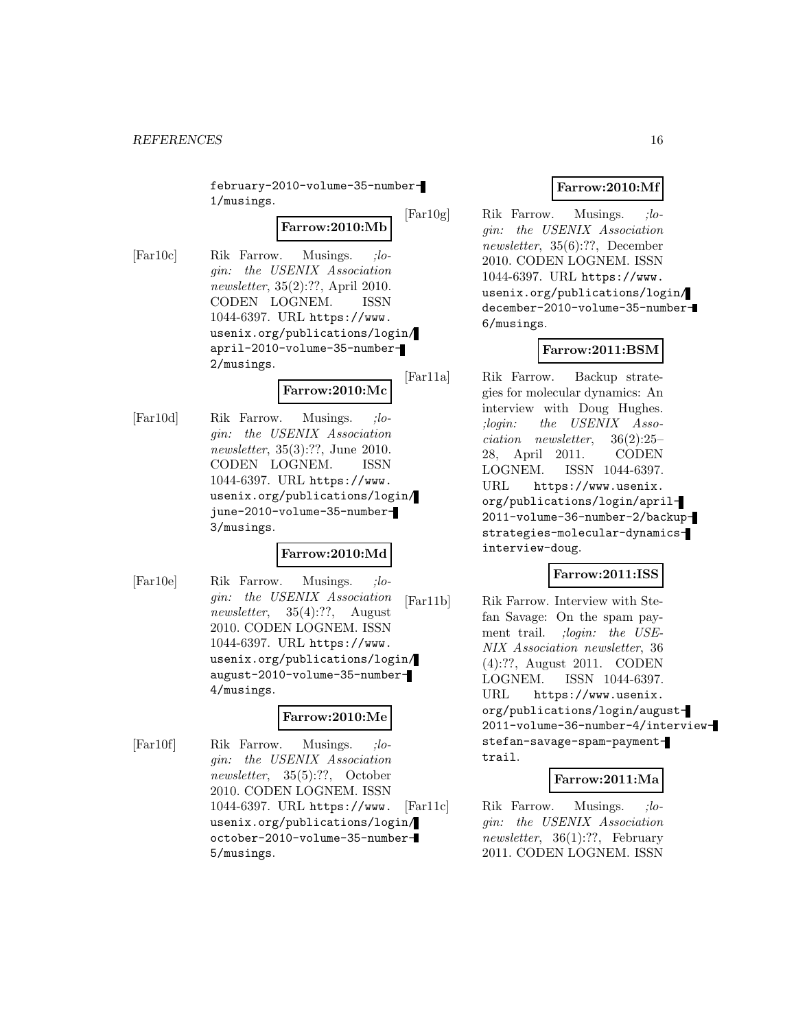february-2010-volume-35-number-1/musings.

**Farrow:2010:Mb**

[Far10c] Rik Farrow. Musings. *;login: the USENIX Association newsletter*, 35(2):??, April 2010. CODEN LOGNEM. ISSN 1044-6397. URL https://www.usenix.org/publications/login/april-2010-volume-35-number-2/musings.

**Farrow:2010:Mc**

[Far10d] Rik Farrow. Musings. *;login: the USENIX Association newsletter*, 35(3):??, June 2010. CODEN LOGNEM. ISSN 1044-6397. URL https://www.usenix.org/publications/login/june-2010-volume-35-number-3/musings.

**Farrow:2010:Md**

[Far10e] Rik Farrow. Musings. *;login: the USENIX Association newsletter*, 35(4):??, August 2010. CODEN LOGNEM. ISSN 1044-6397. URL https://www.usenix.org/publications/login/august-2010-volume-35-number-4/musings.

**Farrow:2010:Me**

[Far10f] Rik Farrow. Musings. *;login: the USENIX Association newsletter*, 35(5):??, October 2010. CODEN LOGNEM. ISSN 1044-6397. URL https://www.usenix.org/publications/login/october-2010-volume-35-number-5/musings.

**Farrow:2010:Mf**

[Far10g] Rik Farrow. Musings. *;login: the USENIX Association newsletter*, 35(6):??, December 2010. CODEN LOGNEM. ISSN 1044-6397. URL https://www.usenix.org/publications/login/december-2010-volume-35-number-6/musings.

**Farrow:2011:BSM**

[Far11a] Rik Farrow. Backup strategies for molecular dynamics: An interview with Doug Hughes. *;login: the USENIX Association newsletter*, 36(2):25–28, April 2011. CODEN LOGNEM. ISSN 1044-6397. URL https://www.usenix.org/publications/login/april-2011-volume-36-number-2/backup-strategies-molecular-dynamics-interview-doug.

**Farrow:2011:ISS**

[Far11b] Rik Farrow. Interview with Stefan Savage: On the spam payment trail. *;login: the USENIX Association newsletter*, 36 (4):??, August 2011. CODEN LOGNEM. ISSN 1044-6397. URL https://www.usenix.org/publications/login/august-2011-volume-36-number-4/interview-stefan-savage-spam-payment-trail.

**Farrow:2011:Ma**

[Far11c] Rik Farrow. Musings. *;login: the USENIX Association newsletter*, 36(1):??, February 2011. CODEN LOGNEM. ISSN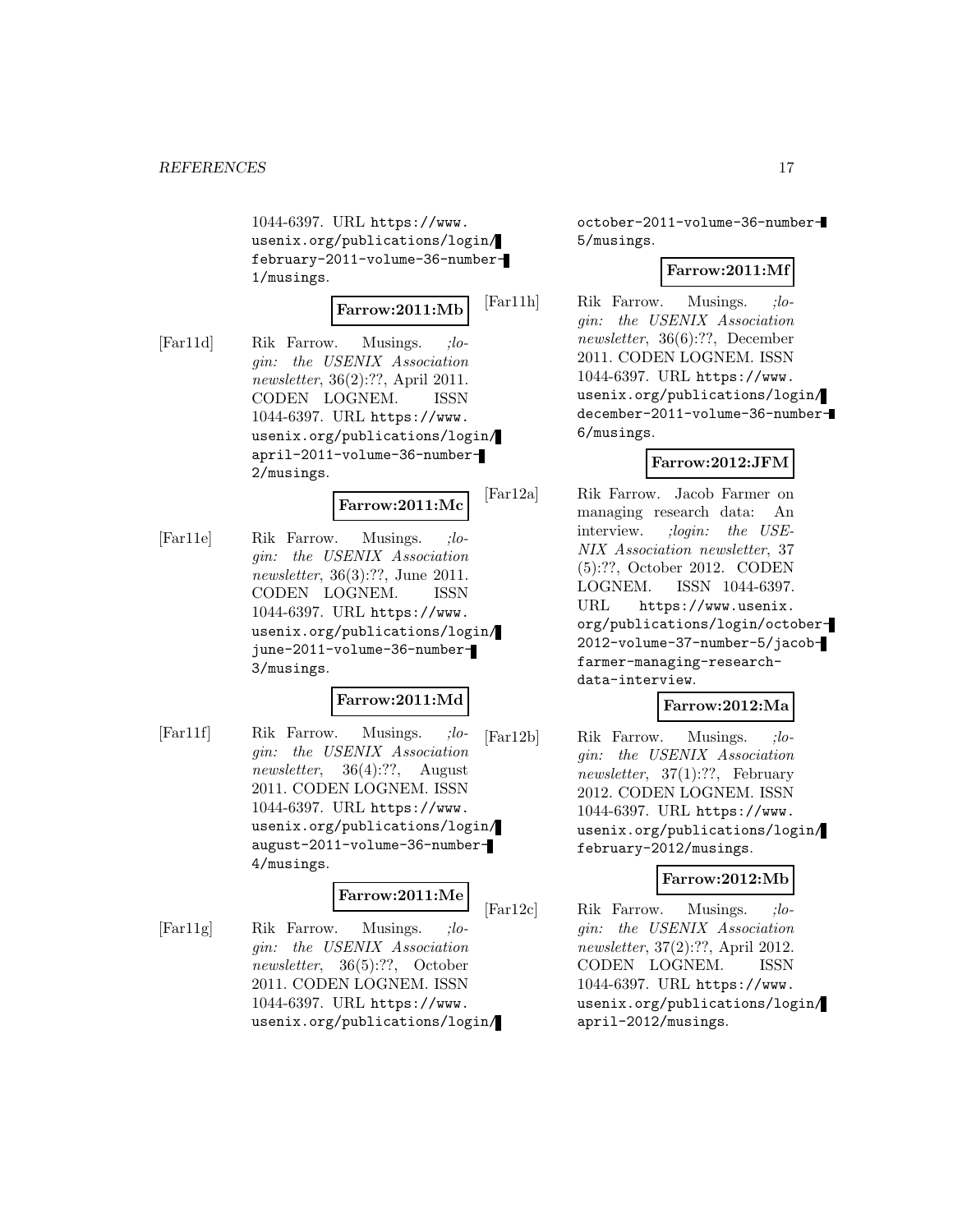1044-6397. URL https://www.usenix.org/publications/login/february-2011-volume-36-number-1/musings.

**Farrow:2011:Mb**

[Far11d] Rik Farrow. Musings. *;login: the USENIX Association newsletter*, 36(2):??, April 2011. CODEN LOGNEM. ISSN 1044-6397. URL https://www.usenix.org/publications/login/april-2011-volume-36-number-2/musings.

**Farrow:2011:Mc**

[Far11e] Rik Farrow. Musings. *;login: the USENIX Association newsletter*, 36(3):??, June 2011. CODEN LOGNEM. ISSN 1044-6397. URL https://www.usenix.org/publications/login/june-2011-volume-36-number-3/musings.

**Farrow:2011:Md**

[Far11f] Rik Farrow. Musings. *;login: the USENIX Association newsletter*, 36(4):??, August 2011. CODEN LOGNEM. ISSN 1044-6397. URL https://www.usenix.org/publications/login/august-2011-volume-36-number-4/musings.

**Farrow:2011:Me**

[Far11g] Rik Farrow. Musings. *;login: the USENIX Association newsletter*, 36(5):??, October 2011. CODEN LOGNEM. ISSN 1044-6397. URL https://www.usenix.org/publications/login/october-2011-volume-36-number-5/musings.

**Farrow:2011:Mf**

[Far11h] Rik Farrow. Musings. *;login: the USENIX Association newsletter*, 36(6):??, December 2011. CODEN LOGNEM. ISSN 1044-6397. URL https://www.usenix.org/publications/login/december-2011-volume-36-number-6/musings.

**Farrow:2012:JFM**

[Far12a] Rik Farrow. Jacob Farmer on managing research data: An interview. *;login: the USENIX Association newsletter*, 37 (5):??, October 2012. CODEN LOGNEM. ISSN 1044-6397. URL https://www.usenix.org/publications/login/october-2012-volume-37-number-5/jacob-farmer-managing-research-data-interview.

**Farrow:2012:Ma**

[Far12b] Rik Farrow. Musings. *;login: the USENIX Association newsletter*, 37(1):??, February 2012. CODEN LOGNEM. ISSN 1044-6397. URL https://www.usenix.org/publications/login/february-2012/musings.

**Farrow:2012:Mb**

[Far12c] Rik Farrow. Musings. *;login: the USENIX Association newsletter*, 37(2):??, April 2012. CODEN LOGNEM. ISSN 1044-6397. URL https://www.usenix.org/publications/login/april-2012/musings.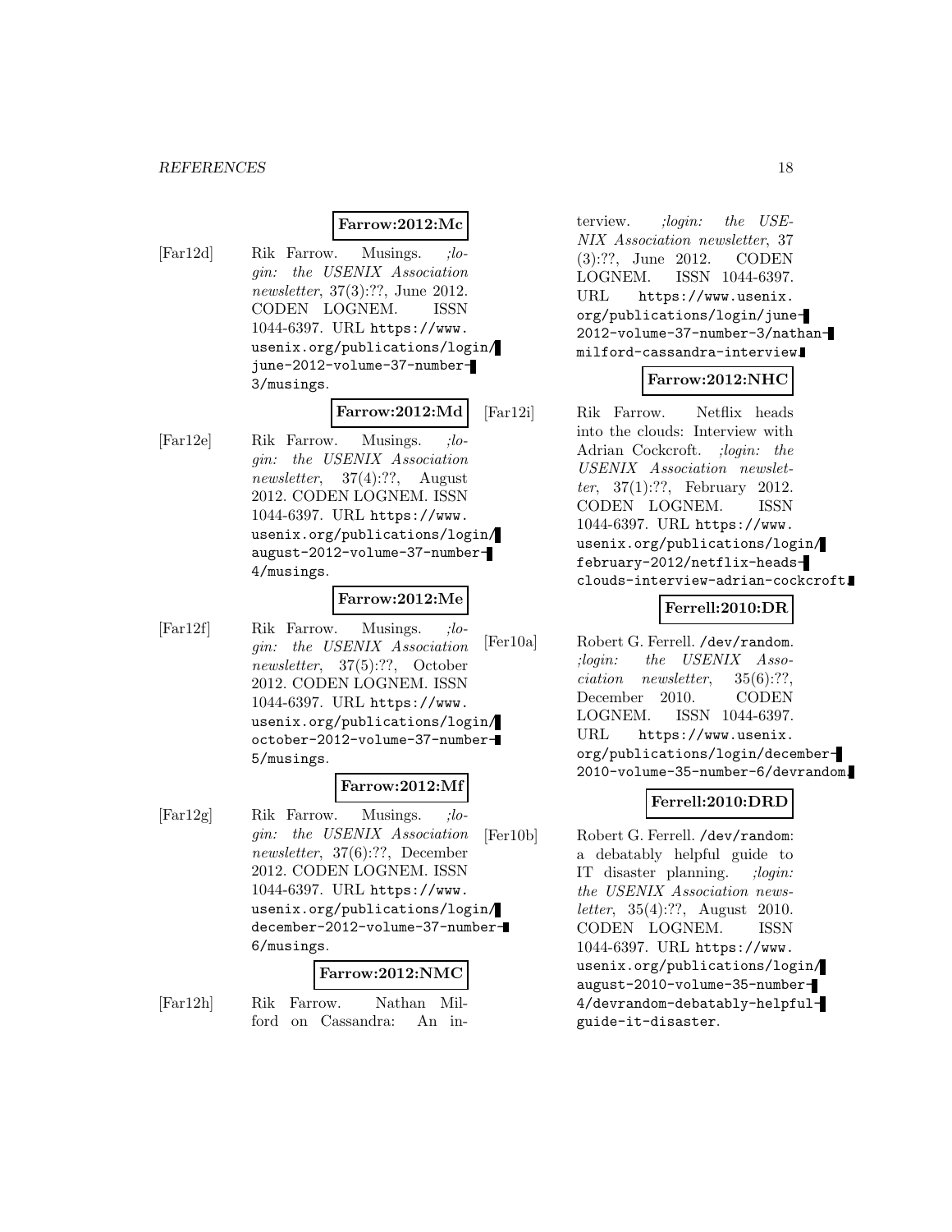**Farrow:2012:Mc**

[Far12d] Rik Farrow. Musings. *;login: the USENIX Association newsletter*, 37(3):??, June 2012. CODEN LOGNEM. ISSN 1044-6397. URL `https://www.usenix.org/publications/login/june-2012-volume-37-number-3/musings`.

**Farrow:2012:Md**

[Far12e] Rik Farrow. Musings. *;login: the USENIX Association newsletter*, 37(4):??, August 2012. CODEN LOGNEM. ISSN 1044-6397. URL `https://www.usenix.org/publications/login/august-2012-volume-37-number-4/musings`.

**Farrow:2012:Me**

[Far12f] Rik Farrow. Musings. *;login: the USENIX Association newsletter*, 37(5):??, October 2012. CODEN LOGNEM. ISSN 1044-6397. URL `https://www.usenix.org/publications/login/october-2012-volume-37-number-5/musings`.

**Farrow:2012:Mf**

[Far12g] Rik Farrow. Musings. *;login: the USENIX Association newsletter*, 37(6):??, December 2012. CODEN LOGNEM. ISSN 1044-6397. URL `https://www.usenix.org/publications/login/december-2012-volume-37-number-6/musings`.

**Farrow:2012:NMC**

[Far12h] Rik Farrow. Nathan Milford on Cassandra: An interview. *;login: the USENIX Association newsletter*, 37 (3):??, June 2012. CODEN LOGNEM. ISSN 1044-6397. URL `https://www.usenix.org/publications/login/june-2012-volume-37-number-3/nathan-milford-cassandra-interview`.

**Farrow:2012:NHC**

[Far12i] Rik Farrow. Netflix heads into the clouds: Interview with Adrian Cockcroft. *;login: the USENIX Association newsletter*, 37(1):??, February 2012. CODEN LOGNEM. ISSN 1044-6397. URL `https://www.usenix.org/publications/login/february-2012/netflix-heads-clouds-interview-adrian-cockcroft`.

**Ferrell:2010:DR**

[Fer10a] Robert G. Ferrell. `/dev/random`. *;login: the USENIX Association newsletter*, 35(6):??, December 2010. CODEN LOGNEM. ISSN 1044-6397. URL `https://www.usenix.org/publications/login/december-2010-volume-35-number-6/devrandom`.

**Ferrell:2010:DRD**

[Fer10b] Robert G. Ferrell. `/dev/random`: a debatably helpful guide to IT disaster planning. *;login: the USENIX Association newsletter*, 35(4):??, August 2010. CODEN LOGNEM. ISSN 1044-6397. URL `https://www.usenix.org/publications/login/august-2010-volume-35-number-4/devrandom-debatably-helpful-guide-it-disaster`.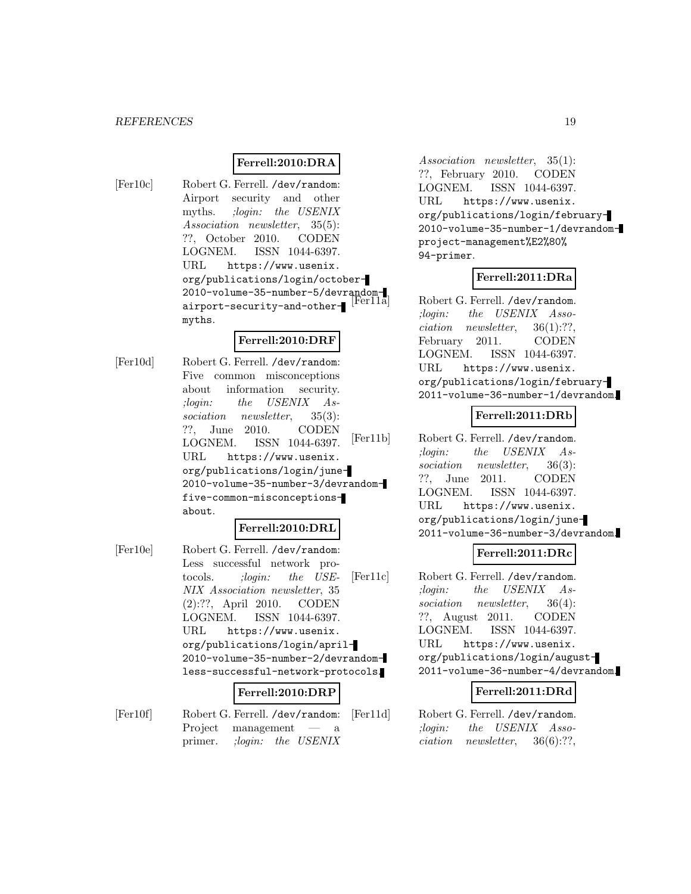**Ferrell:2010:DRA**

[Fer10c] Robert G. Ferrell. `/dev/random`: Airport security and other myths. *;login: the USENIX Association newsletter*, 35(5): ??, October 2010. CODEN LOGNEM. ISSN 1044-6397. URL `https://www.usenix.org/publications/login/october-2010-volume-35-number-5/devrandom-airport-security-and-other-myths`.

**Ferrell:2010:DRF**

[Fer10d] Robert G. Ferrell. `/dev/random`: Five common misconceptions about information security. *;login: the USENIX Association newsletter*, 35(3): ??, June 2010. CODEN LOGNEM. ISSN 1044-6397. URL `https://www.usenix.org/publications/login/june-2010-volume-35-number-3/devrandom-five-common-misconceptions-about`.

**Ferrell:2010:DRL**

[Fer10e] Robert G. Ferrell. `/dev/random`: Less successful network protocols. *;login: the USENIX Association newsletter*, 35 (2):??, April 2010. CODEN LOGNEM. ISSN 1044-6397. URL `https://www.usenix.org/publications/login/april-2010-volume-35-number-2/devrandom-less-successful-network-protocols`.

**Ferrell:2010:DRP**

[Fer10f] Robert G. Ferrell. `/dev/random`: Project management — a primer. *;login: the USENIX Association newsletter*, 35(1): ??, February 2010. CODEN LOGNEM. ISSN 1044-6397. URL `https://www.usenix.org/publications/login/february-2010-volume-35-number-1/devrandom-project-management%E2%80%94-primer`.

**Ferrell:2011:DRa**

[Fer11a] Robert G. Ferrell. `/dev/random`. *;login: the USENIX Association newsletter*, 36(1):??, February 2011. CODEN LOGNEM. ISSN 1044-6397. URL `https://www.usenix.org/publications/login/february-2011-volume-36-number-1/devrandom`.

**Ferrell:2011:DRb**

[Fer11b] Robert G. Ferrell. `/dev/random`. *;login: the USENIX Association newsletter*, 36(3): ??, June 2011. CODEN LOGNEM. ISSN 1044-6397. URL `https://www.usenix.org/publications/login/june-2011-volume-36-number-3/devrandom`.

**Ferrell:2011:DRc**

[Fer11c] Robert G. Ferrell. `/dev/random`. *;login: the USENIX Association newsletter*, 36(4): ??, August 2011. CODEN LOGNEM. ISSN 1044-6397. URL `https://www.usenix.org/publications/login/august-2011-volume-36-number-4/devrandom`.

**Ferrell:2011:DRd**

[Fer11d] Robert G. Ferrell. `/dev/random`. *;login: the USENIX Association newsletter*, 36(6):??,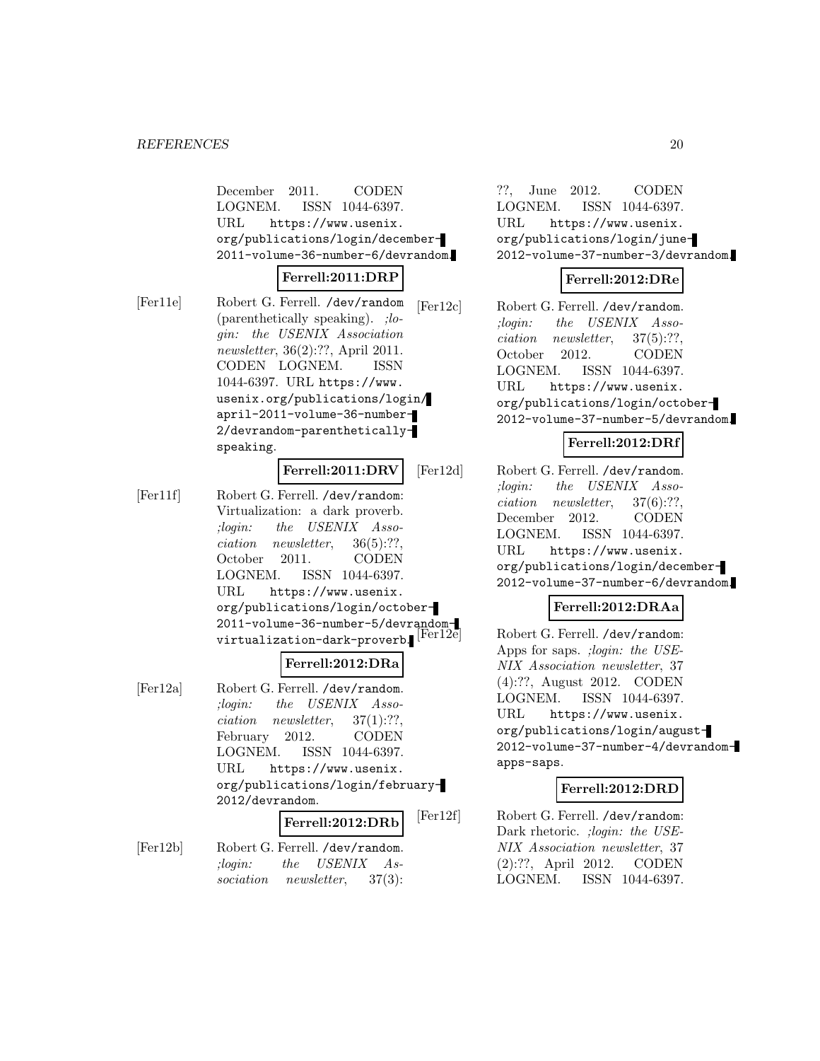December 2011. CODEN LOGNEM. ISSN 1044-6397. URL `https://www.usenix.org/publications/login/december-2011-volume-36-number-6/devrandom`.

**Ferrell:2011:DRP**

[Fer11e] Robert G. Ferrell. `/dev/random` (parenthetically speaking). *;login: the USENIX Association newsletter*, 36(2):??, April 2011. CODEN LOGNEM. ISSN 1044-6397. URL `https://www.usenix.org/publications/login/april-2011-volume-36-number-2/devrandom-parenthetically-speaking`.

**Ferrell:2011:DRV**

[Fer11f] Robert G. Ferrell. `/dev/random`: Virtualization: a dark proverb. *;login: the USENIX Association newsletter*, 36(5):??, October 2011. CODEN LOGNEM. ISSN 1044-6397. URL `https://www.usenix.org/publications/login/october-2011-volume-36-number-5/devrandom-virtualization-dark-proverb`.

**Ferrell:2012:DRa**

[Fer12a] Robert G. Ferrell. `/dev/random`. *;login: the USENIX Association newsletter*, 37(1):??, February 2012. CODEN LOGNEM. ISSN 1044-6397. URL `https://www.usenix.org/publications/login/february-2012/devrandom`.

**Ferrell:2012:DRb**

[Fer12b] Robert G. Ferrell. `/dev/random`. *;login: the USENIX Association newsletter*, 37(3):??, June 2012. CODEN LOGNEM. ISSN 1044-6397. URL `https://www.usenix.org/publications/login/june-2012-volume-37-number-3/devrandom`.

**Ferrell:2012:DRe**

[Fer12c] Robert G. Ferrell. `/dev/random`. *;login: the USENIX Association newsletter*, 37(5):??, October 2012. CODEN LOGNEM. ISSN 1044-6397. URL `https://www.usenix.org/publications/login/october-2012-volume-37-number-5/devrandom`.

**Ferrell:2012:DRf**

[Fer12d] Robert G. Ferrell. `/dev/random`. *;login: the USENIX Association newsletter*, 37(6):??, December 2012. CODEN LOGNEM. ISSN 1044-6397. URL `https://www.usenix.org/publications/login/december-2012-volume-37-number-6/devrandom`.

**Ferrell:2012:DRAa**

[Fer12e] Robert G. Ferrell. `/dev/random`: Apps for saps. *;login: the USENIX Association newsletter*, 37(4):??, August 2012. CODEN LOGNEM. ISSN 1044-6397. URL `https://www.usenix.org/publications/login/august-2012-volume-37-number-4/devrandom-apps-saps`.

**Ferrell:2012:DRD**

[Fer12f] Robert G. Ferrell. `/dev/random`: Dark rhetoric. *;login: the USENIX Association newsletter*, 37(2):??, April 2012. CODEN LOGNEM. ISSN 1044-6397.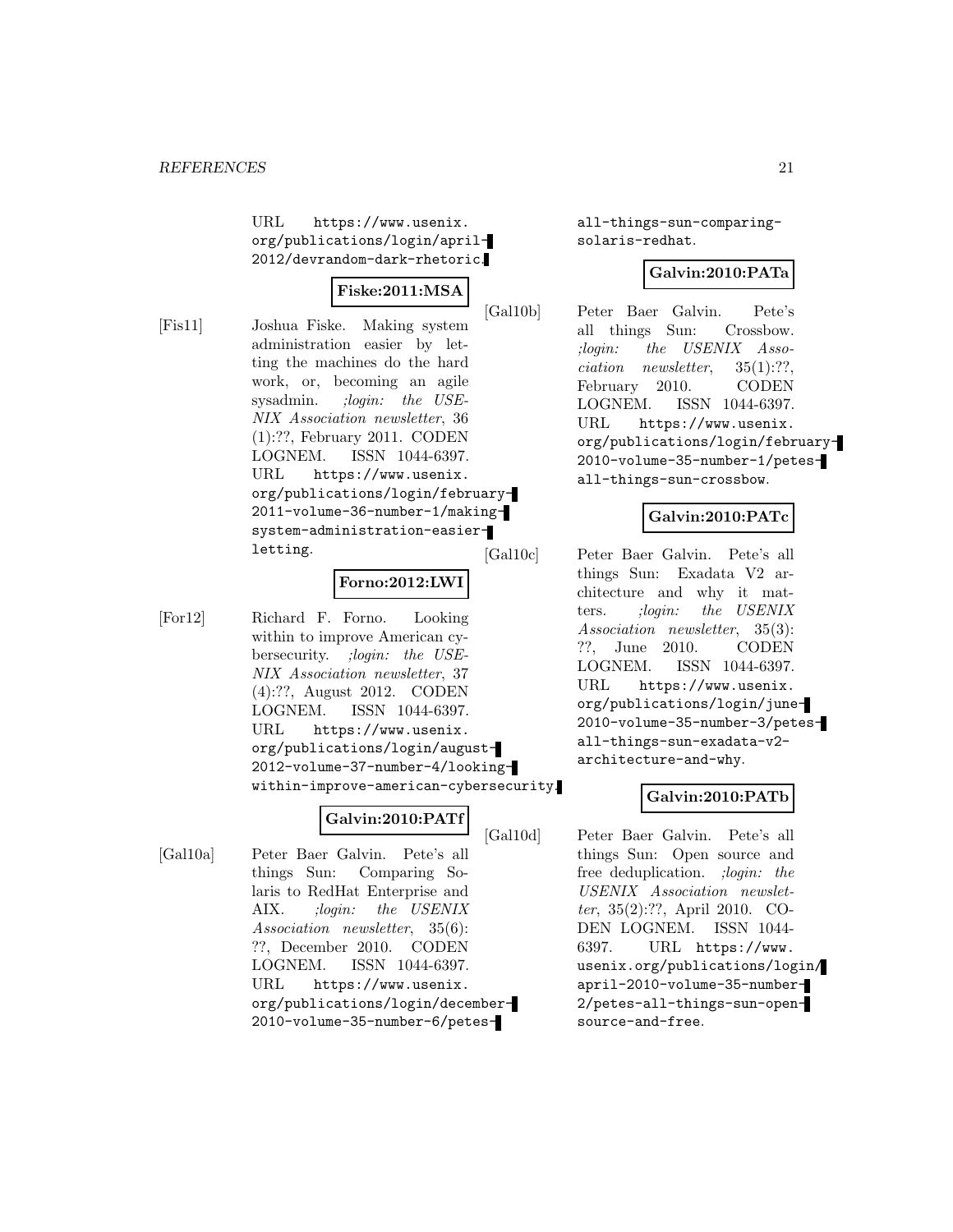URL https://www.usenix.org/publications/login/april-2012/devrandom-dark-rhetoric.

**Fiske:2011:MSA**

[Fis11] Joshua Fiske. Making system administration easier by letting the machines do the hard work, or, becoming an agile sysadmin. *;login: the USENIX Association newsletter*, 36 (1):??, February 2011. CODEN LOGNEM. ISSN 1044-6397. URL https://www.usenix.org/publications/login/february-2011-volume-36-number-1/making-system-administration-easier-letting.

**Forno:2012:LWI**

[For12] Richard F. Forno. Looking within to improve American cybersecurity. *;login: the USENIX Association newsletter*, 37 (4):??, August 2012. CODEN LOGNEM. ISSN 1044-6397. URL https://www.usenix.org/publications/login/august-2012-volume-37-number-4/looking-within-improve-american-cybersecurity.

**Galvin:2010:PATf**

[Gal10a] Peter Baer Galvin. Pete's all things Sun: Comparing Solaris to RedHat Enterprise and AIX. *;login: the USENIX Association newsletter*, 35(6): ??, December 2010. CODEN LOGNEM. ISSN 1044-6397. URL https://www.usenix.org/publications/login/december-2010-volume-35-number-6/petes-all-things-sun-comparing-solaris-redhat.

**Galvin:2010:PATa**

[Gal10b] Peter Baer Galvin. Pete's all things Sun: Crossbow. *;login: the USENIX Association newsletter*, 35(1):??, February 2010. CODEN LOGNEM. ISSN 1044-6397. URL https://www.usenix.org/publications/login/february-2010-volume-35-number-1/petes-all-things-sun-crossbow.

**Galvin:2010:PATc**

[Gal10c] Peter Baer Galvin. Pete's all things Sun: Exadata V2 architecture and why it matters. *;login: the USENIX Association newsletter*, 35(3): ??, June 2010. CODEN LOGNEM. ISSN 1044-6397. URL https://www.usenix.org/publications/login/june-2010-volume-35-number-3/petes-all-things-sun-exadata-v2-architecture-and-why.

**Galvin:2010:PATb**

[Gal10d] Peter Baer Galvin. Pete's all things Sun: Open source and free deduplication. *;login: the USENIX Association newsletter*, 35(2):??, April 2010. CODEN LOGNEM. ISSN 1044-6397. URL https://www.usenix.org/publications/login/april-2010-volume-35-number-2/petes-all-things-sun-open-source-and-free.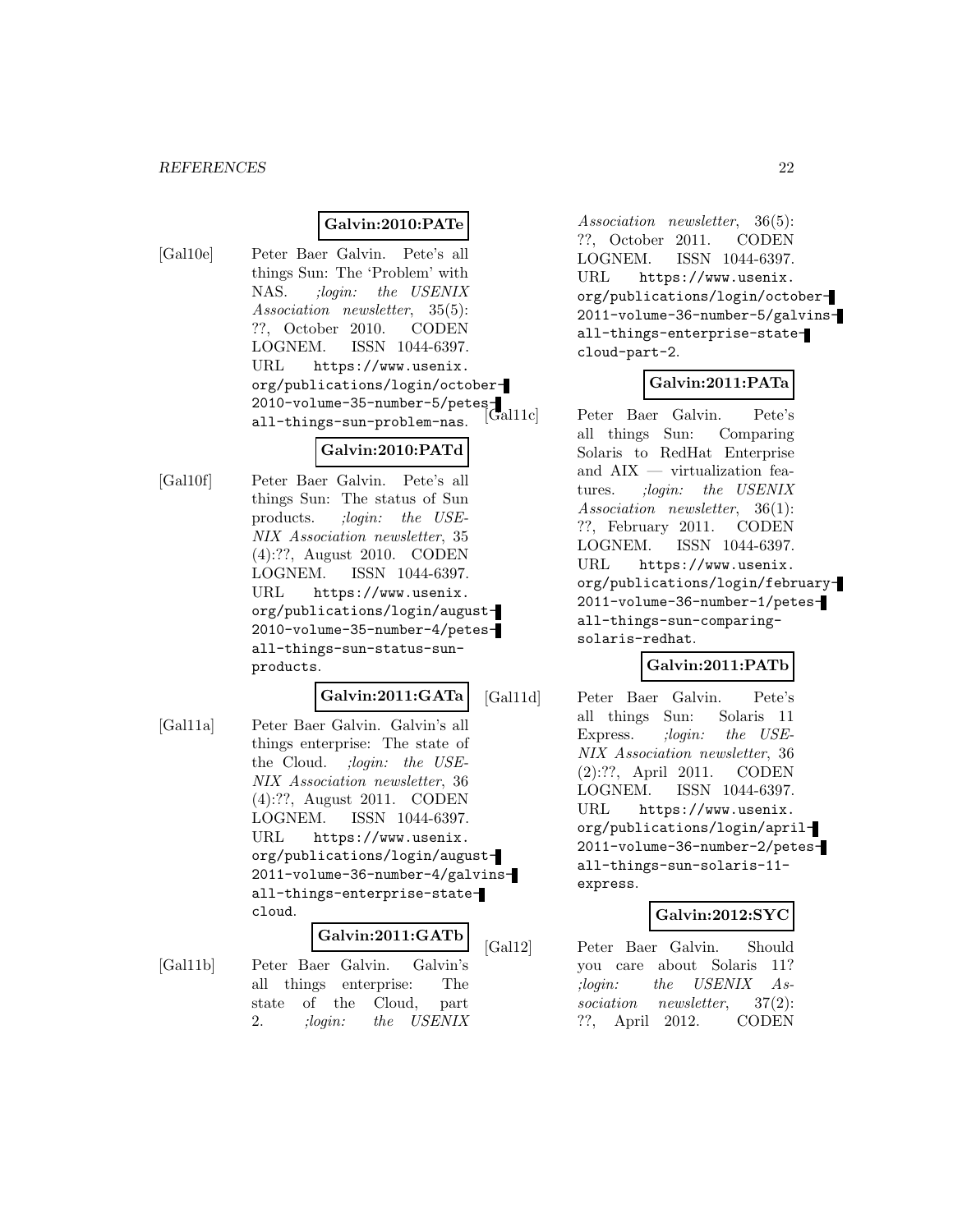**Galvin:2010:PATe**

[Gal10e] Peter Baer Galvin. Pete's all things Sun: The 'Problem' with NAS. *;login: the USENIX Association newsletter*, 35(5): ??, October 2010. CODEN LOGNEM. ISSN 1044-6397. URL `https://www.usenix.org/publications/login/october-2010-volume-35-number-5/petes-all-things-sun-problem-nas`.

**Galvin:2010:PATd**

[Gal10f] Peter Baer Galvin. Pete's all things Sun: The status of Sun products. *;login: the USENIX Association newsletter*, 35 (4):??, August 2010. CODEN LOGNEM. ISSN 1044-6397. URL `https://www.usenix.org/publications/login/august-2010-volume-35-number-4/petes-all-things-sun-status-sun-products`.

**Galvin:2011:GATa**

[Gal11a] Peter Baer Galvin. Galvin's all things enterprise: The state of the Cloud. *;login: the USENIX Association newsletter*, 36 (4):??, August 2011. CODEN LOGNEM. ISSN 1044-6397. URL `https://www.usenix.org/publications/login/august-2011-volume-36-number-4/galvins-all-things-enterprise-state-cloud`.

**Galvin:2011:GATb**

[Gal11b] Peter Baer Galvin. Galvin's all things enterprise: The state of the Cloud, part 2. *;login: the USENIX Association newsletter*, 36(5): ??, October 2011. CODEN LOGNEM. ISSN 1044-6397. URL `https://www.usenix.org/publications/login/october-2011-volume-36-number-5/galvins-all-things-enterprise-state-cloud-part-2`.

**Galvin:2011:PATa**

[Gal11c] Peter Baer Galvin. Pete's all things Sun: Comparing Solaris to RedHat Enterprise and AIX — virtualization features. *;login: the USENIX Association newsletter*, 36(1): ??, February 2011. CODEN LOGNEM. ISSN 1044-6397. URL `https://www.usenix.org/publications/login/february-2011-volume-36-number-1/petes-all-things-sun-comparing-solaris-redhat`.

**Galvin:2011:PATb**

[Gal11d] Peter Baer Galvin. Pete's all things Sun: Solaris 11 Express. *;login: the USENIX Association newsletter*, 36 (2):??, April 2011. CODEN LOGNEM. ISSN 1044-6397. URL `https://www.usenix.org/publications/login/april-2011-volume-36-number-2/petes-all-things-sun-solaris-11-express`.

**Galvin:2012:SYC**

[Gal12] Peter Baer Galvin. Should you care about Solaris 11? *;login: the USENIX Association newsletter*, 37(2): ??, April 2012. CODEN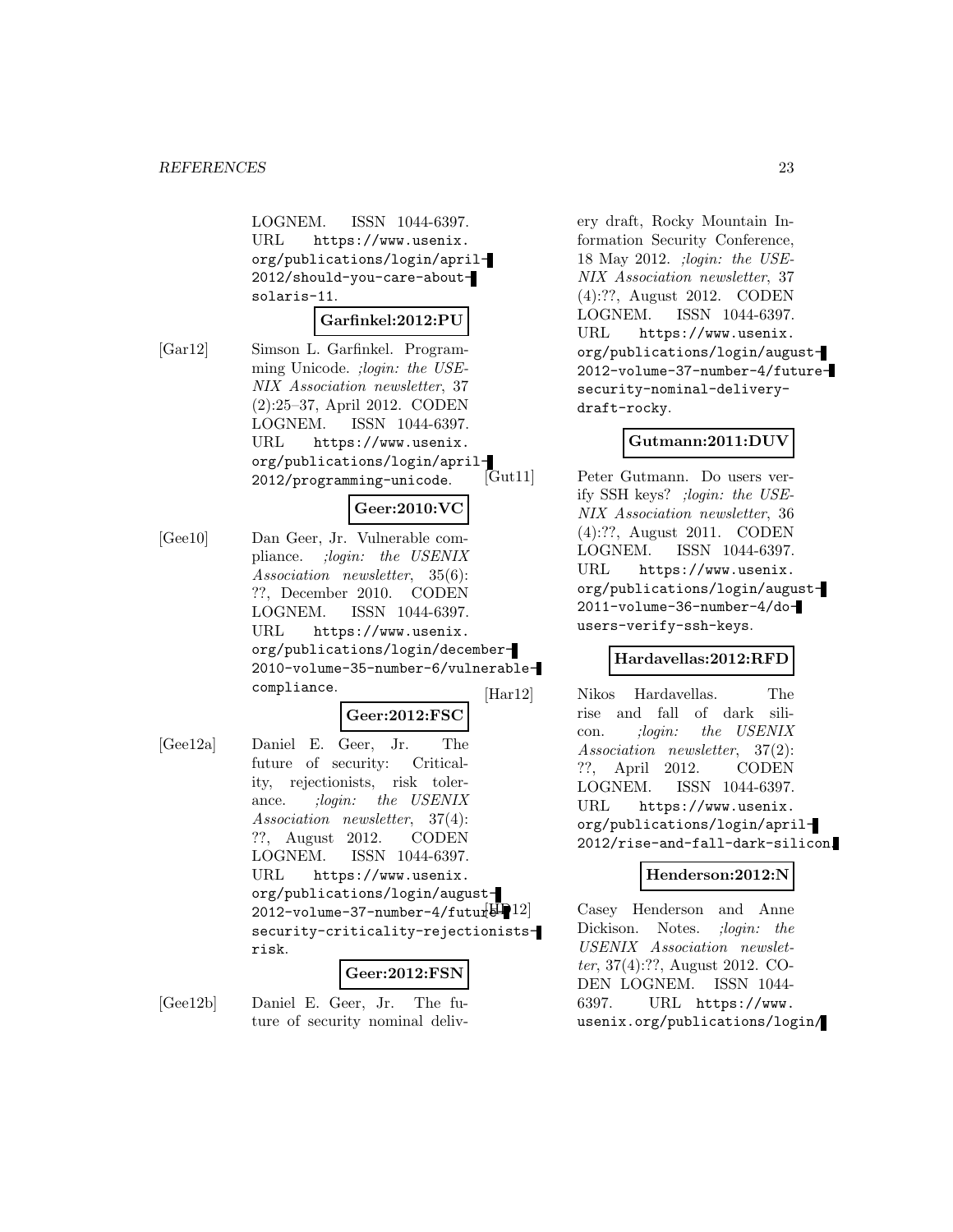LOGNEM. ISSN 1044-6397. URL https://www.usenix.org/publications/login/april-2012/should-you-care-about-solaris-11.

**Garfinkel:2012:PU**

[Gar12] Simson L. Garfinkel. Programming Unicode. *;login: the USENIX Association newsletter*, 37 (2):25–37, April 2012. CODEN LOGNEM. ISSN 1044-6397. URL https://www.usenix.org/publications/login/april-2012/programming-unicode.

**Geer:2010:VC**

[Gee10] Dan Geer, Jr. Vulnerable compliance. *;login: the USENIX Association newsletter*, 35(6): ??, December 2010. CODEN LOGNEM. ISSN 1044-6397. URL https://www.usenix.org/publications/login/december-2010-volume-35-number-6/vulnerable-compliance.

**Geer:2012:FSC**

[Gee12a] Daniel E. Geer, Jr. The future of security: Criticality, rejectionists, risk tolerance. *;login: the USENIX Association newsletter*, 37(4): ??, August 2012. CODEN LOGNEM. ISSN 1044-6397. URL https://www.usenix.org/publications/login/august-2012-volume-37-number-4/future-security-criticality-rejectionists-risk.

**Geer:2012:FSN**

[Gee12b] Daniel E. Geer, Jr. The future of security nominal delivery draft, Rocky Mountain Information Security Conference, 18 May 2012. *;login: the USENIX Association newsletter*, 37 (4):??, August 2012. CODEN LOGNEM. ISSN 1044-6397. URL https://www.usenix.org/publications/login/august-2012-volume-37-number-4/future-security-nominal-delivery-draft-rocky.

**Gutmann:2011:DUV**

[Gut11] Peter Gutmann. Do users verify SSH keys? *;login: the USENIX Association newsletter*, 36 (4):??, August 2011. CODEN LOGNEM. ISSN 1044-6397. URL https://www.usenix.org/publications/login/august-2011-volume-36-number-4/do-users-verify-ssh-keys.

**Hardavellas:2012:RFD**

[Har12] Nikos Hardavellas. The rise and fall of dark silicon. *;login: the USENIX Association newsletter*, 37(2): ??, April 2012. CODEN LOGNEM. ISSN 1044-6397. URL https://www.usenix.org/publications/login/april-2012/rise-and-fall-dark-silicon.

**Henderson:2012:N**

[HD12] Casey Henderson and Anne Dickison. Notes. *;login: the USENIX Association newsletter*, 37(4):??, August 2012. CODEN LOGNEM. ISSN 1044-6397. URL https://www.usenix.org/publications/login/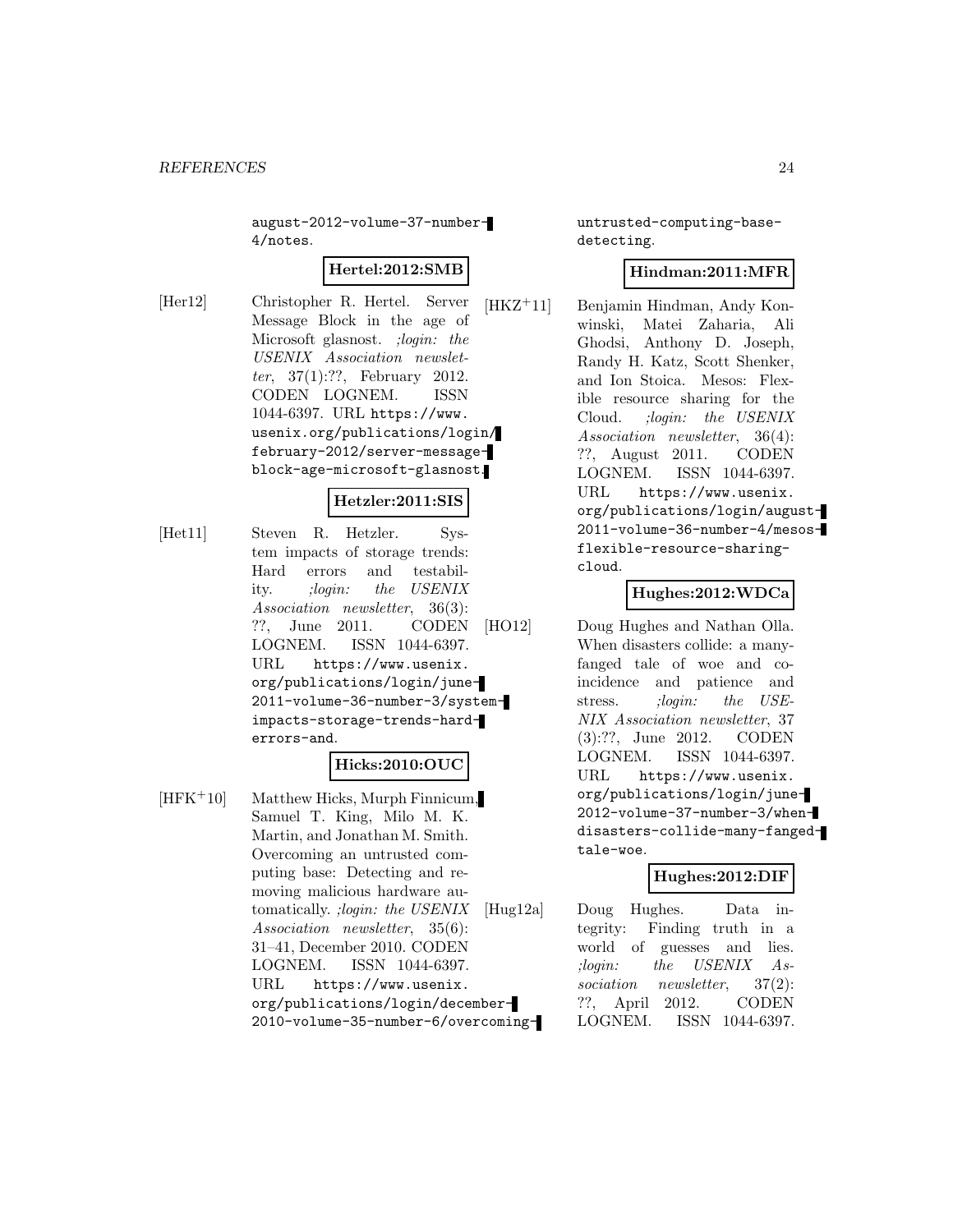august-2012-volume-37-number-4/notes.

**Hertel:2012:SMB**

[Her12] Christopher R. Hertel. Server Message Block in the age of Microsoft glasnost. *;login: the USENIX Association newsletter*, 37(1):??, February 2012. CODEN LOGNEM. ISSN 1044-6397. URL https://www.usenix.org/publications/login/february-2012/server-message-block-age-microsoft-glasnost.

**Hetzler:2011:SIS**

[Het11] Steven R. Hetzler. System impacts of storage trends: Hard errors and testability. *;login: the USENIX Association newsletter*, 36(3):??, June 2011. CODEN LOGNEM. ISSN 1044-6397. URL https://www.usenix.org/publications/login/june-2011-volume-36-number-3/system-impacts-storage-trends-hard-errors-and.

**Hicks:2010:OUC**

[HFK+10] Matthew Hicks, Murph Finnicum, Samuel T. King, Milo M. K. Martin, and Jonathan M. Smith. Overcoming an untrusted computing base: Detecting and removing malicious hardware automatically. *;login: the USENIX Association newsletter*, 35(6):31–41, December 2010. CODEN LOGNEM. ISSN 1044-6397. URL https://www.usenix.org/publications/login/december-2010-volume-35-number-6/overcoming-untrusted-computing-base-detecting.

**Hindman:2011:MFR**

[HKZ+11] Benjamin Hindman, Andy Konwinski, Matei Zaharia, Ali Ghodsi, Anthony D. Joseph, Randy H. Katz, Scott Shenker, and Ion Stoica. Mesos: Flexible resource sharing for the Cloud. *;login: the USENIX Association newsletter*, 36(4):??, August 2011. CODEN LOGNEM. ISSN 1044-6397. URL https://www.usenix.org/publications/login/august-2011-volume-36-number-4/mesos-flexible-resource-sharing-cloud.

**Hughes:2012:WDCa**

[HO12] Doug Hughes and Nathan Olla. When disasters collide: a many-fanged tale of woe and coincidence and patience and stress. *;login: the USENIX Association newsletter*, 37(3):??, June 2012. CODEN LOGNEM. ISSN 1044-6397. URL https://www.usenix.org/publications/login/june-2012-volume-37-number-3/when-disasters-collide-many-fanged-tale-woe.

**Hughes:2012:DIF**

[Hug12a] Doug Hughes. Data integrity: Finding truth in a world of guesses and lies. *;login: the USENIX Association newsletter*, 37(2):??, April 2012. CODEN LOGNEM. ISSN 1044-6397.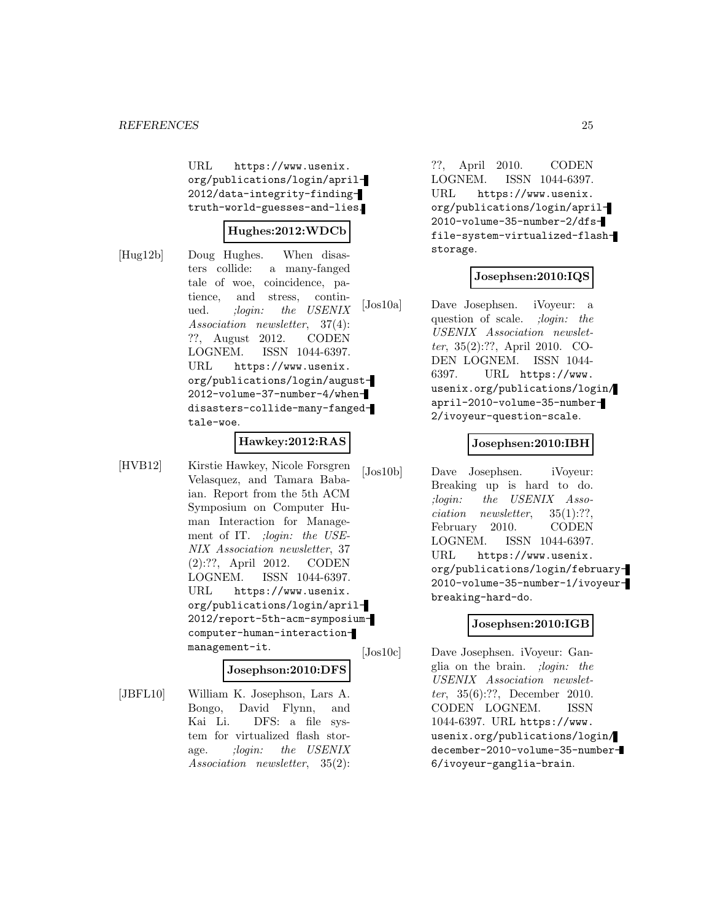URL https://www.usenix.org/publications/login/april-2012/data-integrity-finding-truth-world-guesses-and-lies.

**Hughes:2012:WDCb**

[Hug12b] Doug Hughes. When disasters collide: a many-fanged tale of woe, coincidence, patience, and stress, continued. *;login: the USENIX Association newsletter*, 37(4): ??, August 2012. CODEN LOGNEM. ISSN 1044-6397. URL https://www.usenix.org/publications/login/august-2012-volume-37-number-4/when-disasters-collide-many-fanged-tale-woe.

**Hawkey:2012:RAS**

[HVB12] Kirstie Hawkey, Nicole Forsgren Velasquez, and Tamara Babaian. Report from the 5th ACM Symposium on Computer Human Interaction for Management of IT. *;login: the USENIX Association newsletter*, 37 (2):??, April 2012. CODEN LOGNEM. ISSN 1044-6397. URL https://www.usenix.org/publications/login/april-2012/report-5th-acm-symposium-computer-human-interaction-management-it.

**Josephson:2010:DFS**

[JBFL10] William K. Josephson, Lars A. Bongo, David Flynn, and Kai Li. DFS: a file system for virtualized flash storage. *;login: the USENIX Association newsletter*, 35(2): ??, April 2010. CODEN LOGNEM. ISSN 1044-6397. URL https://www.usenix.org/publications/login/april-2010-volume-35-number-2/dfs-file-system-virtualized-flash-storage.

**Josephsen:2010:IQS**

[Jos10a] Dave Josephsen. iVoyeur: a question of scale. *;login: the USENIX Association newsletter*, 35(2):??, April 2010. CODEN LOGNEM. ISSN 1044-6397. URL https://www.usenix.org/publications/login/april-2010-volume-35-number-2/ivoyeur-question-scale.

**Josephsen:2010:IBH**

[Jos10b] Dave Josephsen. iVoyeur: Breaking up is hard to do. *;login: the USENIX Association newsletter*, 35(1):??, February 2010. CODEN LOGNEM. ISSN 1044-6397. URL https://www.usenix.org/publications/login/february-2010-volume-35-number-1/ivoyeur-breaking-hard-do.

**Josephsen:2010:IGB**

[Jos10c] Dave Josephsen. iVoyeur: Ganglia on the brain. *;login: the USENIX Association newsletter*, 35(6):??, December 2010. CODEN LOGNEM. ISSN 1044-6397. URL https://www.usenix.org/publications/login/december-2010-volume-35-number-6/ivoyeur-ganglia-brain.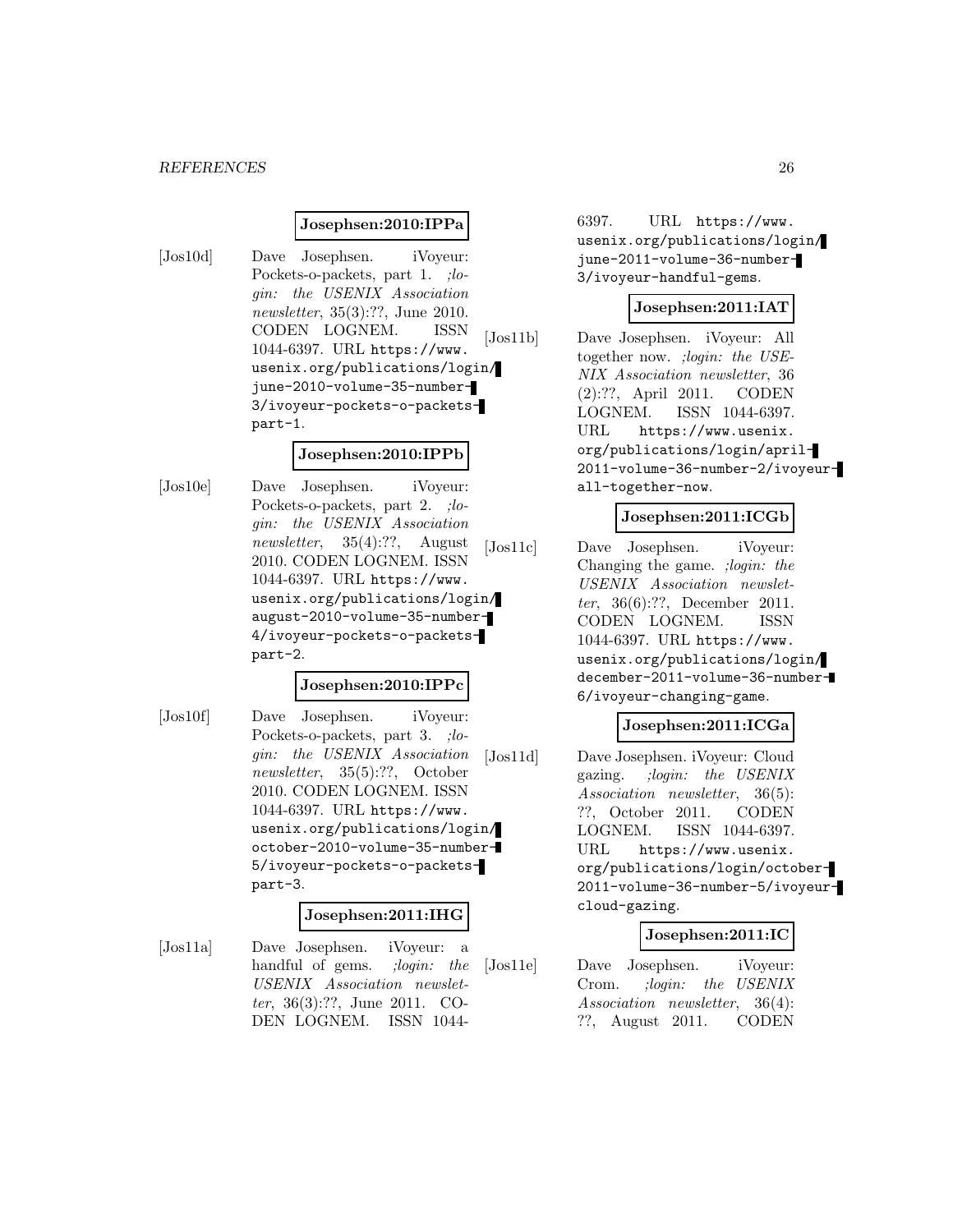**Josephsen:2010:IPPa**

[Jos10d] Dave Josephsen. iVoyeur: Pockets-o-packets, part 1. *;login: the USENIX Association newsletter*, 35(3):??, June 2010. CODEN LOGNEM. ISSN 1044-6397. URL https://www.usenix.org/publications/login/june-2010-volume-35-number-3/ivoyeur-pockets-o-packets-part-1.

**Josephsen:2010:IPPb**

[Jos10e] Dave Josephsen. iVoyeur: Pockets-o-packets, part 2. *;login: the USENIX Association newsletter*, 35(4):??, August 2010. CODEN LOGNEM. ISSN 1044-6397. URL https://www.usenix.org/publications/login/august-2010-volume-35-number-4/ivoyeur-pockets-o-packets-part-2.

**Josephsen:2010:IPPc**

[Jos10f] Dave Josephsen. iVoyeur: Pockets-o-packets, part 3. *;login: the USENIX Association newsletter*, 35(5):??, October 2010. CODEN LOGNEM. ISSN 1044-6397. URL https://www.usenix.org/publications/login/october-2010-volume-35-number-5/ivoyeur-pockets-o-packets-part-3.

**Josephsen:2011:IHG**

[Jos11a] Dave Josephsen. iVoyeur: a handful of gems. *;login: the USENIX Association newsletter*, 36(3):??, June 2011. CODEN LOGNEM. ISSN 1044-6397. URL https://www.usenix.org/publications/login/june-2011-volume-36-number-3/ivoyeur-handful-gems.

**Josephsen:2011:IAT**

[Jos11b] Dave Josephsen. iVoyeur: All together now. *;login: the USENIX Association newsletter*, 36(2):??, April 2011. CODEN LOGNEM. ISSN 1044-6397. URL https://www.usenix.org/publications/login/april-2011-volume-36-number-2/ivoyeur-all-together-now.

**Josephsen:2011:ICGb**

[Jos11c] Dave Josephsen. iVoyeur: Changing the game. *;login: the USENIX Association newsletter*, 36(6):??, December 2011. CODEN LOGNEM. ISSN 1044-6397. URL https://www.usenix.org/publications/login/december-2011-volume-36-number-6/ivoyeur-changing-game.

**Josephsen:2011:ICGa**

[Jos11d] Dave Josephsen. iVoyeur: Cloud gazing. *;login: the USENIX Association newsletter*, 36(5):??, October 2011. CODEN LOGNEM. ISSN 1044-6397. URL https://www.usenix.org/publications/login/october-2011-volume-36-number-5/ivoyeur-cloud-gazing.

**Josephsen:2011:IC**

[Jos11e] Dave Josephsen. iVoyeur: Crom. *;login: the USENIX Association newsletter*, 36(4):??, August 2011. CODEN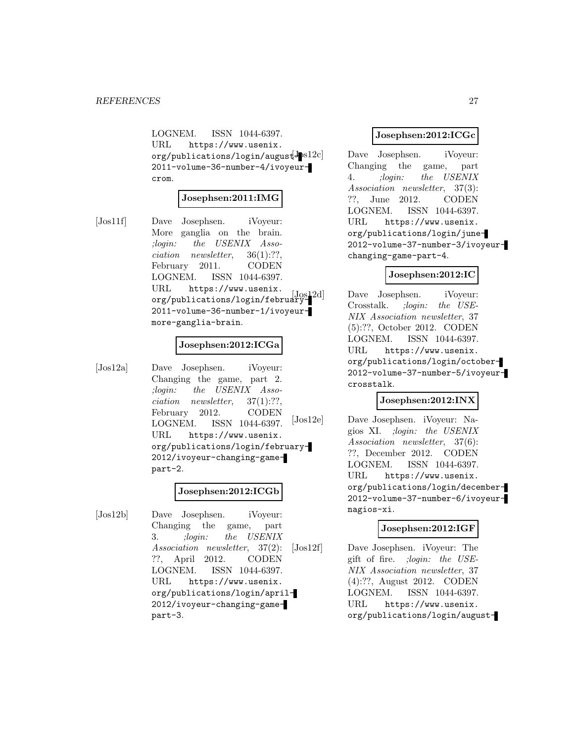LOGNEM. ISSN 1044-6397. URL https://www.usenix.org/publications/login/august-2011-volume-36-number-4/ivoyeur-crom.

**Josephsen:2011:IMG**

[Jos11f] Dave Josephsen. iVoyeur: More ganglia on the brain. *;login: the USENIX Association newsletter*, 36(1):??, February 2011. CODEN LOGNEM. ISSN 1044-6397. URL https://www.usenix.org/publications/login/february-2011-volume-36-number-1/ivoyeur-more-ganglia-brain.

**Josephsen:2012:ICGa**

[Jos12a] Dave Josephsen. iVoyeur: Changing the game, part 2. *;login: the USENIX Association newsletter*, 37(1):??, February 2012. CODEN LOGNEM. ISSN 1044-6397. URL https://www.usenix.org/publications/login/february-2012/ivoyeur-changing-game-part-2.

**Josephsen:2012:ICGb**

[Jos12b] Dave Josephsen. iVoyeur: Changing the game, part 3. *;login: the USENIX Association newsletter*, 37(2):??, April 2012. CODEN LOGNEM. ISSN 1044-6397. URL https://www.usenix.org/publications/login/april-2012/ivoyeur-changing-game-part-3.

**Josephsen:2012:ICGc**

[Jos12c] Dave Josephsen. iVoyeur: Changing the game, part 4. *;login: the USENIX Association newsletter*, 37(3):??, June 2012. CODEN LOGNEM. ISSN 1044-6397. URL https://www.usenix.org/publications/login/june-2012-volume-37-number-3/ivoyeur-changing-game-part-4.

**Josephsen:2012:IC**

[Jos12d] Dave Josephsen. iVoyeur: Crosstalk. *;login: the USENIX Association newsletter*, 37(5):??, October 2012. CODEN LOGNEM. ISSN 1044-6397. URL https://www.usenix.org/publications/login/october-2012-volume-37-number-5/ivoyeur-crosstalk.

**Josephsen:2012:INX**

[Jos12e] Dave Josephsen. iVoyeur: Nagios XI. *;login: the USENIX Association newsletter*, 37(6):??, December 2012. CODEN LOGNEM. ISSN 1044-6397. URL https://www.usenix.org/publications/login/december-2012-volume-37-number-6/ivoyeur-nagios-xi.

**Josephsen:2012:IGF**

[Jos12f] Dave Josephsen. iVoyeur: The gift of fire. *;login: the USENIX Association newsletter*, 37(4):??, August 2012. CODEN LOGNEM. ISSN 1044-6397. URL https://www.usenix.org/publications/login/august-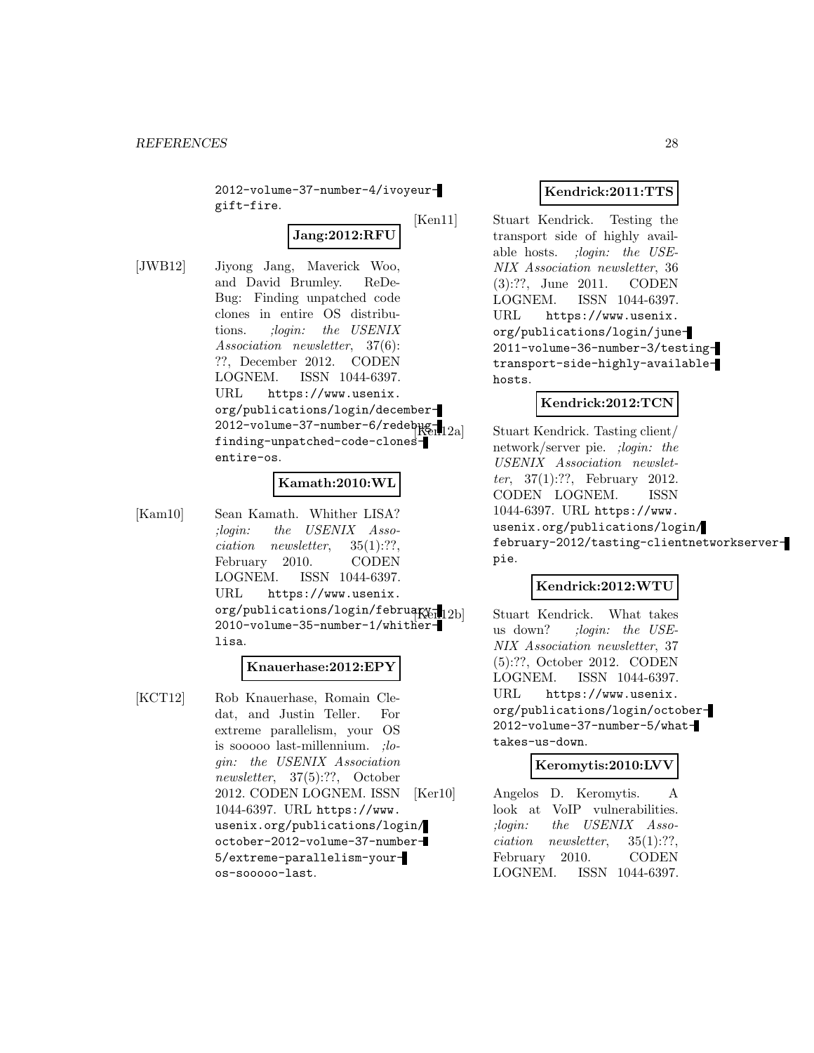2012-volume-37-number-4/ivoyeur-gift-fire.

**Jang:2012:RFU**

[JWB12] Jiyong Jang, Maverick Woo, and David Brumley. ReDeBug: Finding unpatched code clones in entire OS distributions. *;login: the USENIX Association newsletter*, 37(6):??, December 2012. CODEN LOGNEM. ISSN 1044-6397. URL https://www.usenix.org/publications/login/december-2012-volume-37-number-6/redebug-finding-unpatched-code-clones-entire-os.

**Kamath:2010:WL**

[Kam10] Sean Kamath. Whither LISA? *;login: the USENIX Association newsletter*, 35(1):??, February 2010. CODEN LOGNEM. ISSN 1044-6397. URL https://www.usenix.org/publications/login/february-2010-volume-35-number-1/whither-lisa.

**Knauerhase:2012:EPY**

[KCT12] Rob Knauerhase, Romain Cledat, and Justin Teller. For extreme parallelism, your OS is sooooo last-millennium. *;login: the USENIX Association newsletter*, 37(5):??, October 2012. CODEN LOGNEM. ISSN 1044-6397. URL https://www.usenix.org/publications/login/october-2012-volume-37-number-5/extreme-parallelism-your-os-sooooo-last.

**Kendrick:2011:TTS**

[Ken11] Stuart Kendrick. Testing the transport side of highly available hosts. *;login: the USENIX Association newsletter*, 36(3):??, June 2011. CODEN LOGNEM. ISSN 1044-6397. URL https://www.usenix.org/publications/login/june-2011-volume-36-number-3/testing-transport-side-highly-available-hosts.

**Kendrick:2012:TCN**

[Ken12a] Stuart Kendrick. Tasting client/network/server pie. *;login: the USENIX Association newsletter*, 37(1):??, February 2012. CODEN LOGNEM. ISSN 1044-6397. URL https://www.usenix.org/publications/login/february-2012/tasting-clientnetworkserver-pie.

**Kendrick:2012:WTU**

[Ken12b] Stuart Kendrick. What takes us down? *;login: the USENIX Association newsletter*, 37(5):??, October 2012. CODEN LOGNEM. ISSN 1044-6397. URL https://www.usenix.org/publications/login/october-2012-volume-37-number-5/what-takes-us-down.

**Keromytis:2010:LVV**

[Ker10] Angelos D. Keromytis. A look at VoIP vulnerabilities. *;login: the USENIX Association newsletter*, 35(1):??, February 2010. CODEN LOGNEM. ISSN 1044-6397.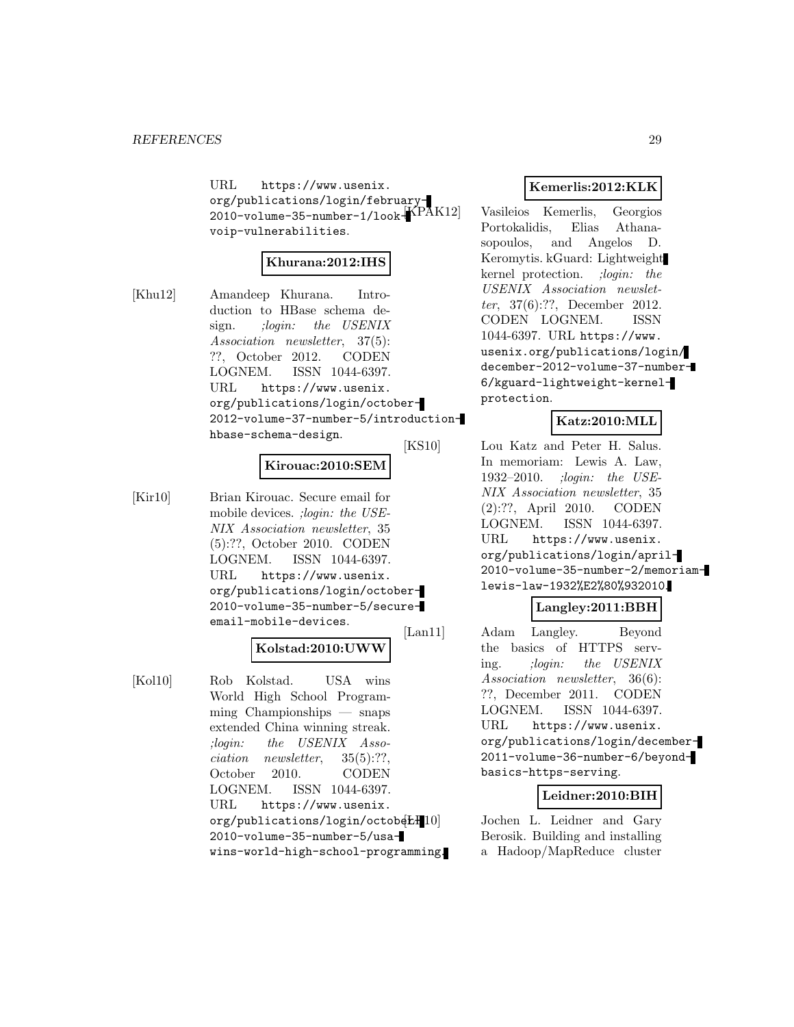URL https://www.usenix.org/publications/login/february-2010-volume-35-number-1/look-voip-vulnerabilities.

**Khurana:2012:IHS**

[Khu12] Amandeep Khurana. Introduction to HBase schema design. *;login: the USENIX Association newsletter*, 37(5): ??, October 2012. CODEN LOGNEM. ISSN 1044-6397. URL https://www.usenix.org/publications/login/october-2012-volume-37-number-5/introduction-hbase-schema-design.

**Kirouac:2010:SEM**

[Kir10] Brian Kirouac. Secure email for mobile devices. *;login: the USENIX Association newsletter*, 35 (5):??, October 2010. CODEN LOGNEM. ISSN 1044-6397. URL https://www.usenix.org/publications/login/october-2010-volume-35-number-5/secure-email-mobile-devices.

**Kolstad:2010:UWW**

[Kol10] Rob Kolstad. USA wins World High School Programming Championships — snaps extended China winning streak. *;login: the USENIX Association newsletter*, 35(5):??, October 2010. CODEN LOGNEM. ISSN 1044-6397. URL https://www.usenix.org/publications/login/october-2010-volume-35-number-5/usa-wins-world-high-school-programming.

**Kemerlis:2012:KLK**

[KPAK12] Vasileios Kemerlis, Georgios Portokalidis, Elias Athanasopoulos, and Angelos D. Keromytis. kGuard: Lightweight kernel protection. *;login: the USENIX Association newsletter*, 37(6):??, December 2012. CODEN LOGNEM. ISSN 1044-6397. URL https://www.usenix.org/publications/login/december-2012-volume-37-number-6/kguard-lightweight-kernel-protection.

**Katz:2010:MLL**

[KS10] Lou Katz and Peter H. Salus. In memoriam: Lewis A. Law, 1932–2010. *;login: the USENIX Association newsletter*, 35 (2):??, April 2010. CODEN LOGNEM. ISSN 1044-6397. URL https://www.usenix.org/publications/login/april-2010-volume-35-number-2/memoriam-lewis-law-1932%E2%80%932010.

**Langley:2011:BBH**

[Lan11] Adam Langley. Beyond the basics of HTTPS serving. *;login: the USENIX Association newsletter*, 36(6): ??, December 2011. CODEN LOGNEM. ISSN 1044-6397. URL https://www.usenix.org/publications/login/december-2011-volume-36-number-6/beyond-basics-https-serving.

**Leidner:2010:BIH**

[LB10] Jochen L. Leidner and Gary Berosik. Building and installing a Hadoop/MapReduce cluster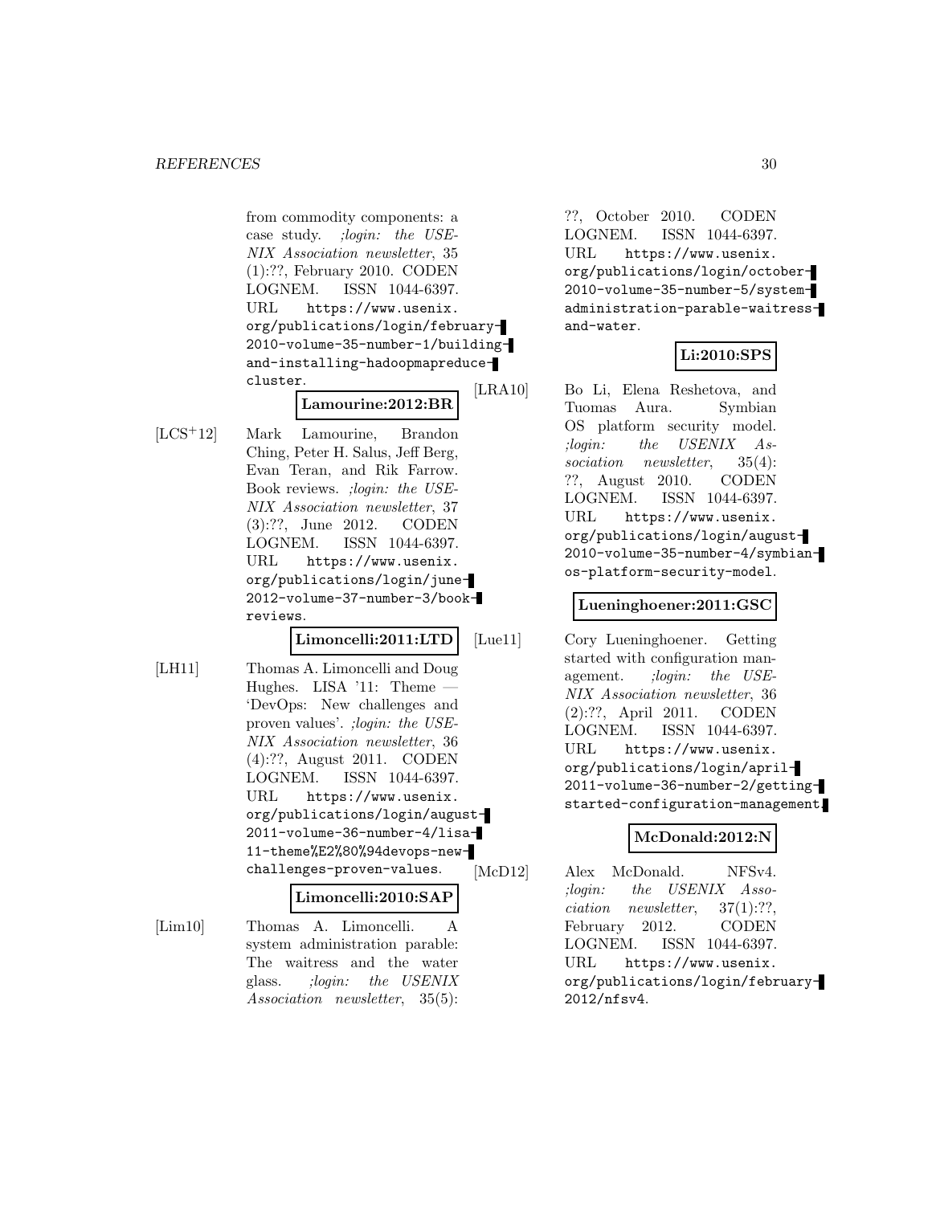from commodity components: a case study. *;login: the USENIX Association newsletter*, 35 (1):??, February 2010. CODEN LOGNEM. ISSN 1044-6397. URL https://www.usenix.org/publications/login/february-2010-volume-35-number-1/building-and-installing-hadoopmapreduce-cluster.

**Lamourine:2012:BR**

[LCS+12] Mark Lamourine, Brandon Ching, Peter H. Salus, Jeff Berg, Evan Teran, and Rik Farrow. Book reviews. *;login: the USENIX Association newsletter*, 37 (3):??, June 2012. CODEN LOGNEM. ISSN 1044-6397. URL https://www.usenix.org/publications/login/june-2012-volume-37-number-3/book-reviews.

**Limoncelli:2011:LTD**

[LH11] Thomas A. Limoncelli and Doug Hughes. LISA '11: Theme — 'DevOps: New challenges and proven values'. *;login: the USENIX Association newsletter*, 36 (4):??, August 2011. CODEN LOGNEM. ISSN 1044-6397. URL https://www.usenix.org/publications/login/august-2011-volume-36-number-4/lisa-11-theme%E2%80%94devops-new-challenges-proven-values.

**Limoncelli:2010:SAP**

[Lim10] Thomas A. Limoncelli. A system administration parable: The waitress and the water glass. *;login: the USENIX Association newsletter*, 35(5): ??, October 2010. CODEN LOGNEM. ISSN 1044-6397. URL https://www.usenix.org/publications/login/october-2010-volume-35-number-5/system-administration-parable-waitress-and-water.

**Li:2010:SPS**

[LRA10] Bo Li, Elena Reshetova, and Tuomas Aura. Symbian OS platform security model. *;login: the USENIX Association newsletter*, 35(4): ??, August 2010. CODEN LOGNEM. ISSN 1044-6397. URL https://www.usenix.org/publications/login/august-2010-volume-35-number-4/symbian-os-platform-security-model.

**Lueninghoener:2011:GSC**

[Lue11] Cory Lueninghoener. Getting started with configuration management. *;login: the USENIX Association newsletter*, 36 (2):??, April 2011. CODEN LOGNEM. ISSN 1044-6397. URL https://www.usenix.org/publications/login/april-2011-volume-36-number-2/getting-started-configuration-management.

**McDonald:2012:N**

[McD12] Alex McDonald. NFSv4. *;login: the USENIX Association newsletter*, 37(1):??, February 2012. CODEN LOGNEM. ISSN 1044-6397. URL https://www.usenix.org/publications/login/february-2012/nfsv4.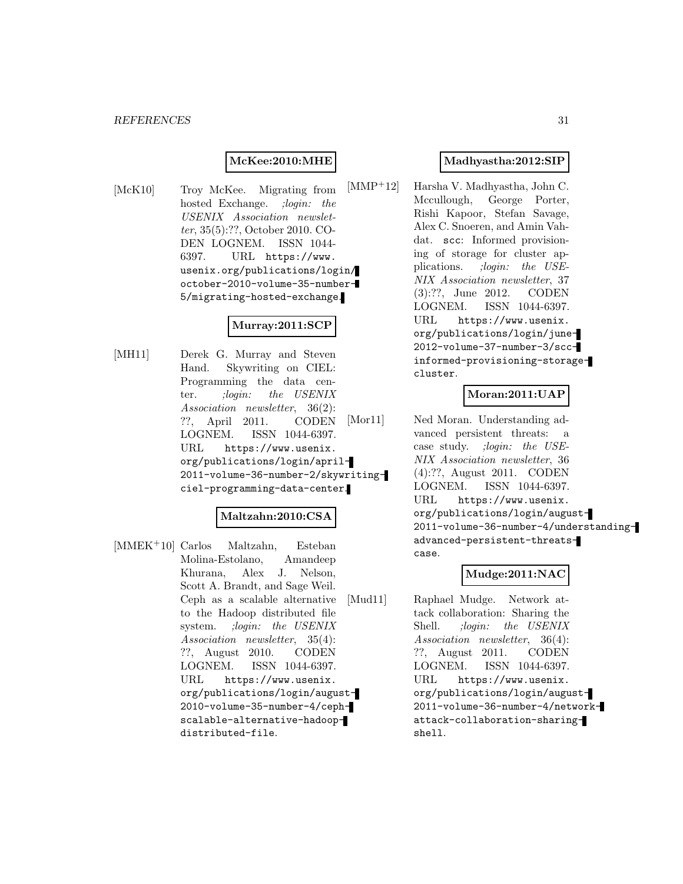**McKee:2010:MHE**

[McK10] Troy McKee. Migrating from hosted Exchange. *;login: the USENIX Association newsletter*, 35(5):??, October 2010. CODEN LOGNEM. ISSN 1044-6397. URL `https://www.usenix.org/publications/login/october-2010-volume-35-number-5/migrating-hosted-exchange`.

**Murray:2011:SCP**

[MH11] Derek G. Murray and Steven Hand. Skywriting on CIEL: Programming the data center. *;login: the USENIX Association newsletter*, 36(2):??, April 2011. CODEN LOGNEM. ISSN 1044-6397. URL `https://www.usenix.org/publications/login/april-2011-volume-36-number-2/skywriting-ciel-programming-data-center`.

**Maltzahn:2010:CSA**

[MMEK+10] Carlos Maltzahn, Esteban Molina-Estolano, Amandeep Khurana, Alex J. Nelson, Scott A. Brandt, and Sage Weil. Ceph as a scalable alternative to the Hadoop distributed file system. *;login: the USENIX Association newsletter*, 35(4):??, August 2010. CODEN LOGNEM. ISSN 1044-6397. URL `https://www.usenix.org/publications/login/august-2010-volume-35-number-4/ceph-scalable-alternative-hadoop-distributed-file`.

**Madhyastha:2012:SIP**

[MMP+12] Harsha V. Madhyastha, John C. Mccullough, George Porter, Rishi Kapoor, Stefan Savage, Alex C. Snoeren, and Amin Vahdat. `scc`: Informed provisioning of storage for cluster applications. *;login: the USENIX Association newsletter*, 37(3):??, June 2012. CODEN LOGNEM. ISSN 1044-6397. URL `https://www.usenix.org/publications/login/june-2012-volume-37-number-3/scc-informed-provisioning-storage-cluster`.

**Moran:2011:UAP**

[Mor11] Ned Moran. Understanding advanced persistent threats: a case study. *;login: the USENIX Association newsletter*, 36(4):??, August 2011. CODEN LOGNEM. ISSN 1044-6397. URL `https://www.usenix.org/publications/login/august-2011-volume-36-number-4/understanding-advanced-persistent-threats-case`.

**Mudge:2011:NAC**

[Mud11] Raphael Mudge. Network attack collaboration: Sharing the Shell. *;login: the USENIX Association newsletter*, 36(4):??, August 2011. CODEN LOGNEM. ISSN 1044-6397. URL `https://www.usenix.org/publications/login/august-2011-volume-36-number-4/network-attack-collaboration-sharing-shell`.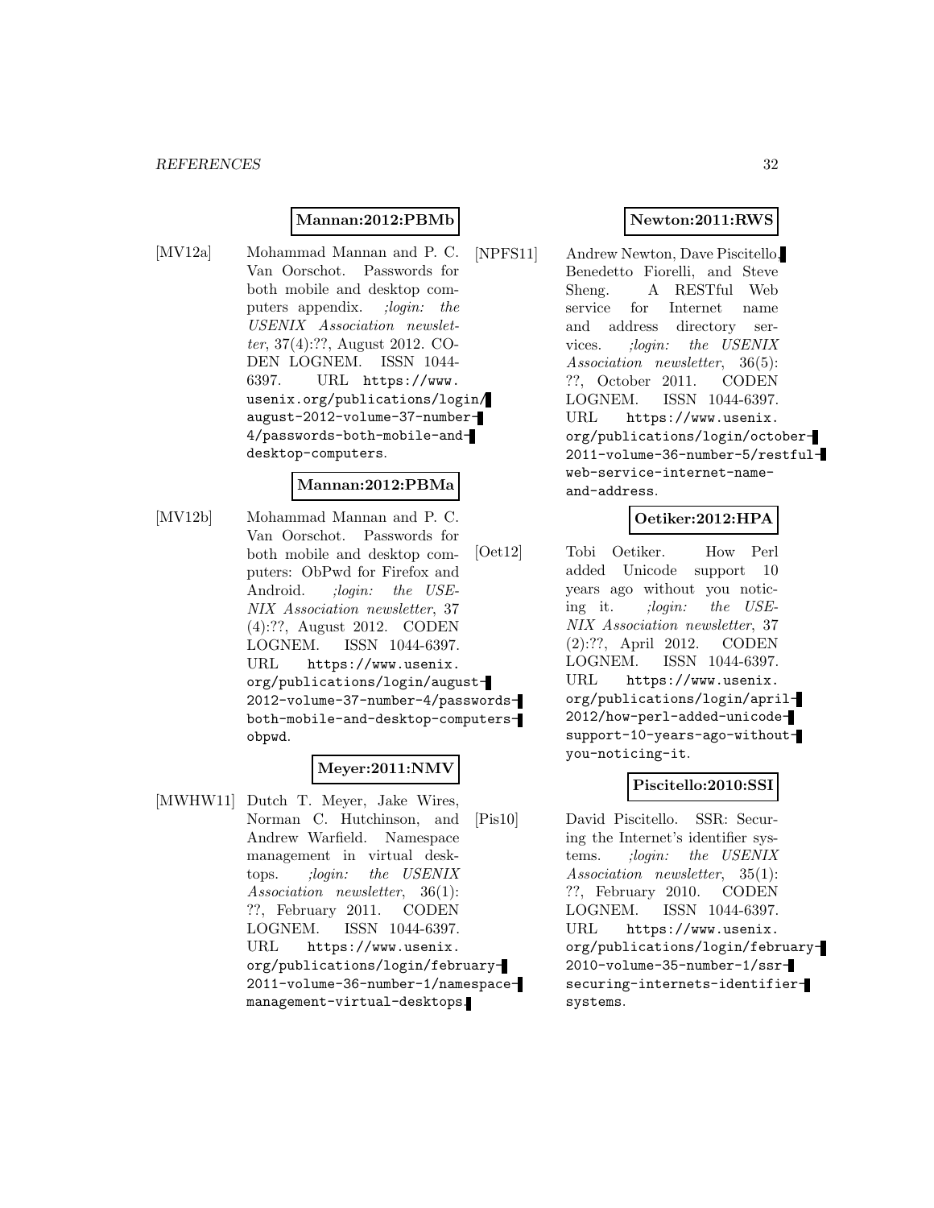**Mannan:2012:PBMb**

[MV12a] Mohammad Mannan and P. C. Van Oorschot. Passwords for both mobile and desktop computers appendix. *;login: the USENIX Association newsletter*, 37(4):??, August 2012. CODEN LOGNEM. ISSN 1044-6397. URL `https://www.usenix.org/publications/login/august-2012-volume-37-number-4/passwords-both-mobile-and-desktop-computers`.

**Mannan:2012:PBMa**

[MV12b] Mohammad Mannan and P. C. Van Oorschot. Passwords for both mobile and desktop computers: ObPwd for Firefox and Android. *;login: the USENIX Association newsletter*, 37 (4):??, August 2012. CODEN LOGNEM. ISSN 1044-6397. URL `https://www.usenix.org/publications/login/august-2012-volume-37-number-4/passwords-both-mobile-and-desktop-computers-obpwd`.

**Meyer:2011:NMV**

[MWHW11] Dutch T. Meyer, Jake Wires, Norman C. Hutchinson, and Andrew Warfield. Namespace management in virtual desktops. *;login: the USENIX Association newsletter*, 36(1): ??, February 2011. CODEN LOGNEM. ISSN 1044-6397. URL `https://www.usenix.org/publications/login/february-2011-volume-36-number-1/namespace-management-virtual-desktops`.

**Newton:2011:RWS**

[NPFS11] Andrew Newton, Dave Piscitello, Benedetto Fiorelli, and Steve Sheng. A RESTful Web service for Internet name and address directory services. *;login: the USENIX Association newsletter*, 36(5): ??, October 2011. CODEN LOGNEM. ISSN 1044-6397. URL `https://www.usenix.org/publications/login/october-2011-volume-36-number-5/restful-web-service-internet-name-and-address`.

**Oetiker:2012:HPA**

[Oet12] Tobi Oetiker. How Perl added Unicode support 10 years ago without you noticing it. *;login: the USENIX Association newsletter*, 37 (2):??, April 2012. CODEN LOGNEM. ISSN 1044-6397. URL `https://www.usenix.org/publications/login/april-2012/how-perl-added-unicode-support-10-years-ago-without-you-noticing-it`.

**Piscitello:2010:SSI**

[Pis10] David Piscitello. SSR: Securing the Internet's identifier systems. *;login: the USENIX Association newsletter*, 35(1): ??, February 2010. CODEN LOGNEM. ISSN 1044-6397. URL `https://www.usenix.org/publications/login/february-2010-volume-35-number-1/ssr-securing-internets-identifier-systems`.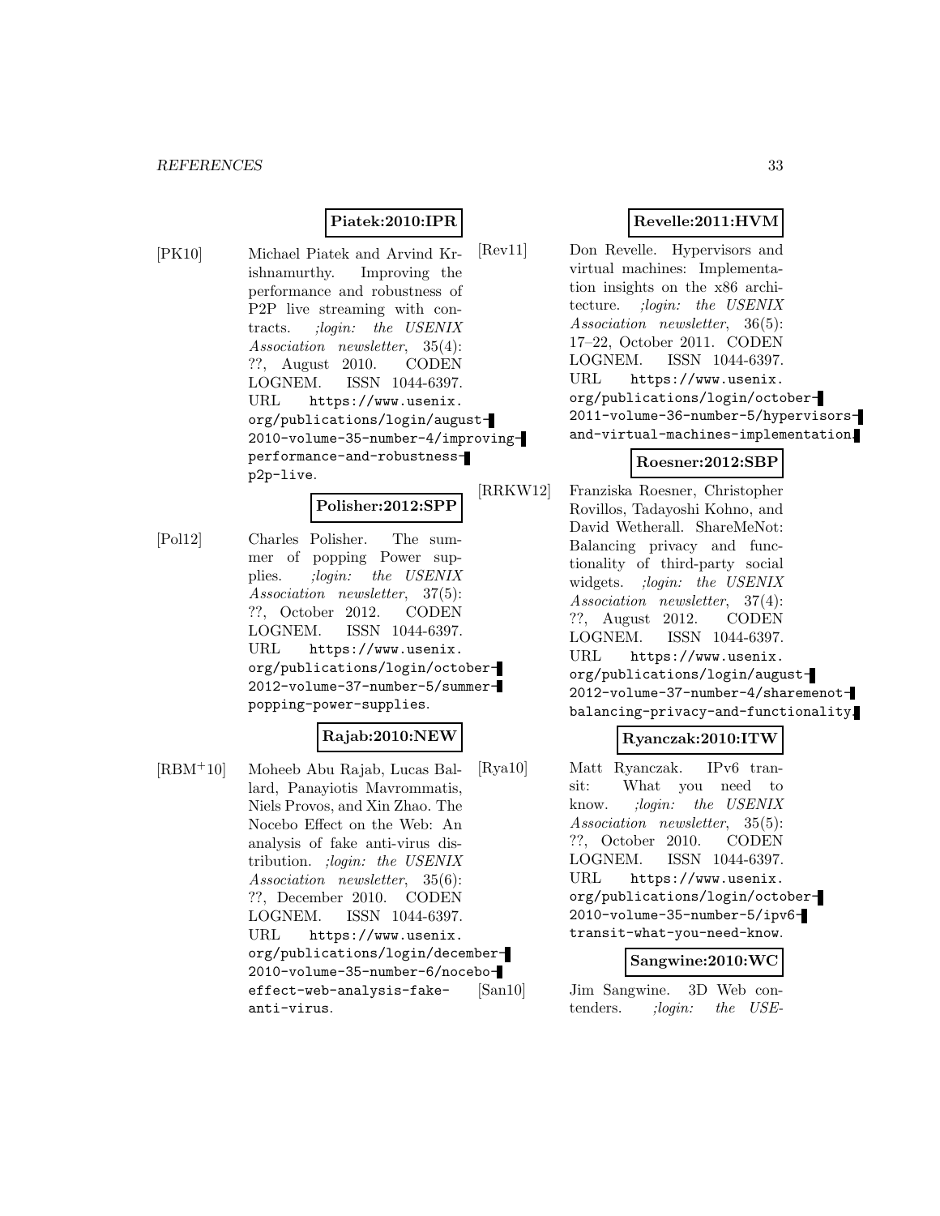**Piatek:2010:IPR**

[PK10] Michael Piatek and Arvind Krishnamurthy. Improving the performance and robustness of P2P live streaming with contracts. *;login: the USENIX Association newsletter*, 35(4): ??, August 2010. CODEN LOGNEM. ISSN 1044-6397. URL `https://www.usenix.org/publications/login/august-2010-volume-35-number-4/improving-performance-and-robustness-p2p-live`.

**Polisher:2012:SPP**

[Pol12] Charles Polisher. The summer of popping Power supplies. *;login: the USENIX Association newsletter*, 37(5): ??, October 2012. CODEN LOGNEM. ISSN 1044-6397. URL `https://www.usenix.org/publications/login/october-2012-volume-37-number-5/summer-popping-power-supplies`.

**Rajab:2010:NEW**

[RBM+10] Moheeb Abu Rajab, Lucas Ballard, Panayiotis Mavrommatis, Niels Provos, and Xin Zhao. The Nocebo Effect on the Web: An analysis of fake anti-virus distribution. *;login: the USENIX Association newsletter*, 35(6): ??, December 2010. CODEN LOGNEM. ISSN 1044-6397. URL `https://www.usenix.org/publications/login/december-2010-volume-35-number-6/nocebo-effect-web-analysis-fake-anti-virus`.

**Revelle:2011:HVM**

[Rev11] Don Revelle. Hypervisors and virtual machines: Implementation insights on the x86 architecture. *;login: the USENIX Association newsletter*, 36(5): 17–22, October 2011. CODEN LOGNEM. ISSN 1044-6397. URL `https://www.usenix.org/publications/login/october-2011-volume-36-number-5/hypervisors-and-virtual-machines-implementation`.

**Roesner:2012:SBP**

[RRKW12] Franziska Roesner, Christopher Rovillos, Tadayoshi Kohno, and David Wetherall. ShareMeNot: Balancing privacy and functionality of third-party social widgets. *;login: the USENIX Association newsletter*, 37(4): ??, August 2012. CODEN LOGNEM. ISSN 1044-6397. URL `https://www.usenix.org/publications/login/august-2012-volume-37-number-4/sharemenot-balancing-privacy-and-functionality`.

**Ryanczak:2010:ITW**

[Rya10] Matt Ryanczak. IPv6 transit: What you need to know. *;login: the USENIX Association newsletter*, 35(5): ??, October 2010. CODEN LOGNEM. ISSN 1044-6397. URL `https://www.usenix.org/publications/login/october-2010-volume-35-number-5/ipv6-transit-what-you-need-know`.

**Sangwine:2010:WC**

[San10] Jim Sangwine. 3D Web contenders. *;login: the USE-*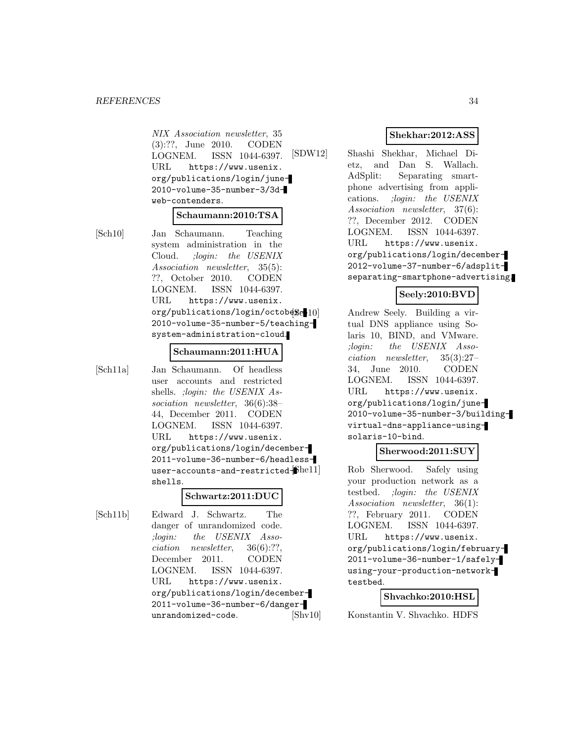*NIX Association newsletter*, 35 (3):??, June 2010. CODEN LOGNEM. ISSN 1044-6397. URL `https://www.usenix.org/publications/login/june-2010-volume-35-number-3/3d-web-contenders`.

**Schaumann:2010:TSA**

[Sch10] Jan Schaumann. Teaching system administration in the Cloud. *;login: the USENIX Association newsletter*, 35(5): ??, October 2010. CODEN LOGNEM. ISSN 1044-6397. URL `https://www.usenix.org/publications/login/october-2010-volume-35-number-5/teaching-system-administration-cloud`.

**Schaumann:2011:HUA**

[Sch11a] Jan Schaumann. Of headless user accounts and restricted shells. *;login: the USENIX Association newsletter*, 36(6):38–44, December 2011. CODEN LOGNEM. ISSN 1044-6397. URL `https://www.usenix.org/publications/login/december-2011-volume-36-number-6/headless-user-accounts-and-restricted-shells`.

**Schwartz:2011:DUC**

[Sch11b] Edward J. Schwartz. The danger of unrandomized code. *;login: the USENIX Association newsletter*, 36(6):??, December 2011. CODEN LOGNEM. ISSN 1044-6397. URL `https://www.usenix.org/publications/login/december-2011-volume-36-number-6/danger-unrandomized-code`.

**Shekhar:2012:ASS**

[SDW12] Shashi Shekhar, Michael Dietz, and Dan S. Wallach. AdSplit: Separating smartphone advertising from applications. *;login: the USENIX Association newsletter*, 37(6): ??, December 2012. CODEN LOGNEM. ISSN 1044-6397. URL `https://www.usenix.org/publications/login/december-2012-volume-37-number-6/adsplit-separating-smartphone-advertising`.

**Seely:2010:BVD**

[See10] Andrew Seely. Building a virtual DNS appliance using Solaris 10, BIND, and VMware. *;login: the USENIX Association newsletter*, 35(3):27–34, June 2010. CODEN LOGNEM. ISSN 1044-6397. URL `https://www.usenix.org/publications/login/june-2010-volume-35-number-3/building-virtual-dns-appliance-using-solaris-10-bind`.

**Sherwood:2011:SUY**

[She11] Rob Sherwood. Safely using your production network as a testbed. *;login: the USENIX Association newsletter*, 36(1): ??, February 2011. CODEN LOGNEM. ISSN 1044-6397. URL `https://www.usenix.org/publications/login/february-2011-volume-36-number-1/safely-using-your-production-network-testbed`.

**Shvachko:2010:HSL**

[Shv10] Konstantin V. Shvachko. HDFS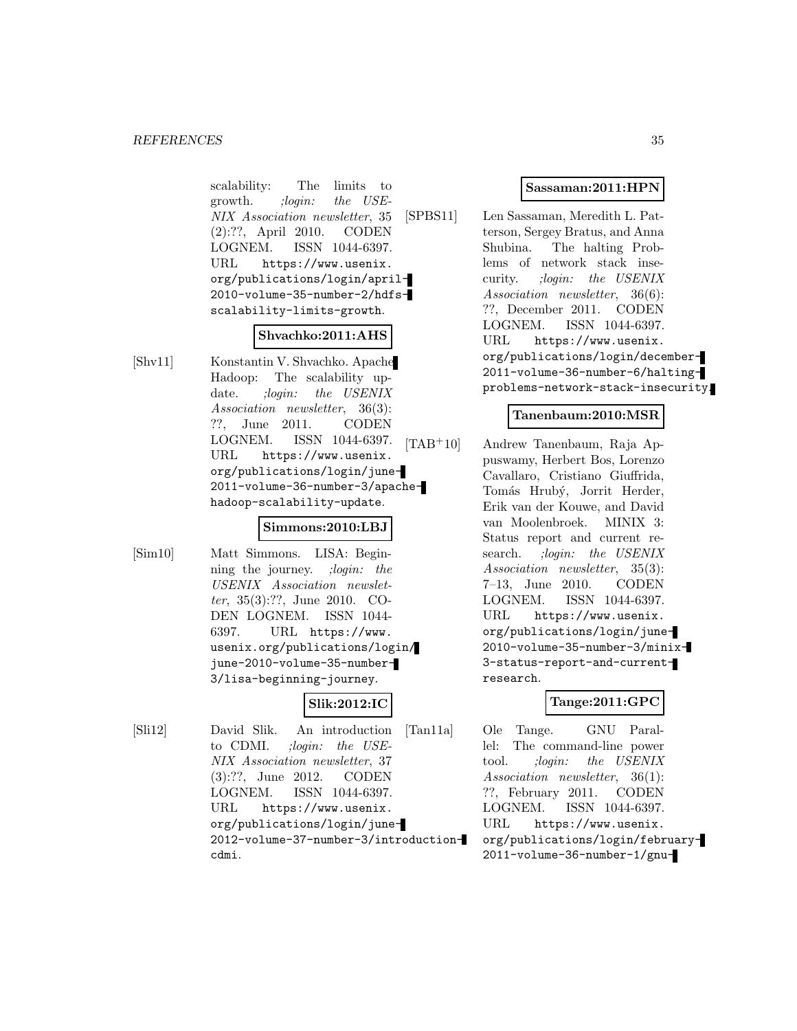scalability: The limits to growth. *;login: the USENIX Association newsletter*, 35 (2):??, April 2010. CODEN LOGNEM. ISSN 1044-6397. URL `https://www.usenix.org/publications/login/april-2010-volume-35-number-2/hdfs-scalability-limits-growth`.

**Shvachko:2011:AHS**

[Shv11] Konstantin V. Shvachko. Apache Hadoop: The scalability update. *;login: the USENIX Association newsletter*, 36(3): ??, June 2011. CODEN LOGNEM. ISSN 1044-6397. URL `https://www.usenix.org/publications/login/june-2011-volume-36-number-3/apache-hadoop-scalability-update`.

**Simmons:2010:LBJ**

[Sim10] Matt Simmons. LISA: Beginning the journey. *;login: the USENIX Association newsletter*, 35(3):??, June 2010. CODEN LOGNEM. ISSN 1044-6397. URL `https://www.usenix.org/publications/login/june-2010-volume-35-number-3/lisa-beginning-journey`.

**Slik:2012:IC**

[Sli12] David Slik. An introduction to CDMI. *;login: the USENIX Association newsletter*, 37 (3):??, June 2012. CODEN LOGNEM. ISSN 1044-6397. URL `https://www.usenix.org/publications/login/june-2012-volume-37-number-3/introduction-cdmi`.

**Sassaman:2011:HPN**

[SPBS11] Len Sassaman, Meredith L. Patterson, Sergey Bratus, and Anna Shubina. The halting Problems of network stack insecurity. *;login: the USENIX Association newsletter*, 36(6): ??, December 2011. CODEN LOGNEM. ISSN 1044-6397. URL `https://www.usenix.org/publications/login/december-2011-volume-36-number-6/halting-problems-network-stack-insecurity`.

**Tanenbaum:2010:MSR**

[TAB+10] Andrew Tanenbaum, Raja Appuswamy, Herbert Bos, Lorenzo Cavallaro, Cristiano Giuffrida, Tomás Hrubý, Jorrit Herder, Erik van der Kouwe, and David van Moolenbroek. MINIX 3: Status report and current research. *;login: the USENIX Association newsletter*, 35(3): 7–13, June 2010. CODEN LOGNEM. ISSN 1044-6397. URL `https://www.usenix.org/publications/login/june-2010-volume-35-number-3/minix-3-status-report-and-current-research`.

**Tange:2011:GPC**

[Tan11a] Ole Tange. GNU Parallel: The command-line power tool. *;login: the USENIX Association newsletter*, 36(1): ??, February 2011. CODEN LOGNEM. ISSN 1044-6397. URL `https://www.usenix.org/publications/login/february-2011-volume-36-number-1/gnu-`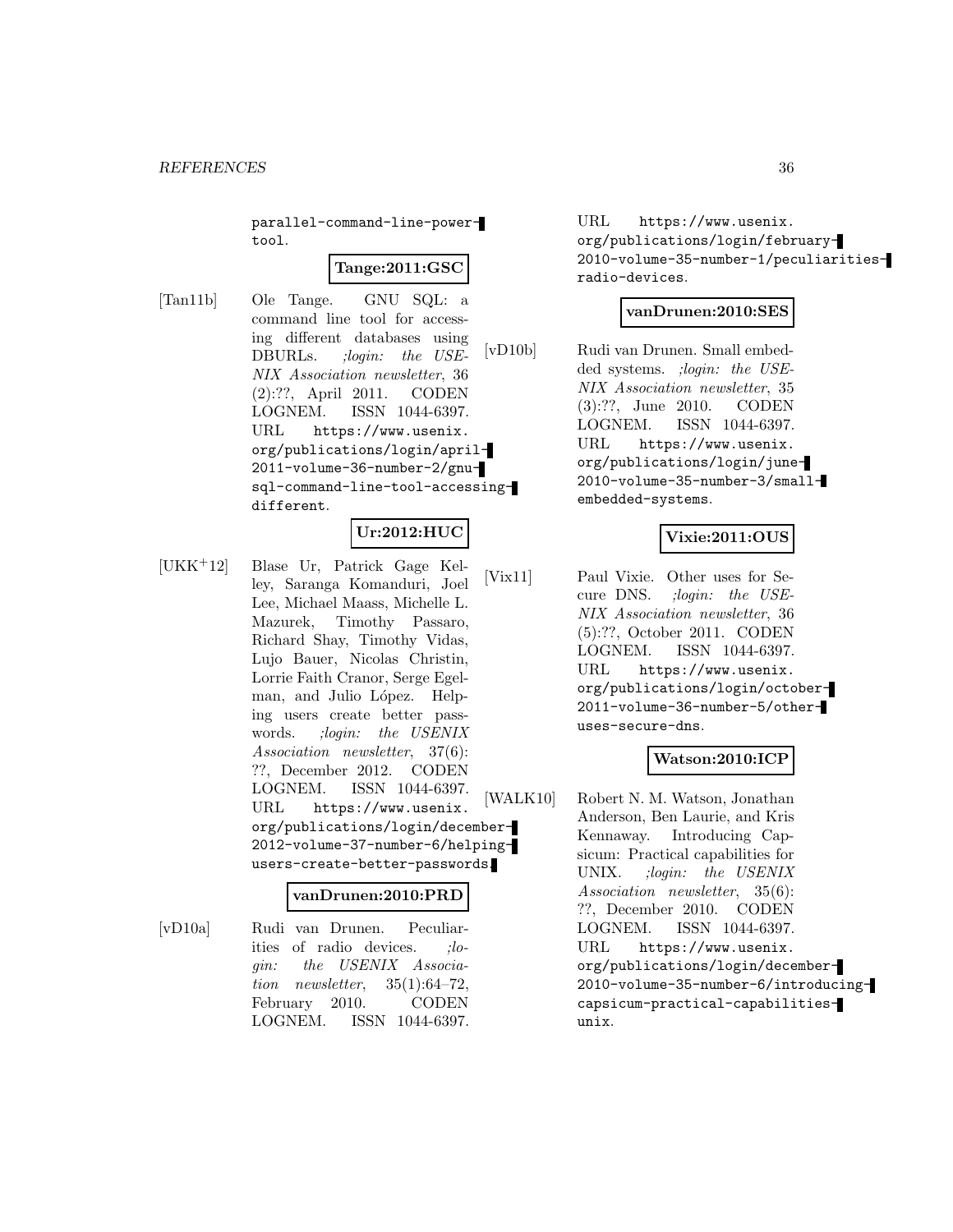parallel-command-line-power-tool.

**Tange:2011:GSC**

[Tan11b] Ole Tange. GNU SQL: a command line tool for accessing different databases using DBURLs. *;login: the USENIX Association newsletter*, 36 (2):??, April 2011. CODEN LOGNEM. ISSN 1044-6397. URL `https://www.usenix.org/publications/login/april-2011-volume-36-number-2/gnu-sql-command-line-tool-accessing-different`.

**Ur:2012:HUC**

[UKK+12] Blase Ur, Patrick Gage Kelley, Saranga Komanduri, Joel Lee, Michael Maass, Michelle L. Mazurek, Timothy Passaro, Richard Shay, Timothy Vidas, Lujo Bauer, Nicolas Christin, Lorrie Faith Cranor, Serge Egelman, and Julio López. Helping users create better passwords. *;login: the USENIX Association newsletter*, 37(6): ??, December 2012. CODEN LOGNEM. ISSN 1044-6397. URL `https://www.usenix.org/publications/login/december-2012-volume-37-number-6/helping-users-create-better-passwords`.

**vanDrunen:2010:PRD**

[vD10a] Rudi van Drunen. Peculiarities of radio devices. *;login: the USENIX Association newsletter*, 35(1):64–72, February 2010. CODEN LOGNEM. ISSN 1044-6397. URL `https://www.usenix.org/publications/login/february-2010-volume-35-number-1/peculiarities-radio-devices`.

**vanDrunen:2010:SES**

[vD10b] Rudi van Drunen. Small embedded systems. *;login: the USENIX Association newsletter*, 35 (3):??, June 2010. CODEN LOGNEM. ISSN 1044-6397. URL `https://www.usenix.org/publications/login/june-2010-volume-35-number-3/small-embedded-systems`.

**Vixie:2011:OUS**

[Vix11] Paul Vixie. Other uses for Secure DNS. *;login: the USENIX Association newsletter*, 36 (5):??, October 2011. CODEN LOGNEM. ISSN 1044-6397. URL `https://www.usenix.org/publications/login/october-2011-volume-36-number-5/other-uses-secure-dns`.

**Watson:2010:ICP**

[WALK10] Robert N. M. Watson, Jonathan Anderson, Ben Laurie, and Kris Kennaway. Introducing Capsicum: Practical capabilities for UNIX. *;login: the USENIX Association newsletter*, 35(6): ??, December 2010. CODEN LOGNEM. ISSN 1044-6397. URL `https://www.usenix.org/publications/login/december-2010-volume-35-number-6/introducing-capsicum-practical-capabilities-unix`.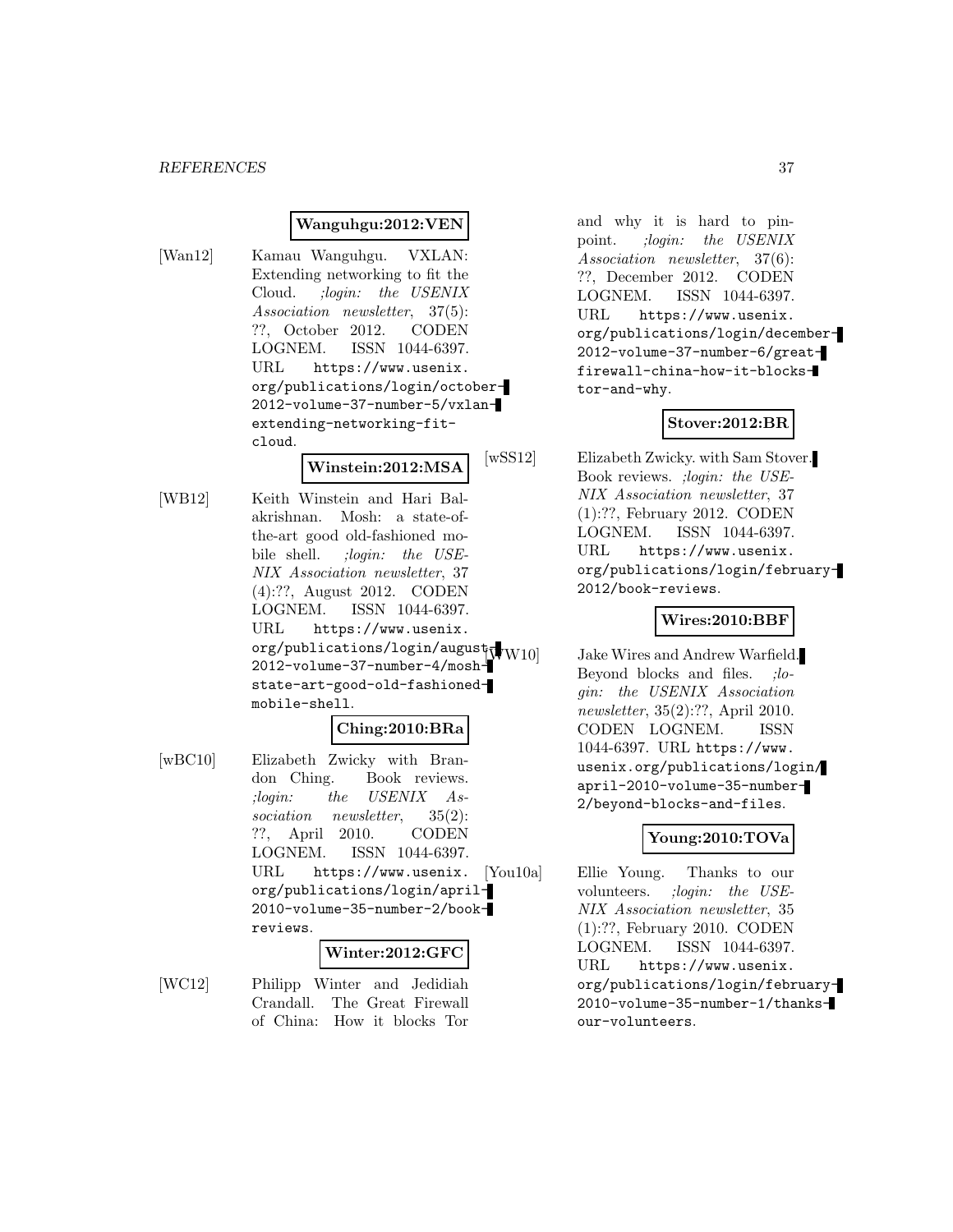**Wanguhgu:2012:VEN**

[Wan12] Kamau Wanguhgu. VXLAN: Extending networking to fit the Cloud. *;login: the USENIX Association newsletter*, 37(5): ??, October 2012. CODEN LOGNEM. ISSN 1044-6397. URL `https://www.usenix.org/publications/login/october-2012-volume-37-number-5/vxlan-extending-networking-fit-cloud`.

**Winstein:2012:MSA**

[WB12] Keith Winstein and Hari Balakrishnan. Mosh: a state-of-the-art good old-fashioned mobile shell. *;login: the USENIX Association newsletter*, 37 (4):??, August 2012. CODEN LOGNEM. ISSN 1044-6397. URL `https://www.usenix.org/publications/login/august-2012-volume-37-number-4/mosh-state-art-good-old-fashioned-mobile-shell`.

**Ching:2010:BRa**

[wBC10] Elizabeth Zwicky with Brandon Ching. Book reviews. *;login: the USENIX Association newsletter*, 35(2): ??, April 2010. CODEN LOGNEM. ISSN 1044-6397. URL `https://www.usenix.org/publications/login/april-2010-volume-35-number-2/book-reviews`.

**Winter:2012:GFC**

[WC12] Philipp Winter and Jedidiah Crandall. The Great Firewall of China: How it blocks Tor and why it is hard to pinpoint. *;login: the USENIX Association newsletter*, 37(6): ??, December 2012. CODEN LOGNEM. ISSN 1044-6397. URL `https://www.usenix.org/publications/login/december-2012-volume-37-number-6/great-firewall-china-how-it-blocks-tor-and-why`.

**Stover:2012:BR**

[wSS12] Elizabeth Zwicky. with Sam Stover. Book reviews. *;login: the USENIX Association newsletter*, 37 (1):??, February 2012. CODEN LOGNEM. ISSN 1044-6397. URL `https://www.usenix.org/publications/login/february-2012/book-reviews`.

**Wires:2010:BBF**

[WW10] Jake Wires and Andrew Warfield. Beyond blocks and files. *;login: the USENIX Association newsletter*, 35(2):??, April 2010. CODEN LOGNEM. ISSN 1044-6397. URL `https://www.usenix.org/publications/login/april-2010-volume-35-number-2/beyond-blocks-and-files`.

**Young:2010:TOVa**

[You10a] Ellie Young. Thanks to our volunteers. *;login: the USENIX Association newsletter*, 35 (1):??, February 2010. CODEN LOGNEM. ISSN 1044-6397. URL `https://www.usenix.org/publications/login/february-2010-volume-35-number-1/thanks-our-volunteers`.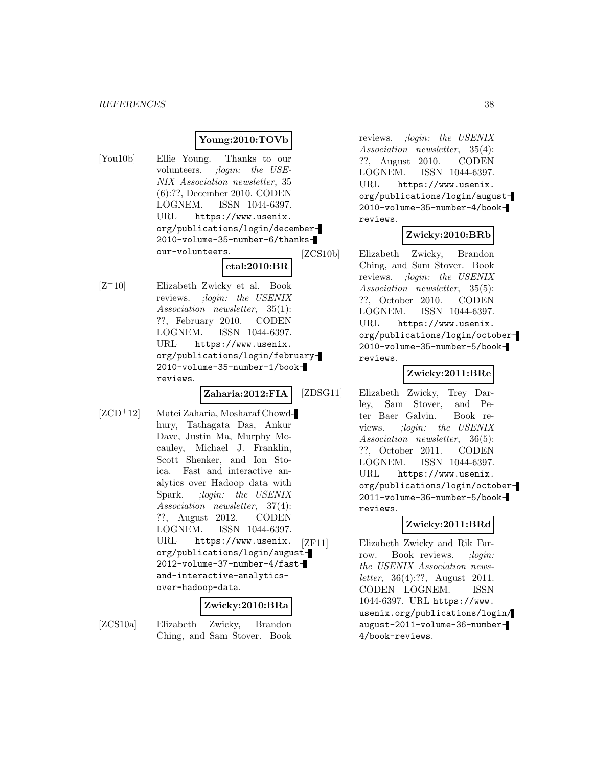**Young:2010:TOVb**

[You10b] Ellie Young. Thanks to our volunteers. *;login: the USENIX Association newsletter*, 35 (6):??, December 2010. CODEN LOGNEM. ISSN 1044-6397. URL https://www.usenix.org/publications/login/december-2010-volume-35-number-6/thanks-our-volunteers.

**etal:2010:BR**

[Z+10] Elizabeth Zwicky et al. Book reviews. *;login: the USENIX Association newsletter*, 35(1): ??, February 2010. CODEN LOGNEM. ISSN 1044-6397. URL https://www.usenix.org/publications/login/february-2010-volume-35-number-1/book-reviews.

**Zaharia:2012:FIA**

[ZCD+12] Matei Zaharia, Mosharaf Chowdhury, Tathagata Das, Ankur Dave, Justin Ma, Murphy Mccauley, Michael J. Franklin, Scott Shenker, and Ion Stoica. Fast and interactive analytics over Hadoop data with Spark. *;login: the USENIX Association newsletter*, 37(4): ??, August 2012. CODEN LOGNEM. ISSN 1044-6397. URL https://www.usenix.org/publications/login/august-2012-volume-37-number-4/fast-and-interactive-analytics-over-hadoop-data.

**Zwicky:2010:BRa**

[ZCS10a] Elizabeth Zwicky, Brandon Ching, and Sam Stover. Book reviews. *;login: the USENIX Association newsletter*, 35(4): ??, August 2010. CODEN LOGNEM. ISSN 1044-6397. URL https://www.usenix.org/publications/login/august-2010-volume-35-number-4/book-reviews.

**Zwicky:2010:BRb**

[ZCS10b] Elizabeth Zwicky, Brandon Ching, and Sam Stover. Book reviews. *;login: the USENIX Association newsletter*, 35(5): ??, October 2010. CODEN LOGNEM. ISSN 1044-6397. URL https://www.usenix.org/publications/login/october-2010-volume-35-number-5/book-reviews.

**Zwicky:2011:BRe**

[ZDSG11] Elizabeth Zwicky, Trey Darley, Sam Stover, and Peter Baer Galvin. Book reviews. *;login: the USENIX Association newsletter*, 36(5): ??, October 2011. CODEN LOGNEM. ISSN 1044-6397. URL https://www.usenix.org/publications/login/october-2011-volume-36-number-5/book-reviews.

**Zwicky:2011:BRd**

[ZF11] Elizabeth Zwicky and Rik Farrow. Book reviews. *;login: the USENIX Association newsletter*, 36(4):??, August 2011. CODEN LOGNEM. ISSN 1044-6397. URL https://www.usenix.org/publications/login/august-2011-volume-36-number-4/book-reviews.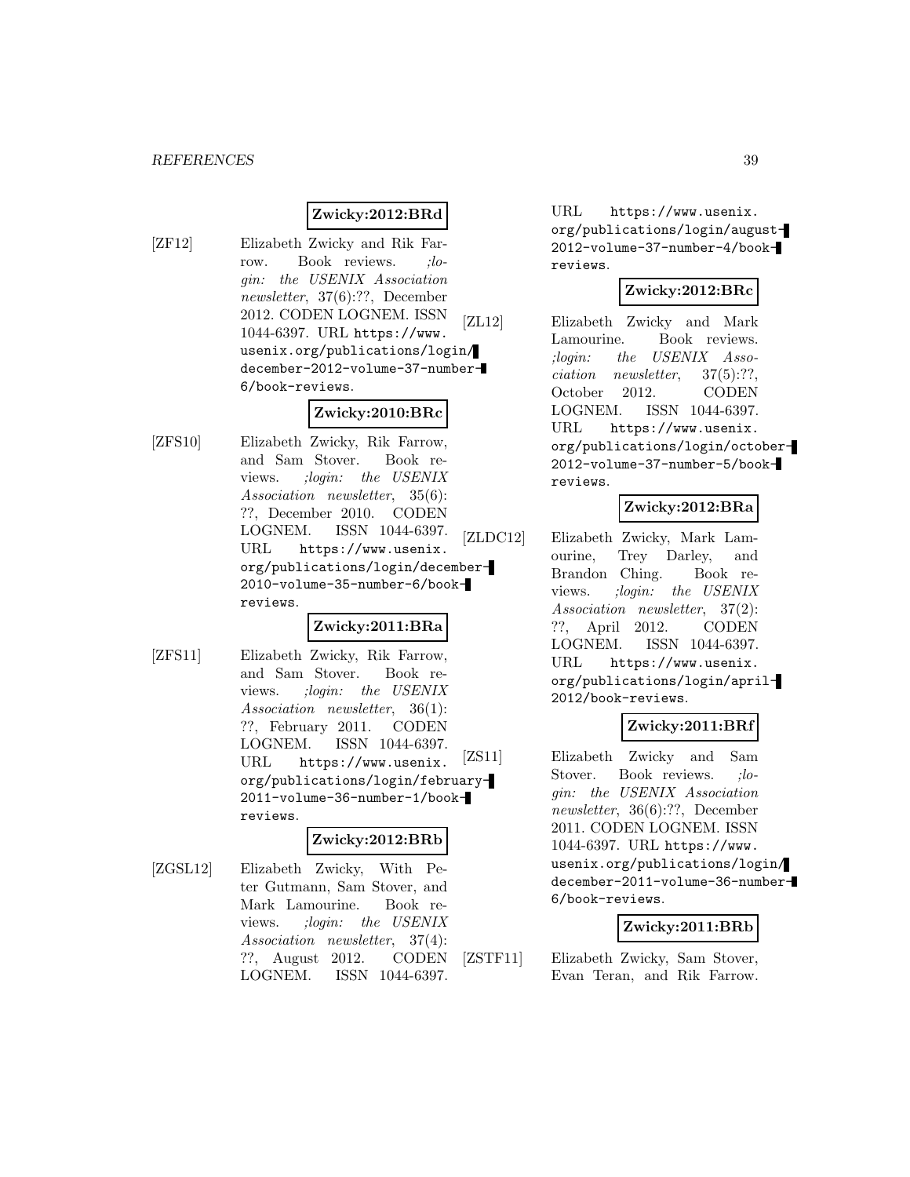**Zwicky:2012:BRd**

[ZF12] Elizabeth Zwicky and Rik Farrow. Book reviews. *;login: the USENIX Association newsletter*, 37(6):??, December 2012. CODEN LOGNEM. ISSN 1044-6397. URL `https://www.usenix.org/publications/login/december-2012-volume-37-number-6/book-reviews`.

**Zwicky:2010:BRc**

[ZFS10] Elizabeth Zwicky, Rik Farrow, and Sam Stover. Book reviews. *;login: the USENIX Association newsletter*, 35(6):??, December 2010. CODEN LOGNEM. ISSN 1044-6397. URL `https://www.usenix.org/publications/login/december-2010-volume-35-number-6/book-reviews`.

**Zwicky:2011:BRa**

[ZFS11] Elizabeth Zwicky, Rik Farrow, and Sam Stover. Book reviews. *;login: the USENIX Association newsletter*, 36(1):??, February 2011. CODEN LOGNEM. ISSN 1044-6397. URL `https://www.usenix.org/publications/login/february-2011-volume-36-number-1/book-reviews`.

**Zwicky:2012:BRb**

[ZGSL12] Elizabeth Zwicky, With Peter Gutmann, Sam Stover, and Mark Lamourine. Book reviews. *;login: the USENIX Association newsletter*, 37(4):??, August 2012. CODEN LOGNEM. ISSN 1044-6397. URL `https://www.usenix.org/publications/login/august-2012-volume-37-number-4/book-reviews`.

**Zwicky:2012:BRc**

[ZL12] Elizabeth Zwicky and Mark Lamourine. Book reviews. *;login: the USENIX Association newsletter*, 37(5):??, October 2012. CODEN LOGNEM. ISSN 1044-6397. URL `https://www.usenix.org/publications/login/october-2012-volume-37-number-5/book-reviews`.

**Zwicky:2012:BRa**

[ZLDC12] Elizabeth Zwicky, Mark Lamourine, Trey Darley, and Brandon Ching. Book reviews. *;login: the USENIX Association newsletter*, 37(2):??, April 2012. CODEN LOGNEM. ISSN 1044-6397. URL `https://www.usenix.org/publications/login/april-2012/book-reviews`.

**Zwicky:2011:BRf**

[ZS11] Elizabeth Zwicky and Sam Stover. Book reviews. *;login: the USENIX Association newsletter*, 36(6):??, December 2011. CODEN LOGNEM. ISSN 1044-6397. URL `https://www.usenix.org/publications/login/december-2011-volume-36-number-6/book-reviews`.

**Zwicky:2011:BRb**

[ZSTF11] Elizabeth Zwicky, Sam Stover, Evan Teran, and Rik Farrow.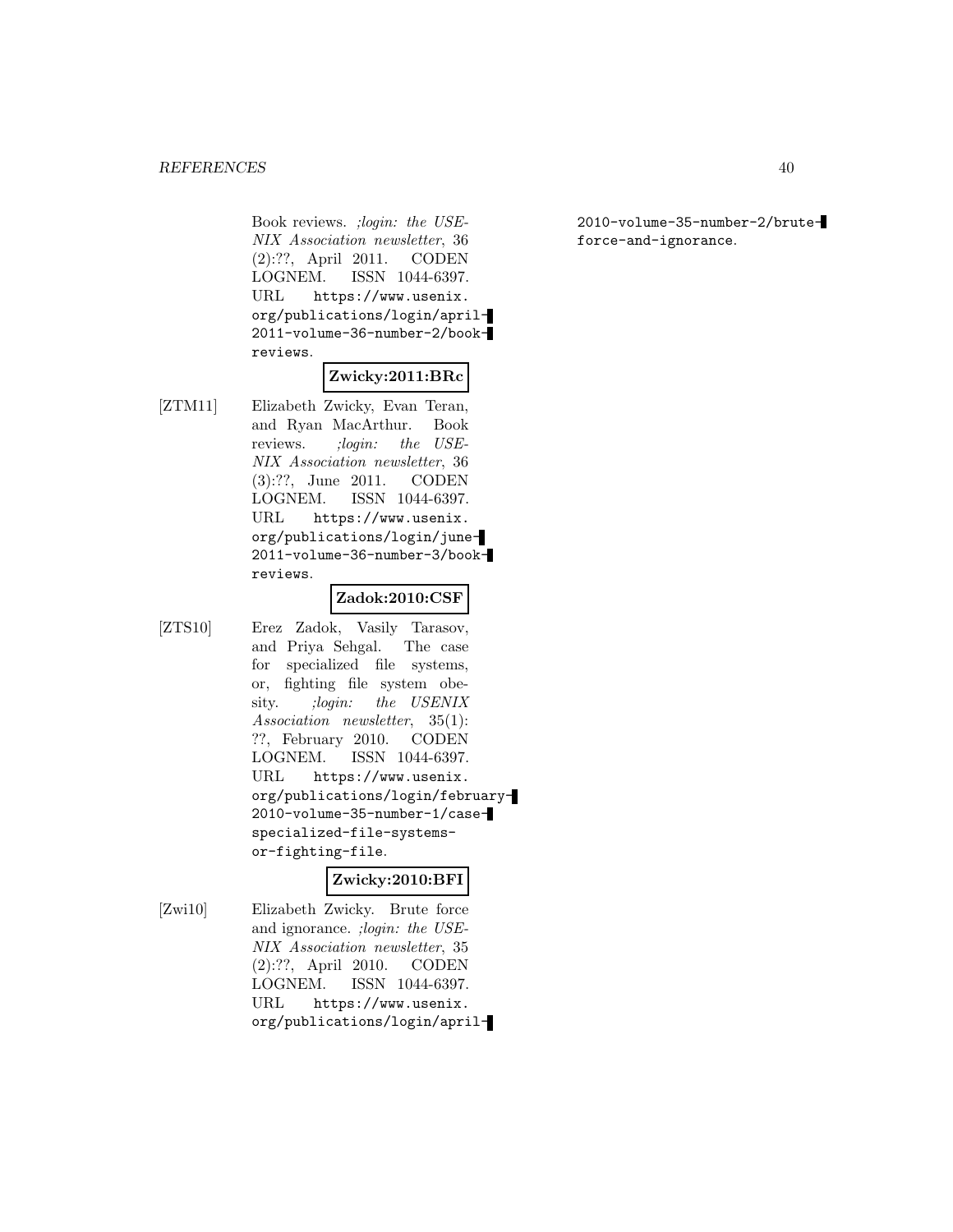Book reviews. *;login: the USENIX Association newsletter*, 36 (2):??, April 2011. CODEN LOGNEM. ISSN 1044-6397. URL https://www.usenix.org/publications/login/april-2011-volume-36-number-2/book-reviews.

**Zwicky:2011:BRc**

[ZTM11] Elizabeth Zwicky, Evan Teran, and Ryan MacArthur. Book reviews. *;login: the USENIX Association newsletter*, 36 (3):??, June 2011. CODEN LOGNEM. ISSN 1044-6397. URL https://www.usenix.org/publications/login/june-2011-volume-36-number-3/book-reviews.

**Zadok:2010:CSF**

[ZTS10] Erez Zadok, Vasily Tarasov, and Priya Sehgal. The case for specialized file systems, or, fighting file system obesity. *;login: the USENIX Association newsletter*, 35(1): ??, February 2010. CODEN LOGNEM. ISSN 1044-6397. URL https://www.usenix.org/publications/login/february-2010-volume-35-number-1/case-specialized-file-systems-or-fighting-file.

**Zwicky:2010:BFI**

[Zwi10] Elizabeth Zwicky. Brute force and ignorance. *;login: the USENIX Association newsletter*, 35 (2):??, April 2010. CODEN LOGNEM. ISSN 1044-6397. URL https://www.usenix.org/publications/login/april-2010-volume-35-number-2/brute-force-and-ignorance.